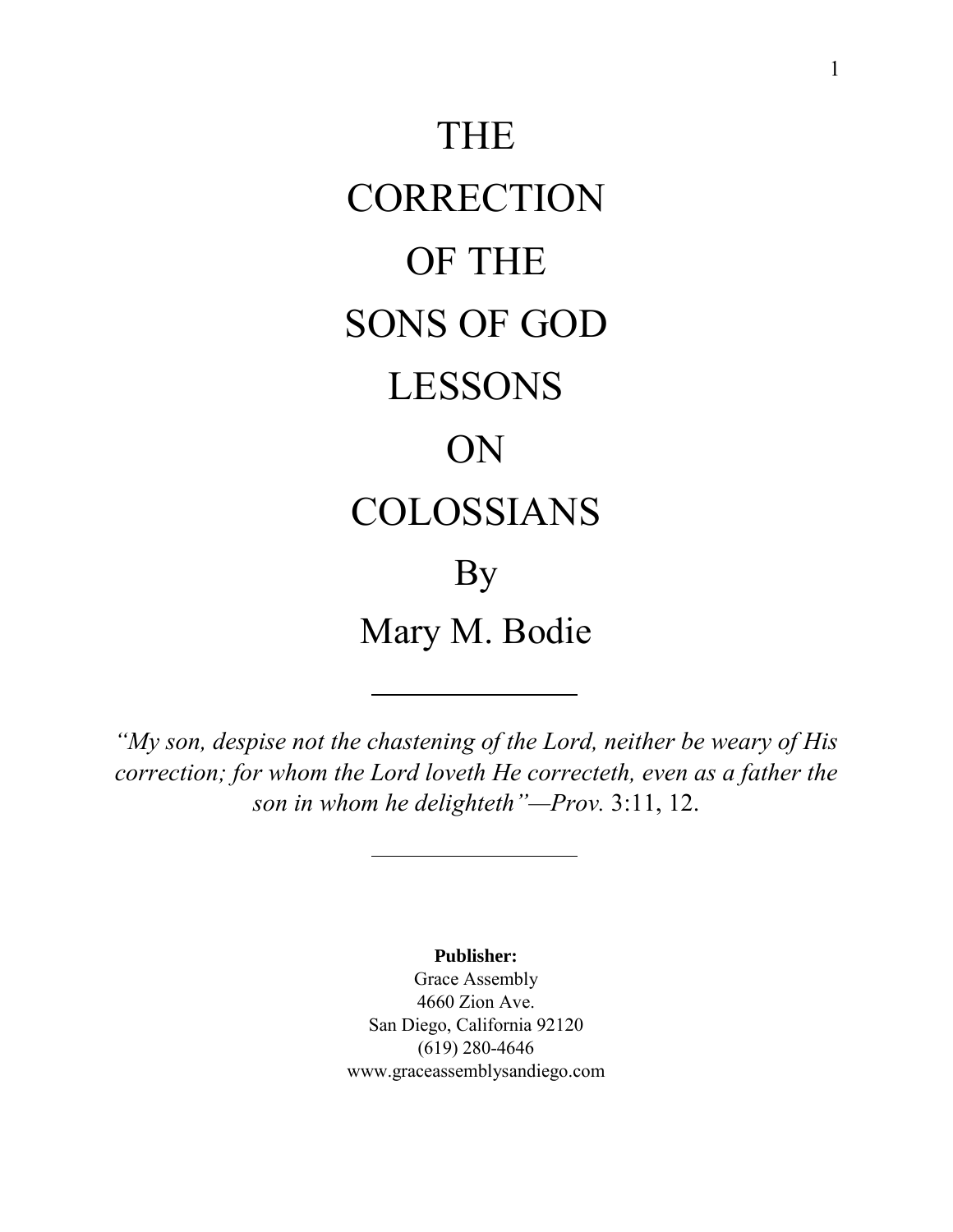# THE CORRECTION OF THE SONS OF GOD LESSONS ON COLOSSIANS

By

Mary M. Bodie

---

*"My son, despise not the chastening of the Lord, neither be weary of His correction; for whom the Lord loveth He correcteth, even as a father the son in whom he delighteth"—Prov.* 3:11, 12.

---

**Publisher:**

Grace Assembly  
4660 Zion Ave.  
San Diego, California 92120  
(619) 280-4646  
www.graceassemblysandiego.com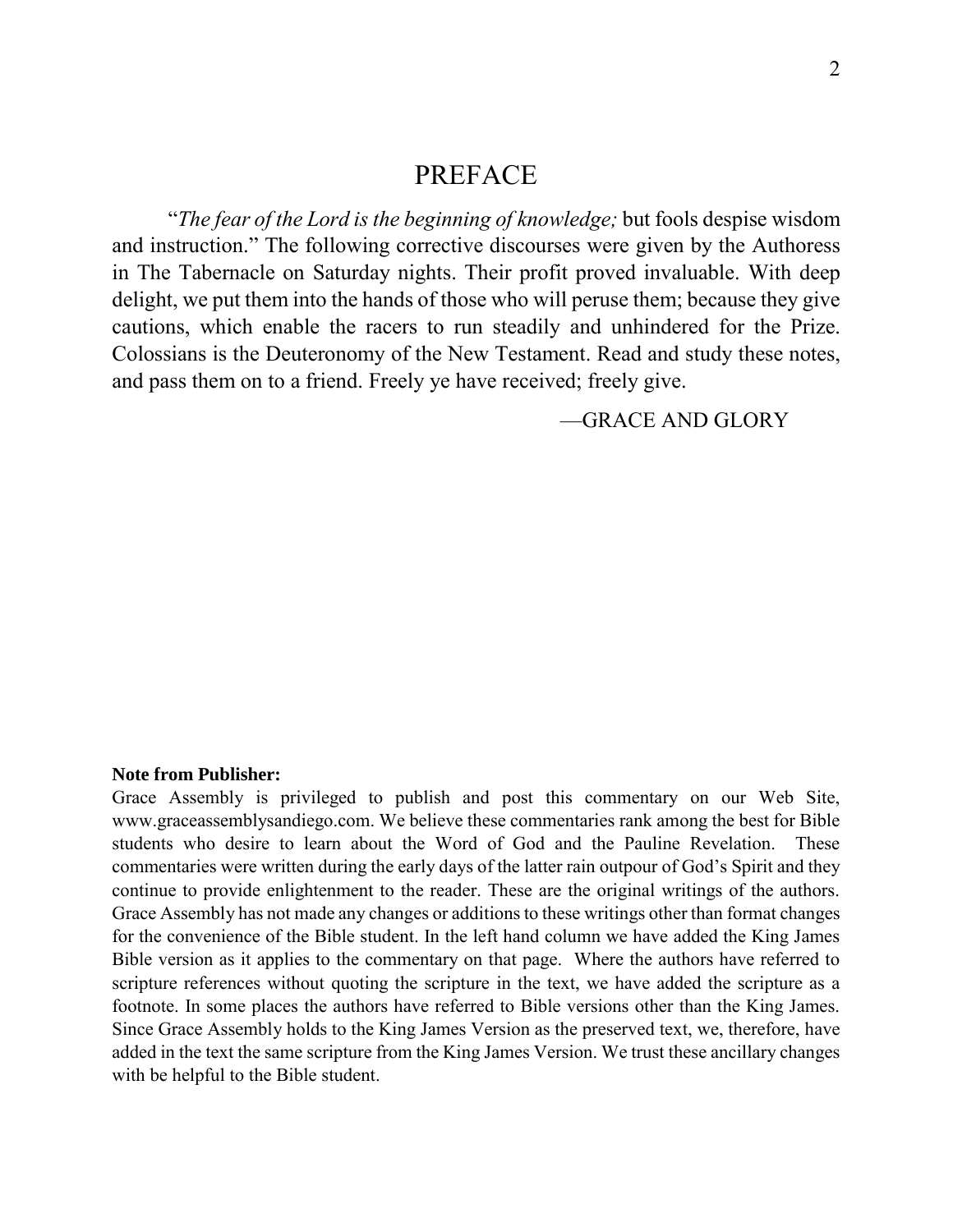# PREFACE

"*The fear of the Lord is the beginning of knowledge;* but fools despise wisdom and instruction." The following corrective discourses were given by the Authoress in The Tabernacle on Saturday nights. Their profit proved invaluable. With deep delight, we put them into the hands of those who will peruse them; because they give cautions, which enable the racers to run steadily and unhindered for the Prize. Colossians is the Deuteronomy of the New Testament. Read and study these notes, and pass them on to a friend. Freely ye have received; freely give.

—GRACE AND GLORY

**Note from Publisher:**

Grace Assembly is privileged to publish and post this commentary on our Web Site, www.graceassemblysandiego.com. We believe these commentaries rank among the best for Bible students who desire to learn about the Word of God and the Pauline Revelation. These commentaries were written during the early days of the latter rain outpour of God's Spirit and they continue to provide enlightenment to the reader. These are the original writings of the authors. Grace Assembly has not made any changes or additions to these writings other than format changes for the convenience of the Bible student. In the left hand column we have added the King James Bible version as it applies to the commentary on that page. Where the authors have referred to scripture references without quoting the scripture in the text, we have added the scripture as a footnote. In some places the authors have referred to Bible versions other than the King James. Since Grace Assembly holds to the King James Version as the preserved text, we, therefore, have added in the text the same scripture from the King James Version. We trust these ancillary changes with be helpful to the Bible student.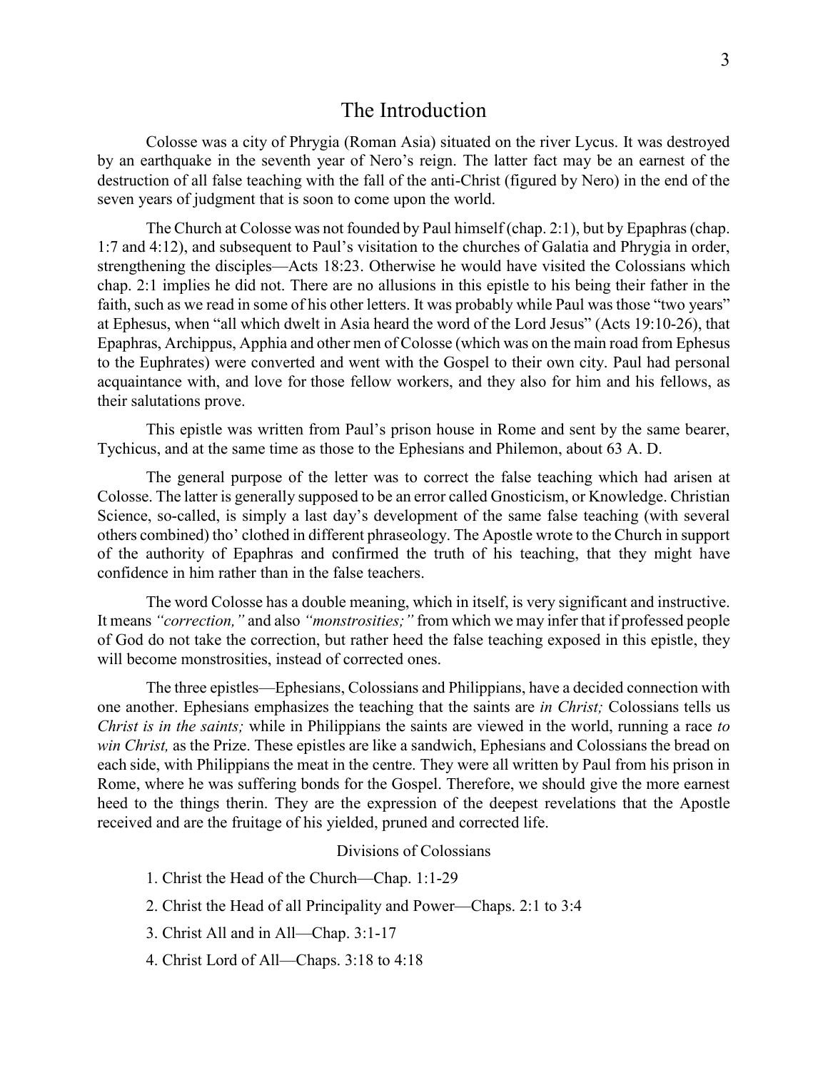# The Introduction

Colosse was a city of Phrygia (Roman Asia) situated on the river Lycus. It was destroyed by an earthquake in the seventh year of Nero's reign. The latter fact may be an earnest of the destruction of all false teaching with the fall of the anti-Christ (figured by Nero) in the end of the seven years of judgment that is soon to come upon the world.

The Church at Colosse was not founded by Paul himself (chap. 2:1), but by Epaphras (chap. 1:7 and 4:12), and subsequent to Paul's visitation to the churches of Galatia and Phrygia in order, strengthening the disciples—Acts 18:23. Otherwise he would have visited the Colossians which chap. 2:1 implies he did not. There are no allusions in this epistle to his being their father in the faith, such as we read in some of his other letters. It was probably while Paul was those "two years" at Ephesus, when "all which dwelt in Asia heard the word of the Lord Jesus" (Acts 19:10-26), that Epaphras, Archippus, Apphia and other men of Colosse (which was on the main road from Ephesus to the Euphrates) were converted and went with the Gospel to their own city. Paul had personal acquaintance with, and love for those fellow workers, and they also for him and his fellows, as their salutations prove.

This epistle was written from Paul's prison house in Rome and sent by the same bearer, Tychicus, and at the same time as those to the Ephesians and Philemon, about 63 A. D.

The general purpose of the letter was to correct the false teaching which had arisen at Colosse. The latter is generally supposed to be an error called Gnosticism, or Knowledge. Christian Science, so-called, is simply a last day's development of the same false teaching (with several others combined) tho' clothed in different phraseology. The Apostle wrote to the Church in support of the authority of Epaphras and confirmed the truth of his teaching, that they might have confidence in him rather than in the false teachers.

The word Colosse has a double meaning, which in itself, is very significant and instructive. It means *"correction,"* and also *"monstrosities;"* from which we may infer that if professed people of God do not take the correction, but rather heed the false teaching exposed in this epistle, they will become monstrosities, instead of corrected ones.

The three epistles—Ephesians, Colossians and Philippians, have a decided connection with one another. Ephesians emphasizes the teaching that the saints are *in Christ;* Colossians tells us *Christ is in the saints;* while in Philippians the saints are viewed in the world, running a race *to win Christ,* as the Prize. These epistles are like a sandwich, Ephesians and Colossians the bread on each side, with Philippians the meat in the centre. They were all written by Paul from his prison in Rome, where he was suffering bonds for the Gospel. Therefore, we should give the more earnest heed to the things therin. They are the expression of the deepest revelations that the Apostle received and are the fruitage of his yielded, pruned and corrected life.

## Divisions of Colossians

1. Christ the Head of the Church—Chap. 1:1-29
2. Christ the Head of all Principality and Power—Chaps. 2:1 to 3:4
3. Christ All and in All—Chap. 3:1-17
4. Christ Lord of All—Chaps. 3:18 to 4:18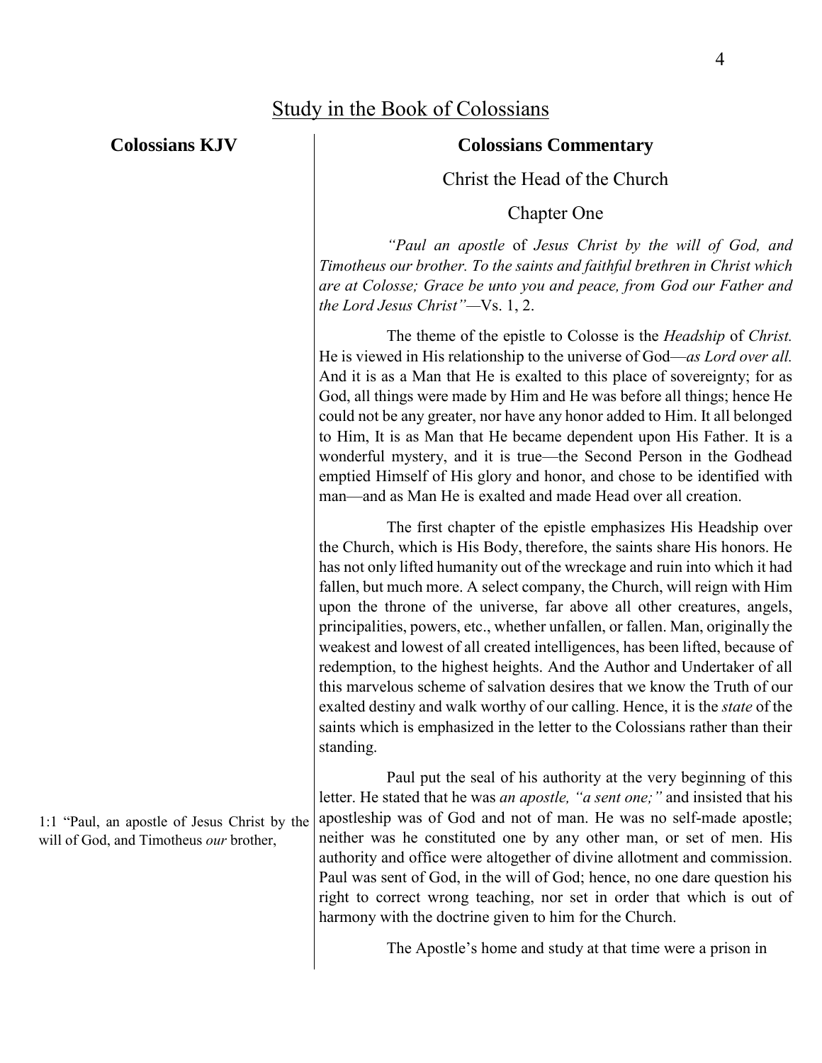# Study in the Book of Colossians

**Colossians KJV** | **Colossians Commentary**

## Christ the Head of the Church

### Chapter One

*"Paul an apostle* of *Jesus Christ by the will of God, and Timotheus our brother. To the saints and faithful brethren in Christ which are at Colosse; Grace be unto you and peace, from God our Father and the Lord Jesus Christ"*—Vs. 1, 2.

The theme of the epistle to Colosse is the *Headship* of *Christ.* He is viewed in His relationship to the universe of God—*as Lord over all.* And it is as a Man that He is exalted to this place of sovereignty; for as God, all things were made by Him and He was before all things; hence He could not be any greater, nor have any honor added to Him. It all belonged to Him, It is as Man that He became dependent upon His Father. It is a wonderful mystery, and it is true—the Second Person in the Godhead emptied Himself of His glory and honor, and chose to be identified with man—and as Man He is exalted and made Head over all creation.

The first chapter of the epistle emphasizes His Headship over the Church, which is His Body, therefore, the saints share His honors. He has not only lifted humanity out of the wreckage and ruin into which it had fallen, but much more. A select company, the Church, will reign with Him upon the throne of the universe, far above all other creatures, angels, principalities, powers, etc., whether unfallen, or fallen. Man, originally the weakest and lowest of all created intelligences, has been lifted, because of redemption, to the highest heights. And the Author and Undertaker of all this marvelous scheme of salvation desires that we know the Truth of our exalted destiny and walk worthy of our calling. Hence, it is the *state* of the saints which is emphasized in the letter to the Colossians rather than their standing.

1:1 "Paul, an apostle of Jesus Christ by the will of God, and Timotheus *our* brother,

Paul put the seal of his authority at the very beginning of this letter. He stated that he was *an apostle, "a sent one;"* and insisted that his apostleship was of God and not of man. He was no self-made apostle; neither was he constituted one by any other man, or set of men. His authority and office were altogether of divine allotment and commission. Paul was sent of God, in the will of God; hence, no one dare question his right to correct wrong teaching, nor set in order that which is out of harmony with the doctrine given to him for the Church.

The Apostle's home and study at that time were a prison in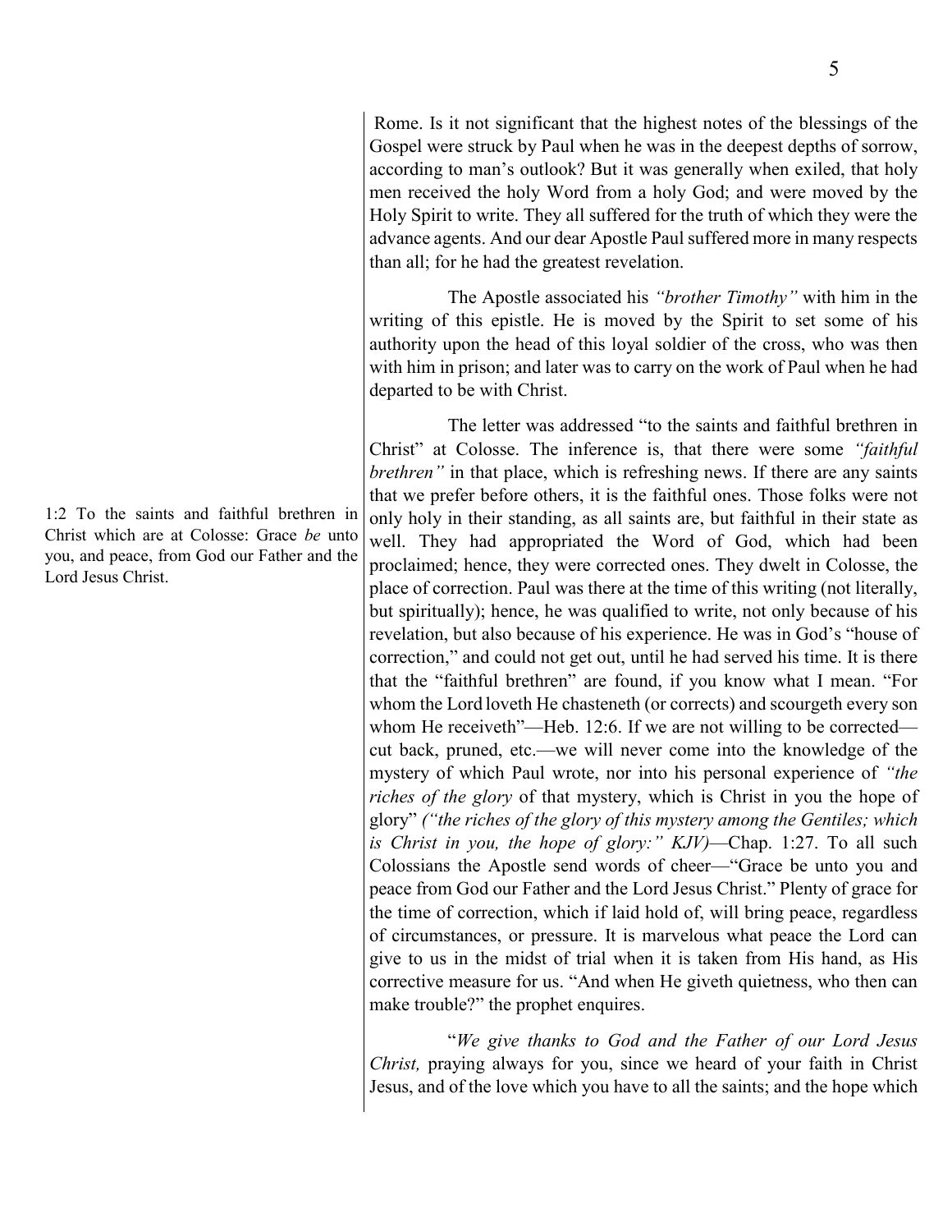Rome. Is it not significant that the highest notes of the blessings of the Gospel were struck by Paul when he was in the deepest depths of sorrow, according to man's outlook? But it was generally when exiled, that holy men received the holy Word from a holy God; and were moved by the Holy Spirit to write. They all suffered for the truth of which they were the advance agents. And our dear Apostle Paul suffered more in many respects than all; for he had the greatest revelation.

The Apostle associated his *"brother Timothy"* with him in the writing of this epistle. He is moved by the Spirit to set some of his authority upon the head of this loyal soldier of the cross, who was then with him in prison; and later was to carry on the work of Paul when he had departed to be with Christ.

1:2 To the saints and faithful brethren in Christ which are at Colosse: Grace *be* unto you, and peace, from God our Father and the Lord Jesus Christ.

The letter was addressed "to the saints and faithful brethren in Christ" at Colosse. The inference is, that there were some *"faithful brethren"* in that place, which is refreshing news. If there are any saints that we prefer before others, it is the faithful ones. Those folks were not only holy in their standing, as all saints are, but faithful in their state as well. They had appropriated the Word of God, which had been proclaimed; hence, they were corrected ones. They dwelt in Colosse, the place of correction. Paul was there at the time of this writing (not literally, but spiritually); hence, he was qualified to write, not only because of his revelation, but also because of his experience. He was in God's "house of correction," and could not get out, until he had served his time. It is there that the "faithful brethren" are found, if you know what I mean. "For whom the Lord loveth He chasteneth (or corrects) and scourgeth every son whom He receiveth"—Heb. 12:6. If we are not willing to be corrected—cut back, pruned, etc.—we will never come into the knowledge of the mystery of which Paul wrote, nor into his personal experience of *"the riches of the glory* of that mystery, which is Christ in you the hope of glory" *("the riches of the glory of this mystery among the Gentiles; which is Christ in you, the hope of glory:" KJV)*—Chap. 1:27. To all such Colossians the Apostle send words of cheer—"Grace be unto you and peace from God our Father and the Lord Jesus Christ." Plenty of grace for the time of correction, which if laid hold of, will bring peace, regardless of circumstances, or pressure. It is marvelous what peace the Lord can give to us in the midst of trial when it is taken from His hand, as His corrective measure for us. "And when He giveth quietness, who then can make trouble?" the prophet enquires.

"*We give thanks to God and the Father of our Lord Jesus Christ,* praying always for you, since we heard of your faith in Christ Jesus, and of the love which you have to all the saints; and the hope which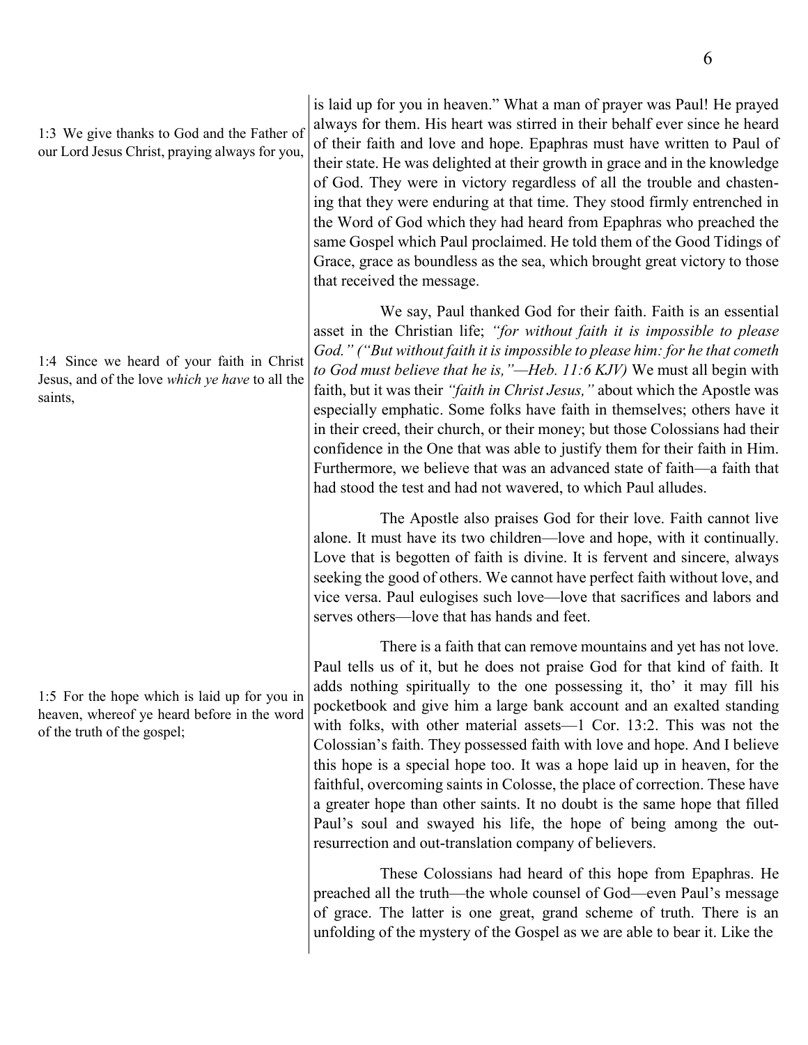is laid up for you in heaven." What a man of prayer was Paul! He prayed always for them. His heart was stirred in their behalf ever since he heard of their faith and love and hope. Epaphras must have written to Paul of their state. He was delighted at their growth in grace and in the knowledge of God. They were in victory regardless of all the trouble and chastening that they were enduring at that time. They stood firmly entrenched in the Word of God which they had heard from Epaphras who preached the same Gospel which Paul proclaimed. He told them of the Good Tidings of Grace, grace as boundless as the sea, which brought great victory to those that received the message.

1:3 We give thanks to God and the Father of our Lord Jesus Christ, praying always for you,

We say, Paul thanked God for their faith. Faith is an essential asset in the Christian life; *"for without faith it is impossible to please God." ("But without faith it is impossible to please him: for he that cometh to God must believe that he is,"—Heb. 11:6 KJV)* We must all begin with faith, but it was their *"faith in Christ Jesus,"* about which the Apostle was especially emphatic. Some folks have faith in themselves; others have it in their creed, their church, or their money; but those Colossians had their confidence in the One that was able to justify them for their faith in Him. Furthermore, we believe that was an advanced state of faith—a faith that had stood the test and had not wavered, to which Paul alludes.

1:4 Since we heard of your faith in Christ Jesus, and of the love *which ye have* to all the saints,

The Apostle also praises God for their love. Faith cannot live alone. It must have its two children—love and hope, with it continually. Love that is begotten of faith is divine. It is fervent and sincere, always seeking the good of others. We cannot have perfect faith without love, and vice versa. Paul eulogises such love—love that sacrifices and labors and serves others—love that has hands and feet.

There is a faith that can remove mountains and yet has not love. Paul tells us of it, but he does not praise God for that kind of faith. It adds nothing spiritually to the one possessing it, tho' it may fill his pocketbook and give him a large bank account and an exalted standing with folks, with other material assets—1 Cor. 13:2. This was not the Colossian's faith. They possessed faith with love and hope. And I believe this hope is a special hope too. It was a hope laid up in heaven, for the faithful, overcoming saints in Colosse, the place of correction. These have a greater hope than other saints. It no doubt is the same hope that filled Paul's soul and swayed his life, the hope of being among the out-resurrection and out-translation company of believers.

1:5 For the hope which is laid up for you in heaven, whereof ye heard before in the word of the truth of the gospel;

These Colossians had heard of this hope from Epaphras. He preached all the truth—the whole counsel of God—even Paul's message of grace. The latter is one great, grand scheme of truth. There is an unfolding of the mystery of the Gospel as we are able to bear it. Like the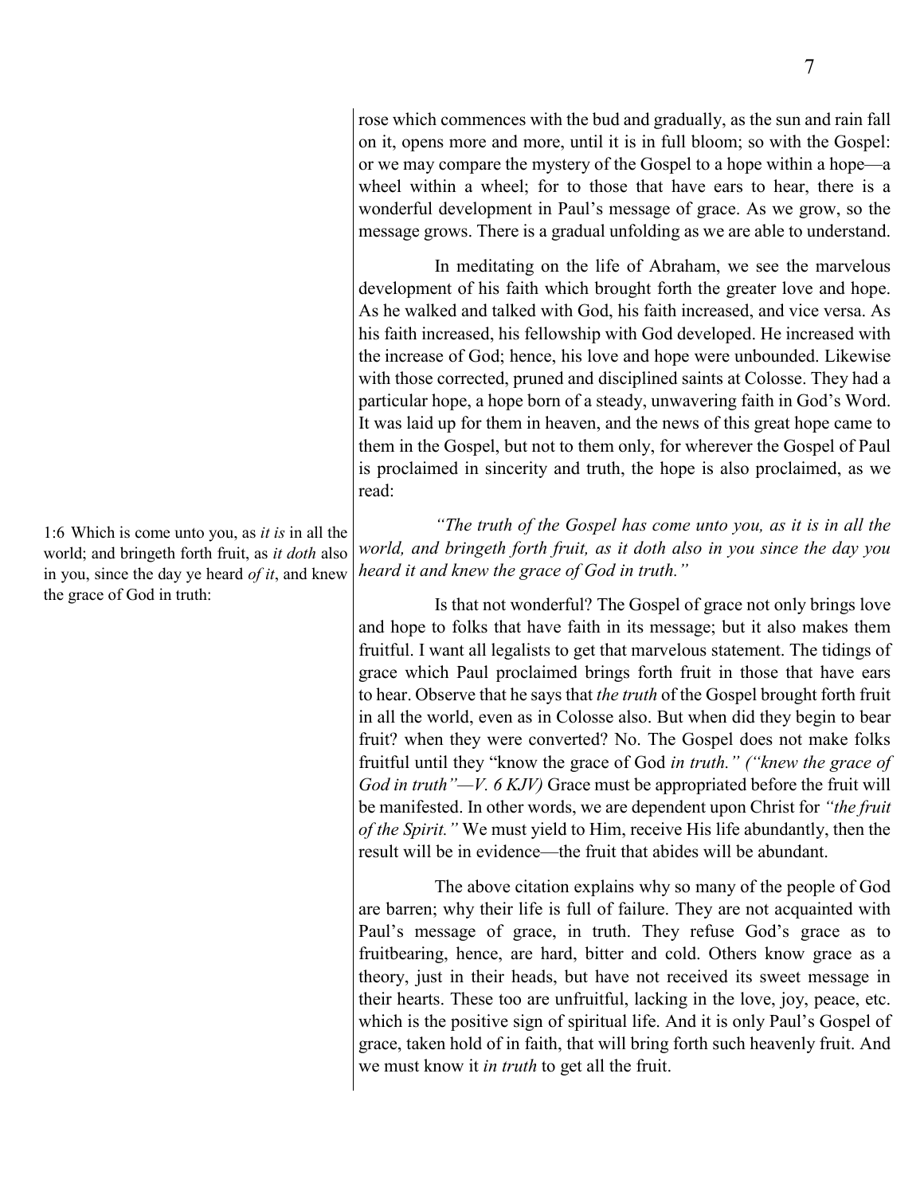rose which commences with the bud and gradually, as the sun and rain fall on it, opens more and more, until it is in full bloom; so with the Gospel: or we may compare the mystery of the Gospel to a hope within a hope—a wheel within a wheel; for to those that have ears to hear, there is a wonderful development in Paul's message of grace. As we grow, so the message grows. There is a gradual unfolding as we are able to understand.

In meditating on the life of Abraham, we see the marvelous development of his faith which brought forth the greater love and hope. As he walked and talked with God, his faith increased, and vice versa. As his faith increased, his fellowship with God developed. He increased with the increase of God; hence, his love and hope were unbounded. Likewise with those corrected, pruned and disciplined saints at Colosse. They had a particular hope, a hope born of a steady, unwavering faith in God's Word. It was laid up for them in heaven, and the news of this great hope came to them in the Gospel, but not to them only, for wherever the Gospel of Paul is proclaimed in sincerity and truth, the hope is also proclaimed, as we read:

1:6 Which is come unto you, as *it is* in all the world; and bringeth forth fruit, as *it doth* also in you, since the day ye heard *of it*, and knew the grace of God in truth:

*"The truth of the Gospel has come unto you, as it is in all the world, and bringeth forth fruit, as it doth also in you since the day you heard it and knew the grace of God in truth."*

Is that not wonderful? The Gospel of grace not only brings love and hope to folks that have faith in its message; but it also makes them fruitful. I want all legalists to get that marvelous statement. The tidings of grace which Paul proclaimed brings forth fruit in those that have ears to hear. Observe that he says that *the truth* of the Gospel brought forth fruit in all the world, even as in Colosse also. But when did they begin to bear fruit? when they were converted? No. The Gospel does not make folks fruitful until they "know the grace of God *in truth." ("knew the grace of God in truth"—V. 6 KJV)* Grace must be appropriated before the fruit will be manifested. In other words, we are dependent upon Christ for *"the fruit of the Spirit."* We must yield to Him, receive His life abundantly, then the result will be in evidence—the fruit that abides will be abundant.

The above citation explains why so many of the people of God are barren; why their life is full of failure. They are not acquainted with Paul's message of grace, in truth. They refuse God's grace as to fruitbearing, hence, are hard, bitter and cold. Others know grace as a theory, just in their heads, but have not received its sweet message in their hearts. These too are unfruitful, lacking in the love, joy, peace, etc. which is the positive sign of spiritual life. And it is only Paul's Gospel of grace, taken hold of in faith, that will bring forth such heavenly fruit. And we must know it *in truth* to get all the fruit.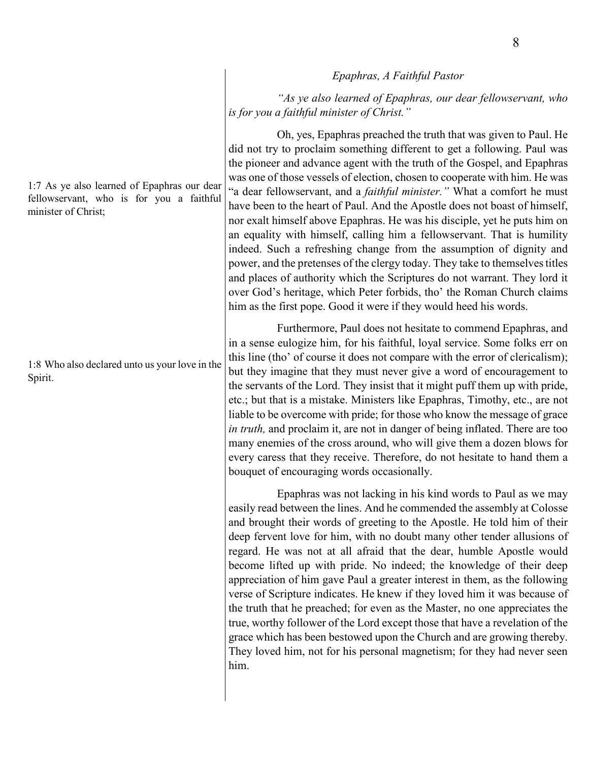### *Epaphras, A Faithful Pastor*

*"As ye also learned of Epaphras, our dear fellowservant, who is for you a faithful minister of Christ."*

1:7 As ye also learned of Epaphras our dear fellowservant, who is for you a faithful minister of Christ;

Oh, yes, Epaphras preached the truth that was given to Paul. He did not try to proclaim something different to get a following. Paul was the pioneer and advance agent with the truth of the Gospel, and Epaphras was one of those vessels of election, chosen to cooperate with him. He was "a dear fellowservant, and a *faithful minister."* What a comfort he must have been to the heart of Paul. And the Apostle does not boast of himself, nor exalt himself above Epaphras. He was his disciple, yet he puts him on an equality with himself, calling him a fellowservant. That is humility indeed. Such a refreshing change from the assumption of dignity and power, and the pretenses of the clergy today. They take to themselves titles and places of authority which the Scriptures do not warrant. They lord it over God's heritage, which Peter forbids, tho' the Roman Church claims him as the first pope. Good it were if they would heed his words.

1:8 Who also declared unto us your love in the Spirit.

Furthermore, Paul does not hesitate to commend Epaphras, and in a sense eulogize him, for his faithful, loyal service. Some folks err on this line (tho' of course it does not compare with the error of clericalism); but they imagine that they must never give a word of encouragement to the servants of the Lord. They insist that it might puff them up with pride, etc.; but that is a mistake. Ministers like Epaphras, Timothy, etc., are not liable to be overcome with pride; for those who know the message of grace *in truth,* and proclaim it, are not in danger of being inflated. There are too many enemies of the cross around, who will give them a dozen blows for every caress that they receive. Therefore, do not hesitate to hand them a bouquet of encouraging words occasionally.

Epaphras was not lacking in his kind words to Paul as we may easily read between the lines. And he commended the assembly at Colosse and brought their words of greeting to the Apostle. He told him of their deep fervent love for him, with no doubt many other tender allusions of regard. He was not at all afraid that the dear, humble Apostle would become lifted up with pride. No indeed; the knowledge of their deep appreciation of him gave Paul a greater interest in them, as the following verse of Scripture indicates. He knew if they loved him it was because of the truth that he preached; for even as the Master, no one appreciates the true, worthy follower of the Lord except those that have a revelation of the grace which has been bestowed upon the Church and are growing thereby. They loved him, not for his personal magnetism; for they had never seen him.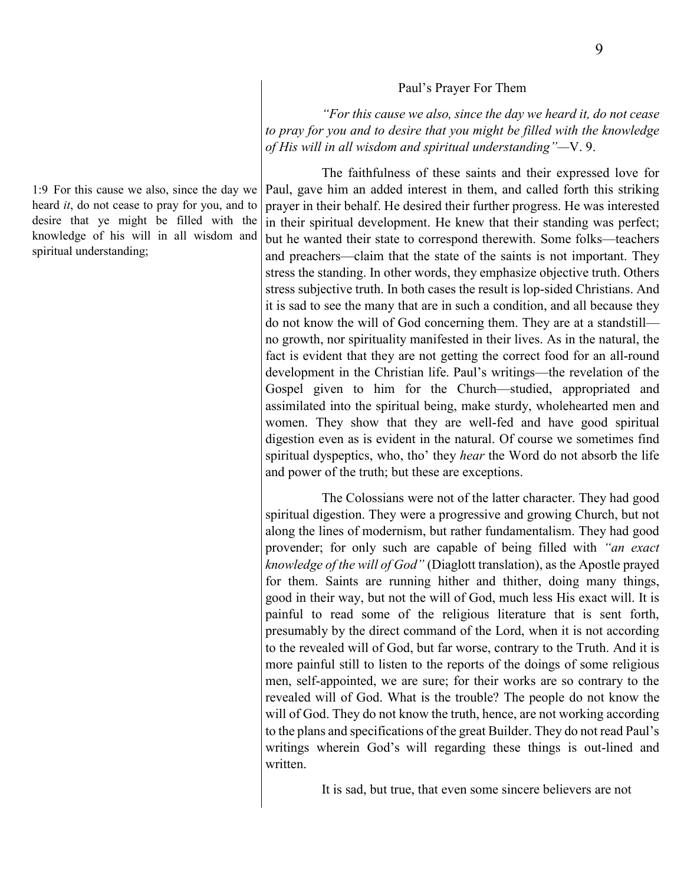## Paul's Prayer For Them

*"For this cause we also, since the day we heard it, do not cease to pray for you and to desire that you might be filled with the knowledge of His will in all wisdom and spiritual understanding"*—V. 9.

1:9 For this cause we also, since the day we heard *it*, do not cease to pray for you, and to desire that ye might be filled with the knowledge of his will in all wisdom and spiritual understanding;

The faithfulness of these saints and their expressed love for Paul, gave him an added interest in them, and called forth this striking prayer in their behalf. He desired their further progress. He was interested in their spiritual development. He knew that their standing was perfect; but he wanted their state to correspond therewith. Some folks—teachers and preachers—claim that the state of the saints is not important. They stress the standing. In other words, they emphasize objective truth. Others stress subjective truth. In both cases the result is lop-sided Christians. And it is sad to see the many that are in such a condition, and all because they do not know the will of God concerning them. They are at a standstill—no growth, nor spirituality manifested in their lives. As in the natural, the fact is evident that they are not getting the correct food for an all-round development in the Christian life. Paul's writings—the revelation of the Gospel given to him for the Church—studied, appropriated and assimilated into the spiritual being, make sturdy, wholehearted men and women. They show that they are well-fed and have good spiritual digestion even as is evident in the natural. Of course we sometimes find spiritual dyspeptics, who, tho' they *hear* the Word do not absorb the life and power of the truth; but these are exceptions.

The Colossians were not of the latter character. They had good spiritual digestion. They were a progressive and growing Church, but not along the lines of modernism, but rather fundamentalism. They had good provender; for only such are capable of being filled with *"an exact knowledge of the will of God"* (Diaglott translation), as the Apostle prayed for them. Saints are running hither and thither, doing many things, good in their way, but not the will of God, much less His exact will. It is painful to read some of the religious literature that is sent forth, presumably by the direct command of the Lord, when it is not according to the revealed will of God, but far worse, contrary to the Truth. And it is more painful still to listen to the reports of the doings of some religious men, self-appointed, we are sure; for their works are so contrary to the revealed will of God. What is the trouble? The people do not know the will of God. They do not know the truth, hence, are not working according to the plans and specifications of the great Builder. They do not read Paul's writings wherein God's will regarding these things is out-lined and written.

It is sad, but true, that even some sincere believers are not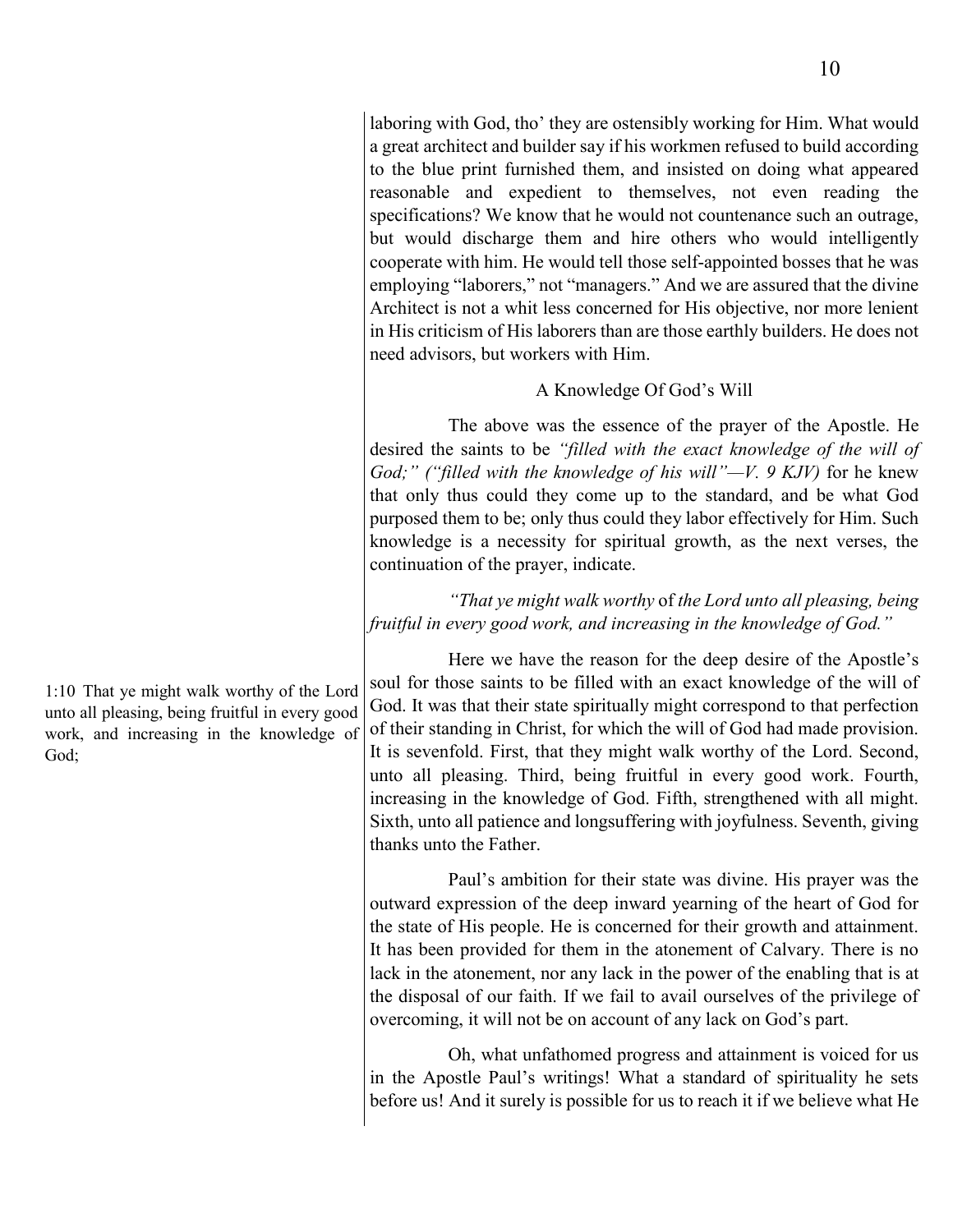laboring with God, tho' they are ostensibly working for Him. What would a great architect and builder say if his workmen refused to build according to the blue print furnished them, and insisted on doing what appeared reasonable and expedient to themselves, not even reading the specifications? We know that he would not countenance such an outrage, but would discharge them and hire others who would intelligently cooperate with him. He would tell those self-appointed bosses that he was employing "laborers," not "managers." And we are assured that the divine Architect is not a whit less concerned for His objective, nor more lenient in His criticism of His laborers than are those earthly builders. He does not need advisors, but workers with Him.

### A Knowledge Of God's Will

The above was the essence of the prayer of the Apostle. He desired the saints to be *"filled with the exact knowledge of the will of God;" ("filled with the knowledge of his will"—V. 9 KJV)* for he knew that only thus could they come up to the standard, and be what God purposed them to be; only thus could they labor effectively for Him. Such knowledge is a necessity for spiritual growth, as the next verses, the continuation of the prayer, indicate.

*"That ye might walk worthy* of *the Lord unto all pleasing, being fruitful in every good work, and increasing in the knowledge of God."*

1:10 That ye might walk worthy of the Lord unto all pleasing, being fruitful in every good work, and increasing in the knowledge of God;

Here we have the reason for the deep desire of the Apostle's soul for those saints to be filled with an exact knowledge of the will of God. It was that their state spiritually might correspond to that perfection of their standing in Christ, for which the will of God had made provision. It is sevenfold. First, that they might walk worthy of the Lord. Second, unto all pleasing. Third, being fruitful in every good work. Fourth, increasing in the knowledge of God. Fifth, strengthened with all might. Sixth, unto all patience and longsuffering with joyfulness. Seventh, giving thanks unto the Father.

Paul's ambition for their state was divine. His prayer was the outward expression of the deep inward yearning of the heart of God for the state of His people. He is concerned for their growth and attainment. It has been provided for them in the atonement of Calvary. There is no lack in the atonement, nor any lack in the power of the enabling that is at the disposal of our faith. If we fail to avail ourselves of the privilege of overcoming, it will not be on account of any lack on God's part.

Oh, what unfathomed progress and attainment is voiced for us in the Apostle Paul's writings! What a standard of spirituality he sets before us! And it surely is possible for us to reach it if we believe what He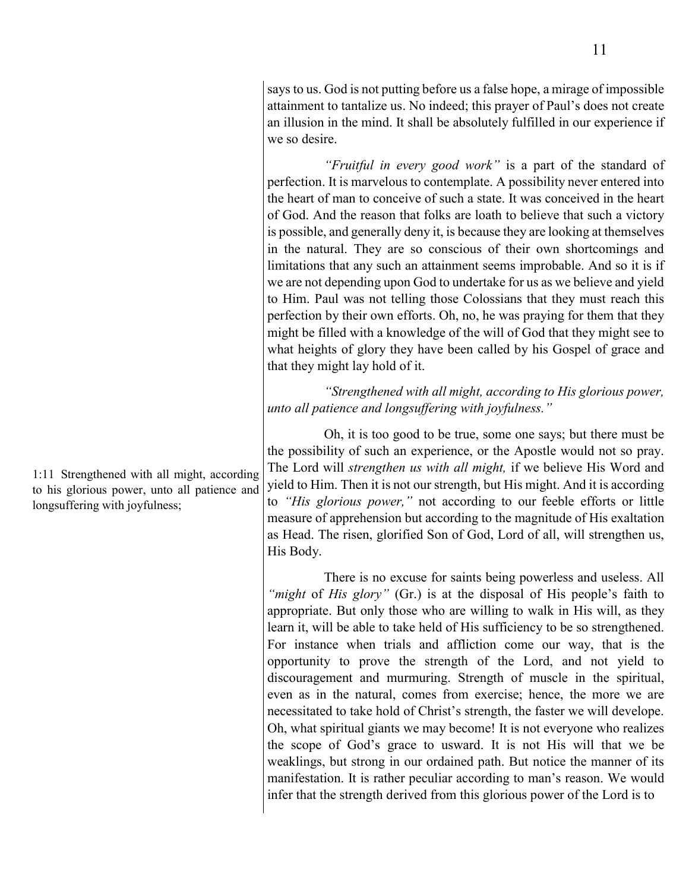says to us. God is not putting before us a false hope, a mirage of impossible attainment to tantalize us. No indeed; this prayer of Paul's does not create an illusion in the mind. It shall be absolutely fulfilled in our experience if we so desire.

*"Fruitful in every good work"* is a part of the standard of perfection. It is marvelous to contemplate. A possibility never entered into the heart of man to conceive of such a state. It was conceived in the heart of God. And the reason that folks are loath to believe that such a victory is possible, and generally deny it, is because they are looking at themselves in the natural. They are so conscious of their own shortcomings and limitations that any such an attainment seems improbable. And so it is if we are not depending upon God to undertake for us as we believe and yield to Him. Paul was not telling those Colossians that they must reach this perfection by their own efforts. Oh, no, he was praying for them that they might be filled with a knowledge of the will of God that they might see to what heights of glory they have been called by his Gospel of grace and that they might lay hold of it.

*"Strengthened with all might, according to His glorious power, unto all patience and longsuffering with joyfulness."*

1:11 Strengthened with all might, according to his glorious power, unto all patience and longsuffering with joyfulness;

Oh, it is too good to be true, some one says; but there must be the possibility of such an experience, or the Apostle would not so pray. The Lord will *strengthen us with all might,* if we believe His Word and yield to Him. Then it is not our strength, but His might. And it is according to *"His glorious power,"* not according to our feeble efforts or little measure of apprehension but according to the magnitude of His exaltation as Head. The risen, glorified Son of God, Lord of all, will strengthen us, His Body.

There is no excuse for saints being powerless and useless. All *"might* of *His glory"* (Gr.) is at the disposal of His people's faith to appropriate. But only those who are willing to walk in His will, as they learn it, will be able to take held of His sufficiency to be so strengthened. For instance when trials and affliction come our way, that is the opportunity to prove the strength of the Lord, and not yield to discouragement and murmuring. Strength of muscle in the spiritual, even as in the natural, comes from exercise; hence, the more we are necessitated to take hold of Christ's strength, the faster we will develope. Oh, what spiritual giants we may become! It is not everyone who realizes the scope of God's grace to usward. It is not His will that we be weaklings, but strong in our ordained path. But notice the manner of its manifestation. It is rather peculiar according to man's reason. We would infer that the strength derived from this glorious power of the Lord is to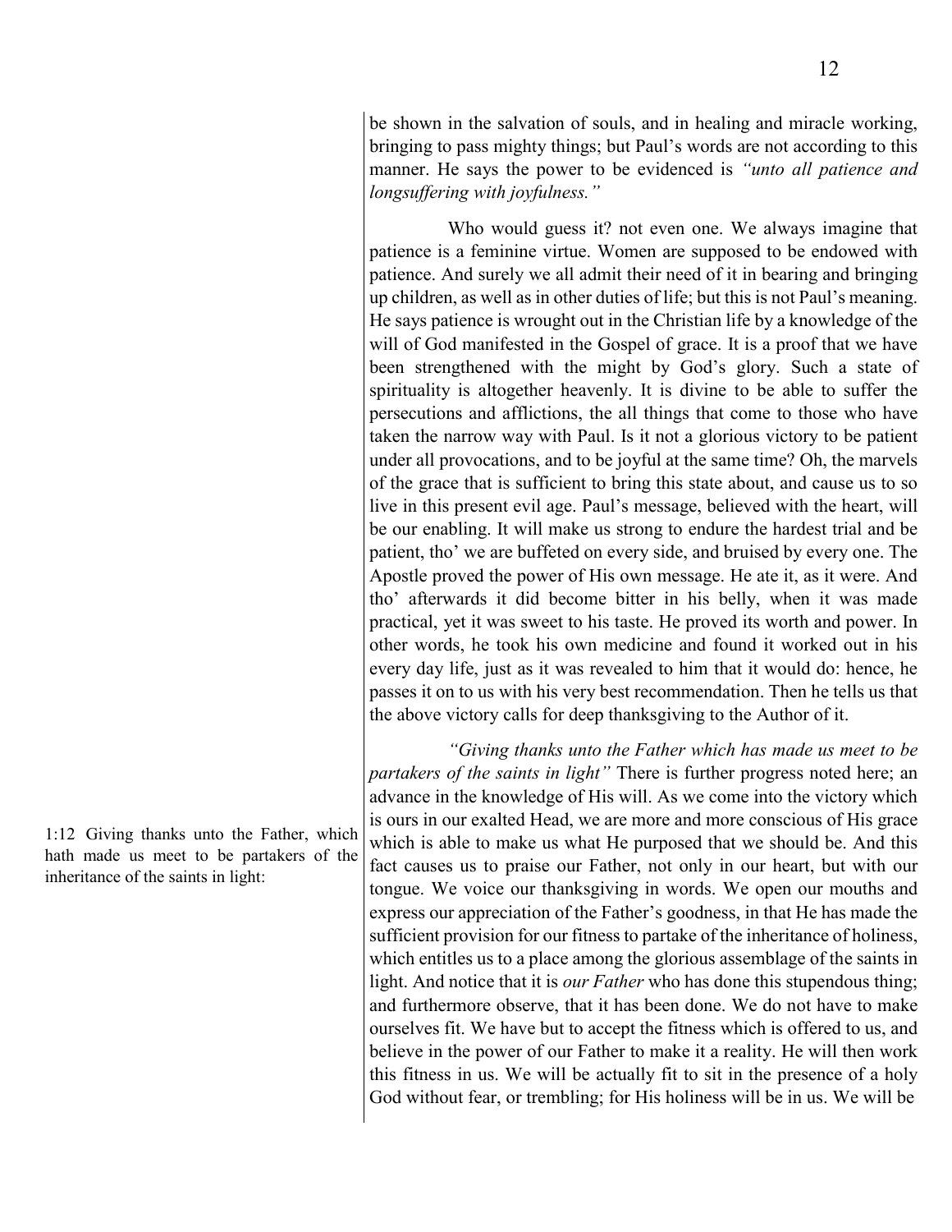be shown in the salvation of souls, and in healing and miracle working, bringing to pass mighty things; but Paul's words are not according to this manner. He says the power to be evidenced is *"unto all patience and longsuffering with joyfulness."*

Who would guess it? not even one. We always imagine that patience is a feminine virtue. Women are supposed to be endowed with patience. And surely we all admit their need of it in bearing and bringing up children, as well as in other duties of life; but this is not Paul's meaning. He says patience is wrought out in the Christian life by a knowledge of the will of God manifested in the Gospel of grace. It is a proof that we have been strengthened with the might by God's glory. Such a state of spirituality is altogether heavenly. It is divine to be able to suffer the persecutions and afflictions, the all things that come to those who have taken the narrow way with Paul. Is it not a glorious victory to be patient under all provocations, and to be joyful at the same time? Oh, the marvels of the grace that is sufficient to bring this state about, and cause us to so live in this present evil age. Paul's message, believed with the heart, will be our enabling. It will make us strong to endure the hardest trial and be patient, tho' we are buffeted on every side, and bruised by every one. The Apostle proved the power of His own message. He ate it, as it were. And tho' afterwards it did become bitter in his belly, when it was made practical, yet it was sweet to his taste. He proved its worth and power. In other words, he took his own medicine and found it worked out in his every day life, just as it was revealed to him that it would do: hence, he passes it on to us with his very best recommendation. Then he tells us that the above victory calls for deep thanksgiving to the Author of it.

1:12 Giving thanks unto the Father, which hath made us meet to be partakers of the inheritance of the saints in light:

*"Giving thanks unto the Father which has made us meet to be partakers of the saints in light"* There is further progress noted here; an advance in the knowledge of His will. As we come into the victory which is ours in our exalted Head, we are more and more conscious of His grace which is able to make us what He purposed that we should be. And this fact causes us to praise our Father, not only in our heart, but with our tongue. We voice our thanksgiving in words. We open our mouths and express our appreciation of the Father's goodness, in that He has made the sufficient provision for our fitness to partake of the inheritance of holiness, which entitles us to a place among the glorious assemblage of the saints in light. And notice that it is *our Father* who has done this stupendous thing; and furthermore observe, that it has been done. We do not have to make ourselves fit. We have but to accept the fitness which is offered to us, and believe in the power of our Father to make it a reality. He will then work this fitness in us. We will be actually fit to sit in the presence of a holy God without fear, or trembling; for His holiness will be in us. We will be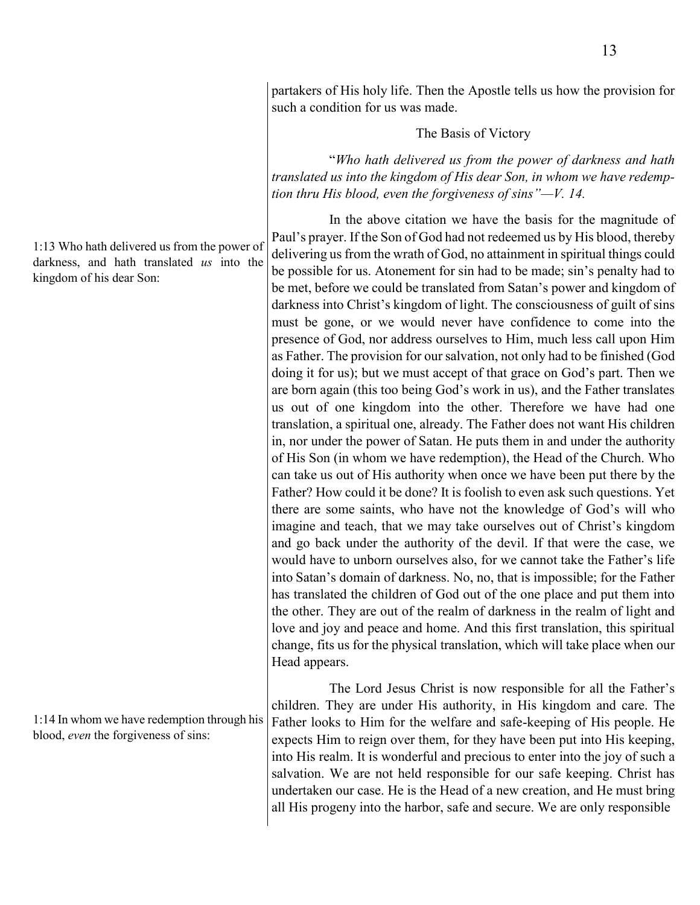partakers of His holy life. Then the Apostle tells us how the provision for such a condition for us was made.

## The Basis of Victory

"*Who hath delivered us from the power of darkness and hath translated us into the kingdom of His dear Son, in whom we have redemption thru His blood, even the forgiveness of sins"—V. 14.*

1:13 Who hath delivered us from the power of darkness, and hath translated *us* into the kingdom of his dear Son:

In the above citation we have the basis for the magnitude of Paul's prayer. If the Son of God had not redeemed us by His blood, thereby delivering us from the wrath of God, no attainment in spiritual things could be possible for us. Atonement for sin had to be made; sin's penalty had to be met, before we could be translated from Satan's power and kingdom of darkness into Christ's kingdom of light. The consciousness of guilt of sins must be gone, or we would never have confidence to come into the presence of God, nor address ourselves to Him, much less call upon Him as Father. The provision for our salvation, not only had to be finished (God doing it for us); but we must accept of that grace on God's part. Then we are born again (this too being God's work in us), and the Father translates us out of one kingdom into the other. Therefore we have had one translation, a spiritual one, already. The Father does not want His children in, nor under the power of Satan. He puts them in and under the authority of His Son (in whom we have redemption), the Head of the Church. Who can take us out of His authority when once we have been put there by the Father? How could it be done? It is foolish to even ask such questions. Yet there are some saints, who have not the knowledge of God's will who imagine and teach, that we may take ourselves out of Christ's kingdom and go back under the authority of the devil. If that were the case, we would have to unborn ourselves also, for we cannot take the Father's life into Satan's domain of darkness. No, no, that is impossible; for the Father has translated the children of God out of the one place and put them into the other. They are out of the realm of darkness in the realm of light and love and joy and peace and home. And this first translation, this spiritual change, fits us for the physical translation, which will take place when our Head appears.

1:14 In whom we have redemption through his blood, *even* the forgiveness of sins:

The Lord Jesus Christ is now responsible for all the Father's children. They are under His authority, in His kingdom and care. The Father looks to Him for the welfare and safe-keeping of His people. He expects Him to reign over them, for they have been put into His keeping, into His realm. It is wonderful and precious to enter into the joy of such a salvation. We are not held responsible for our safe keeping. Christ has undertaken our case. He is the Head of a new creation, and He must bring all His progeny into the harbor, safe and secure. We are only responsible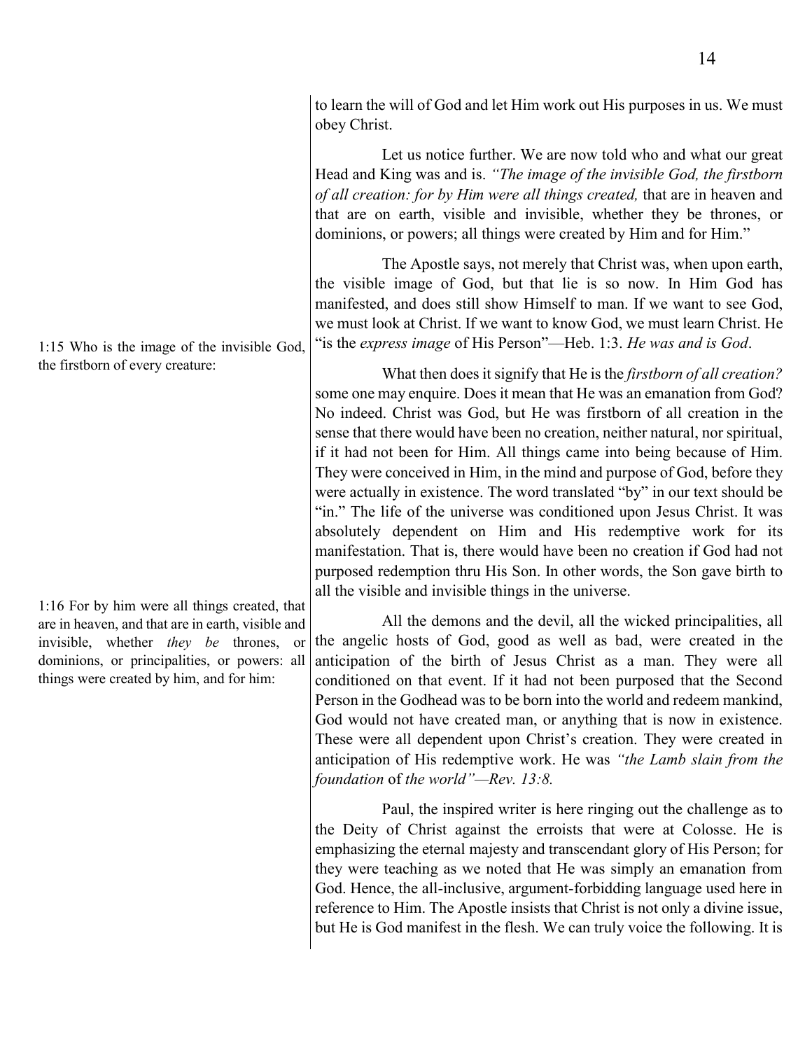to learn the will of God and let Him work out His purposes in us. We must obey Christ.

Let us notice further. We are now told who and what our great Head and King was and is. *"The image of the invisible God, the firstborn of all creation: for by Him were all things created,* that are in heaven and that are on earth, visible and invisible, whether they be thrones, or dominions, or powers; all things were created by Him and for Him."

1:15 Who is the image of the invisible God, the firstborn of every creature:

The Apostle says, not merely that Christ was, when upon earth, the visible image of God, but that lie is so now. In Him God has manifested, and does still show Himself to man. If we want to see God, we must look at Christ. If we want to know God, we must learn Christ. He "is the *express image* of His Person"—Heb. 1:3. *He was and is God*.

What then does it signify that He is the *firstborn of all creation?* some one may enquire. Does it mean that He was an emanation from God? No indeed. Christ was God, but He was firstborn of all creation in the sense that there would have been no creation, neither natural, nor spiritual, if it had not been for Him. All things came into being because of Him. They were conceived in Him, in the mind and purpose of God, before they were actually in existence. The word translated "by" in our text should be "in." The life of the universe was conditioned upon Jesus Christ. It was absolutely dependent on Him and His redemptive work for its manifestation. That is, there would have been no creation if God had not purposed redemption thru His Son. In other words, the Son gave birth to all the visible and invisible things in the universe.

1:16 For by him were all things created, that are in heaven, and that are in earth, visible and invisible, whether *they be* thrones, or dominions, or principalities, or powers: all things were created by him, and for him:

All the demons and the devil, all the wicked principalities, all the angelic hosts of God, good as well as bad, were created in the anticipation of the birth of Jesus Christ as a man. They were all conditioned on that event. If it had not been purposed that the Second Person in the Godhead was to be born into the world and redeem mankind, God would not have created man, or anything that is now in existence. These were all dependent upon Christ's creation. They were created in anticipation of His redemptive work. He was *"the Lamb slain from the foundation* of *the world"—Rev. 13:8.*

Paul, the inspired writer is here ringing out the challenge as to the Deity of Christ against the erroists that were at Colosse. He is emphasizing the eternal majesty and transcendant glory of His Person; for they were teaching as we noted that He was simply an emanation from God. Hence, the all-inclusive, argument-forbidding language used here in reference to Him. The Apostle insists that Christ is not only a divine issue, but He is God manifest in the flesh. We can truly voice the following. It is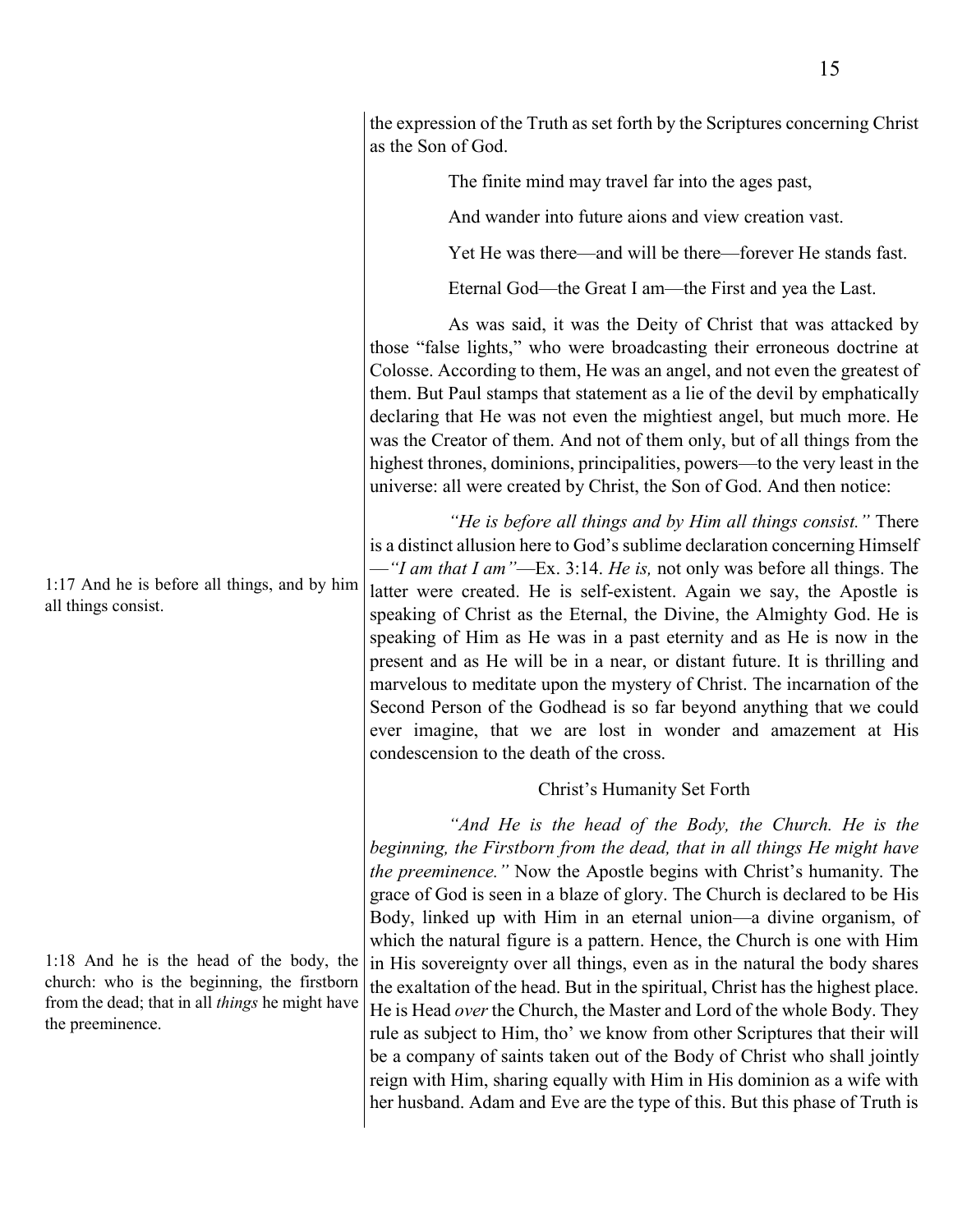the expression of the Truth as set forth by the Scriptures concerning Christ as the Son of God.

> The finite mind may travel far into the ages past,
>
> And wander into future aions and view creation vast.
>
> Yet He was there—and will be there—forever He stands fast.
>
> Eternal God—the Great I am—the First and yea the Last.

As was said, it was the Deity of Christ that was attacked by those "false lights," who were broadcasting their erroneous doctrine at Colosse. According to them, He was an angel, and not even the greatest of them. But Paul stamps that statement as a lie of the devil by emphatically declaring that He was not even the mightiest angel, but much more. He was the Creator of them. And not of them only, but of all things from the highest thrones, dominions, principalities, powers—to the very least in the universe: all were created by Christ, the Son of God. And then notice:

1:17 And he is before all things, and by him all things consist.

*"He is before all things and by Him all things consist."* There is a distinct allusion here to God's sublime declaration concerning Himself —*"I am that I am"*—Ex. 3:14. *He is,* not only was before all things. The latter were created. He is self-existent. Again we say, the Apostle is speaking of Christ as the Eternal, the Divine, the Almighty God. He is speaking of Him as He was in a past eternity and as He is now in the present and as He will be in a near, or distant future. It is thrilling and marvelous to meditate upon the mystery of Christ. The incarnation of the Second Person of the Godhead is so far beyond anything that we could ever imagine, that we are lost in wonder and amazement at His condescension to the death of the cross.

## Christ's Humanity Set Forth

1:18 And he is the head of the body, the church: who is the beginning, the firstborn from the dead; that in all *things* he might have the preeminence.

*"And He is the head of the Body, the Church. He is the beginning, the Firstborn from the dead, that in all things He might have the preeminence."* Now the Apostle begins with Christ's humanity. The grace of God is seen in a blaze of glory. The Church is declared to be His Body, linked up with Him in an eternal union—a divine organism, of which the natural figure is a pattern. Hence, the Church is one with Him in His sovereignty over all things, even as in the natural the body shares the exaltation of the head. But in the spiritual, Christ has the highest place. He is Head *over* the Church, the Master and Lord of the whole Body. They rule as subject to Him, tho' we know from other Scriptures that their will be a company of saints taken out of the Body of Christ who shall jointly reign with Him, sharing equally with Him in His dominion as a wife with her husband. Adam and Eve are the type of this. But this phase of Truth is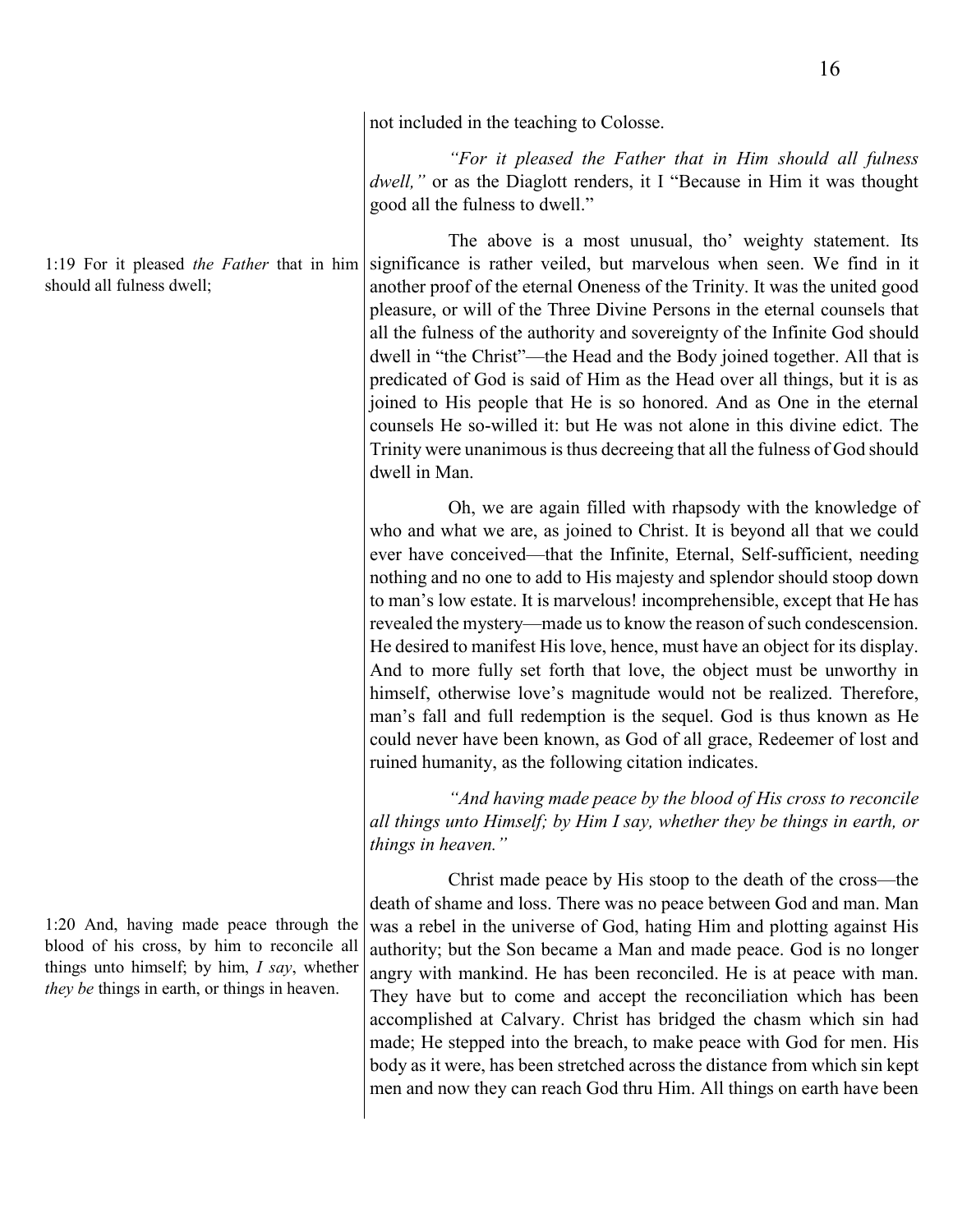not included in the teaching to Colosse.

1:19 For it pleased *the Father* that in him should all fulness dwell;

*"For it pleased the Father that in Him should all fulness dwell,"* or as the Diaglott renders, it I "Because in Him it was thought good all the fulness to dwell."

The above is a most unusual, tho' weighty statement. Its significance is rather veiled, but marvelous when seen. We find in it another proof of the eternal Oneness of the Trinity. It was the united good pleasure, or will of the Three Divine Persons in the eternal counsels that all the fulness of the authority and sovereignty of the Infinite God should dwell in "the Christ"—the Head and the Body joined together. All that is predicated of God is said of Him as the Head over all things, but it is as joined to His people that He is so honored. And as One in the eternal counsels He so-willed it: but He was not alone in this divine edict. The Trinity were unanimous is thus decreeing that all the fulness of God should dwell in Man.

Oh, we are again filled with rhapsody with the knowledge of who and what we are, as joined to Christ. It is beyond all that we could ever have conceived—that the Infinite, Eternal, Self-sufficient, needing nothing and no one to add to His majesty and splendor should stoop down to man's low estate. It is marvelous! incomprehensible, except that He has revealed the mystery—made us to know the reason of such condescension. He desired to manifest His love, hence, must have an object for its display. And to more fully set forth that love, the object must be unworthy in himself, otherwise love's magnitude would not be realized. Therefore, man's fall and full redemption is the sequel. God is thus known as He could never have been known, as God of all grace, Redeemer of lost and ruined humanity, as the following citation indicates.

1:20 And, having made peace through the blood of his cross, by him to reconcile all things unto himself; by him, *I say*, whether *they be* things in earth, or things in heaven.

*"And having made peace by the blood of His cross to reconcile all things unto Himself; by Him I say, whether they be things in earth, or things in heaven."*

Christ made peace by His stoop to the death of the cross—the death of shame and loss. There was no peace between God and man. Man was a rebel in the universe of God, hating Him and plotting against His authority; but the Son became a Man and made peace. God is no longer angry with mankind. He has been reconciled. He is at peace with man. They have but to come and accept the reconciliation which has been accomplished at Calvary. Christ has bridged the chasm which sin had made; He stepped into the breach, to make peace with God for men. His body as it were, has been stretched across the distance from which sin kept men and now they can reach God thru Him. All things on earth have been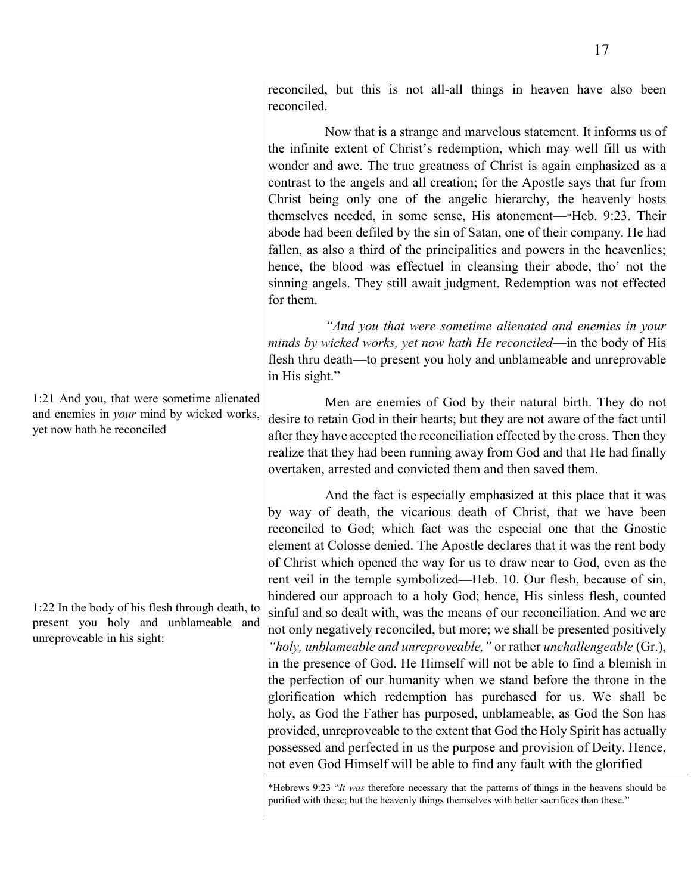reconciled, but this is not all-all things in heaven have also been reconciled.

Now that is a strange and marvelous statement. It informs us of the infinite extent of Christ's redemption, which may well fill us with wonder and awe. The true greatness of Christ is again emphasized as a contrast to the angels and all creation; for the Apostle says that fur from Christ being only one of the angelic hierarchy, the heavenly hosts themselves needed, in some sense, His atonement—*Heb. 9:23. Their abode had been defiled by the sin of Satan, one of their company. He had fallen, as also a third of the principalities and powers in the heavenlies; hence, the blood was effectuel in cleansing their abode, tho' not the sinning angels. They still await judgment. Redemption was not effected for them.

*"And you that were sometime alienated and enemies in your minds by wicked works, yet now hath He reconciled*—in the body of His flesh thru death—to present you holy and unblameable and unreprovable in His sight."

1:21 And you, that were sometime alienated and enemies in *your* mind by wicked works, yet now hath he reconciled

Men are enemies of God by their natural birth. They do not desire to retain God in their hearts; but they are not aware of the fact until after they have accepted the reconciliation effected by the cross. Then they realize that they had been running away from God and that He had finally overtaken, arrested and convicted them and then saved them.

1:22 In the body of his flesh through death, to present you holy and unblameable and unreproveable in his sight:

And the fact is especially emphasized at this place that it was by way of death, the vicarious death of Christ, that we have been reconciled to God; which fact was the especial one that the Gnostic element at Colosse denied. The Apostle declares that it was the rent body of Christ which opened the way for us to draw near to God, even as the rent veil in the temple symbolized—Heb. 10. Our flesh, because of sin, hindered our approach to a holy God; hence, His sinless flesh, counted sinful and so dealt with, was the means of our reconciliation. And we are not only negatively reconciled, but more; we shall be presented positively *"holy, unblameable and unreproveable,"* or rather *unchallengeable* (Gr.), in the presence of God. He Himself will not be able to find a blemish in the perfection of our humanity when we stand before the throne in the glorification which redemption has purchased for us. We shall be holy, as God the Father has purposed, unblameable, as God the Son has provided, unreproveable to the extent that God the Holy Spirit has actually possessed and perfected in us the purpose and provision of Deity. Hence, not even God Himself will be able to find any fault with the glorified

*Hebrews 9:23 "*It was* therefore necessary that the patterns of things in the heavens should be purified with these; but the heavenly things themselves with better sacrifices than these."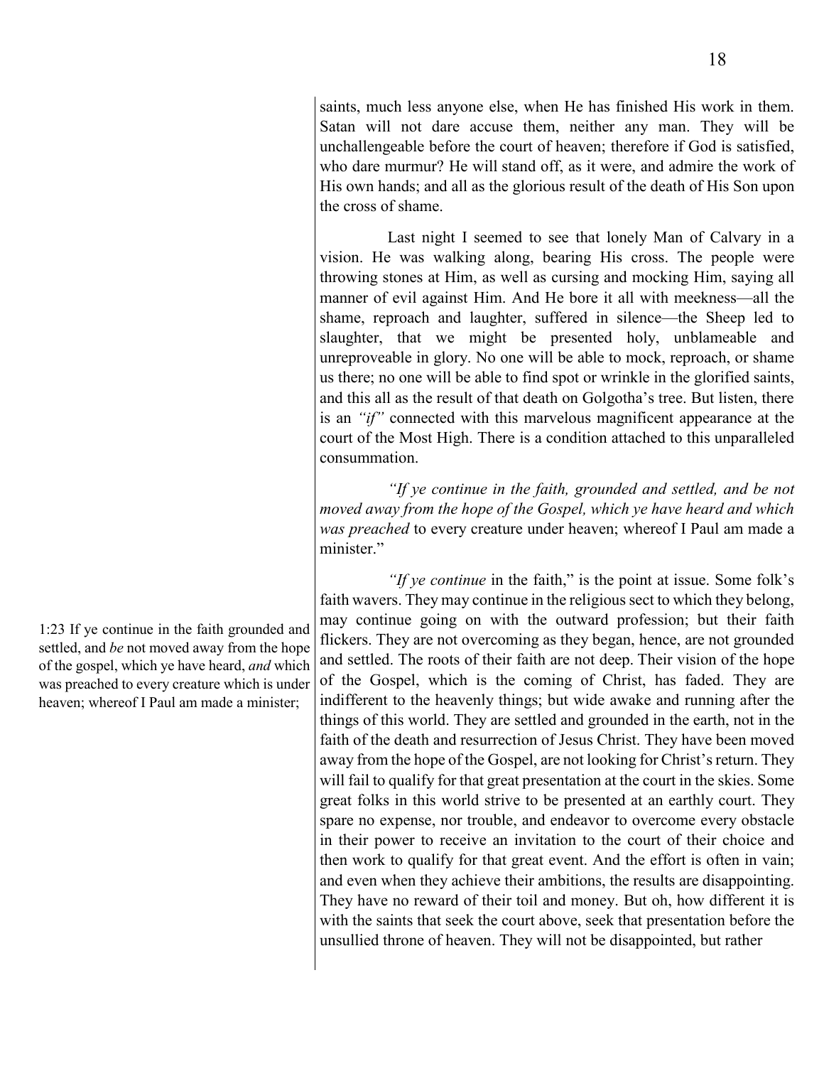saints, much less anyone else, when He has finished His work in them. Satan will not dare accuse them, neither any man. They will be unchallengeable before the court of heaven; therefore if God is satisfied, who dare murmur? He will stand off, as it were, and admire the work of His own hands; and all as the glorious result of the death of His Son upon the cross of shame.

Last night I seemed to see that lonely Man of Calvary in a vision. He was walking along, bearing His cross. The people were throwing stones at Him, as well as cursing and mocking Him, saying all manner of evil against Him. And He bore it all with meekness—all the shame, reproach and laughter, suffered in silence—the Sheep led to slaughter, that we might be presented holy, unblameable and unreproveable in glory. No one will be able to mock, reproach, or shame us there; no one will be able to find spot or wrinkle in the glorified saints, and this all as the result of that death on Golgotha's tree. But listen, there is an *"if"* connected with this marvelous magnificent appearance at the court of the Most High. There is a condition attached to this unparalleled consummation.

*"If ye continue in the faith, grounded and settled, and be not moved away from the hope of the Gospel, which ye have heard and which was preached* to every creature under heaven; whereof I Paul am made a minister."

1:23 If ye continue in the faith grounded and settled, and *be* not moved away from the hope of the gospel, which ye have heard, *and* which was preached to every creature which is under heaven; whereof I Paul am made a minister;

*"If ye continue* in the faith," is the point at issue. Some folk's faith wavers. They may continue in the religious sect to which they belong, may continue going on with the outward profession; but their faith flickers. They are not overcoming as they began, hence, are not grounded and settled. The roots of their faith are not deep. Their vision of the hope of the Gospel, which is the coming of Christ, has faded. They are indifferent to the heavenly things; but wide awake and running after the things of this world. They are settled and grounded in the earth, not in the faith of the death and resurrection of Jesus Christ. They have been moved away from the hope of the Gospel, are not looking for Christ's return. They will fail to qualify for that great presentation at the court in the skies. Some great folks in this world strive to be presented at an earthly court. They spare no expense, nor trouble, and endeavor to overcome every obstacle in their power to receive an invitation to the court of their choice and then work to qualify for that great event. And the effort is often in vain; and even when they achieve their ambitions, the results are disappointing. They have no reward of their toil and money. But oh, how different it is with the saints that seek the court above, seek that presentation before the unsullied throne of heaven. They will not be disappointed, but rather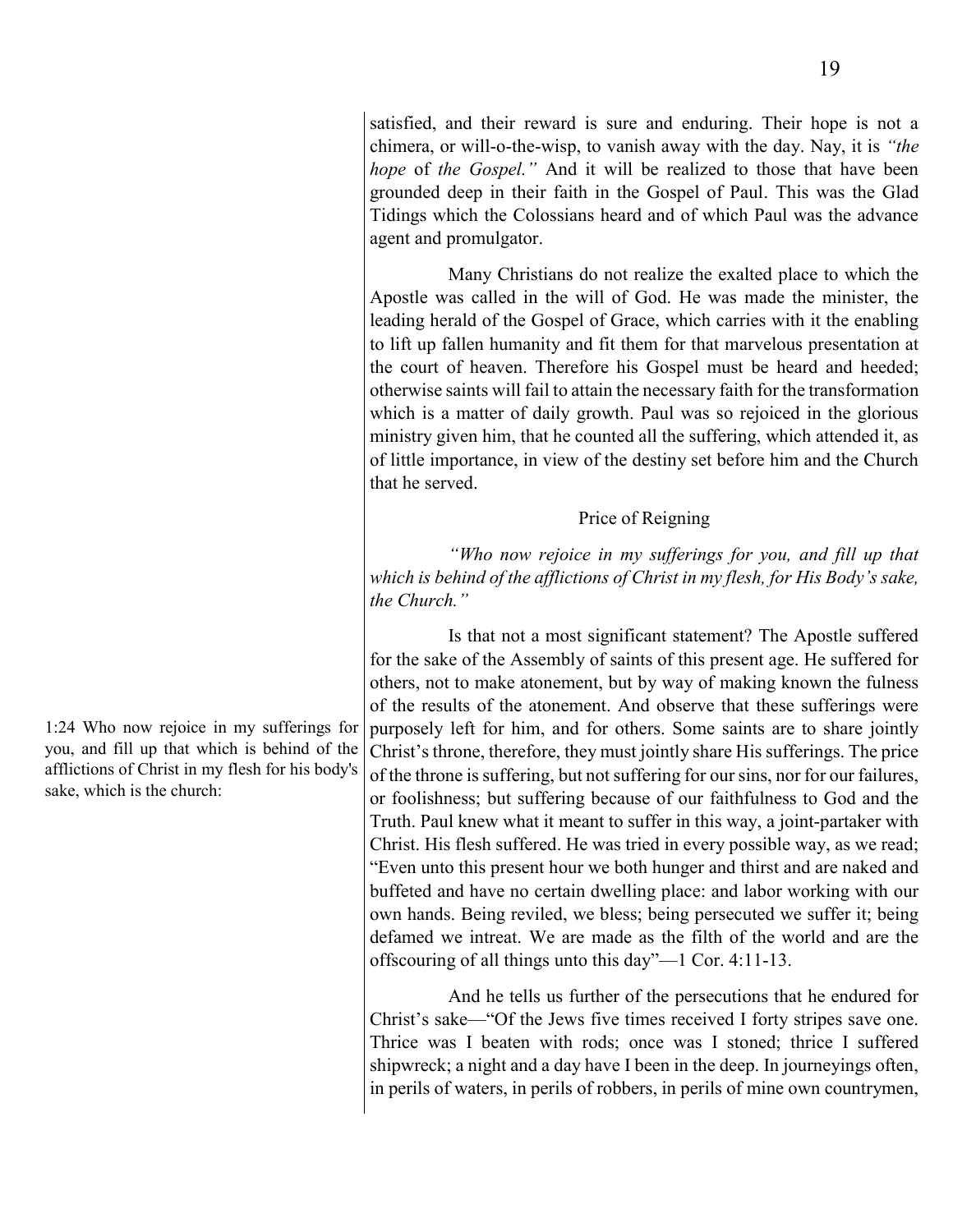satisfied, and their reward is sure and enduring. Their hope is not a chimera, or will-o-the-wisp, to vanish away with the day. Nay, it is *"the hope* of *the Gospel."* And it will be realized to those that have been grounded deep in their faith in the Gospel of Paul. This was the Glad Tidings which the Colossians heard and of which Paul was the advance agent and promulgator.

Many Christians do not realize the exalted place to which the Apostle was called in the will of God. He was made the minister, the leading herald of the Gospel of Grace, which carries with it the enabling to lift up fallen humanity and fit them for that marvelous presentation at the court of heaven. Therefore his Gospel must be heard and heeded; otherwise saints will fail to attain the necessary faith for the transformation which is a matter of daily growth. Paul was so rejoiced in the glorious ministry given him, that he counted all the suffering, which attended it, as of little importance, in view of the destiny set before him and the Church that he served.

### Price of Reigning

1:24 Who now rejoice in my sufferings for you, and fill up that which is behind of the afflictions of Christ in my flesh for his body's sake, which is the church:

*"Who now rejoice in my sufferings for you, and fill up that which is behind of the afflictions of Christ in my flesh, for His Body's sake, the Church."*

Is that not a most significant statement? The Apostle suffered for the sake of the Assembly of saints of this present age. He suffered for others, not to make atonement, but by way of making known the fulness of the results of the atonement. And observe that these sufferings were purposely left for him, and for others. Some saints are to share jointly Christ's throne, therefore, they must jointly share His sufferings. The price of the throne is suffering, but not suffering for our sins, nor for our failures, or foolishness; but suffering because of our faithfulness to God and the Truth. Paul knew what it meant to suffer in this way, a joint-partaker with Christ. His flesh suffered. He was tried in every possible way, as we read; "Even unto this present hour we both hunger and thirst and are naked and buffeted and have no certain dwelling place: and labor working with our own hands. Being reviled, we bless; being persecuted we suffer it; being defamed we intreat. We are made as the filth of the world and are the offscouring of all things unto this day"—1 Cor. 4:11-13.

And he tells us further of the persecutions that he endured for Christ's sake—"Of the Jews five times received I forty stripes save one. Thrice was I beaten with rods; once was I stoned; thrice I suffered shipwreck; a night and a day have I been in the deep. In journeyings often, in perils of waters, in perils of robbers, in perils of mine own countrymen,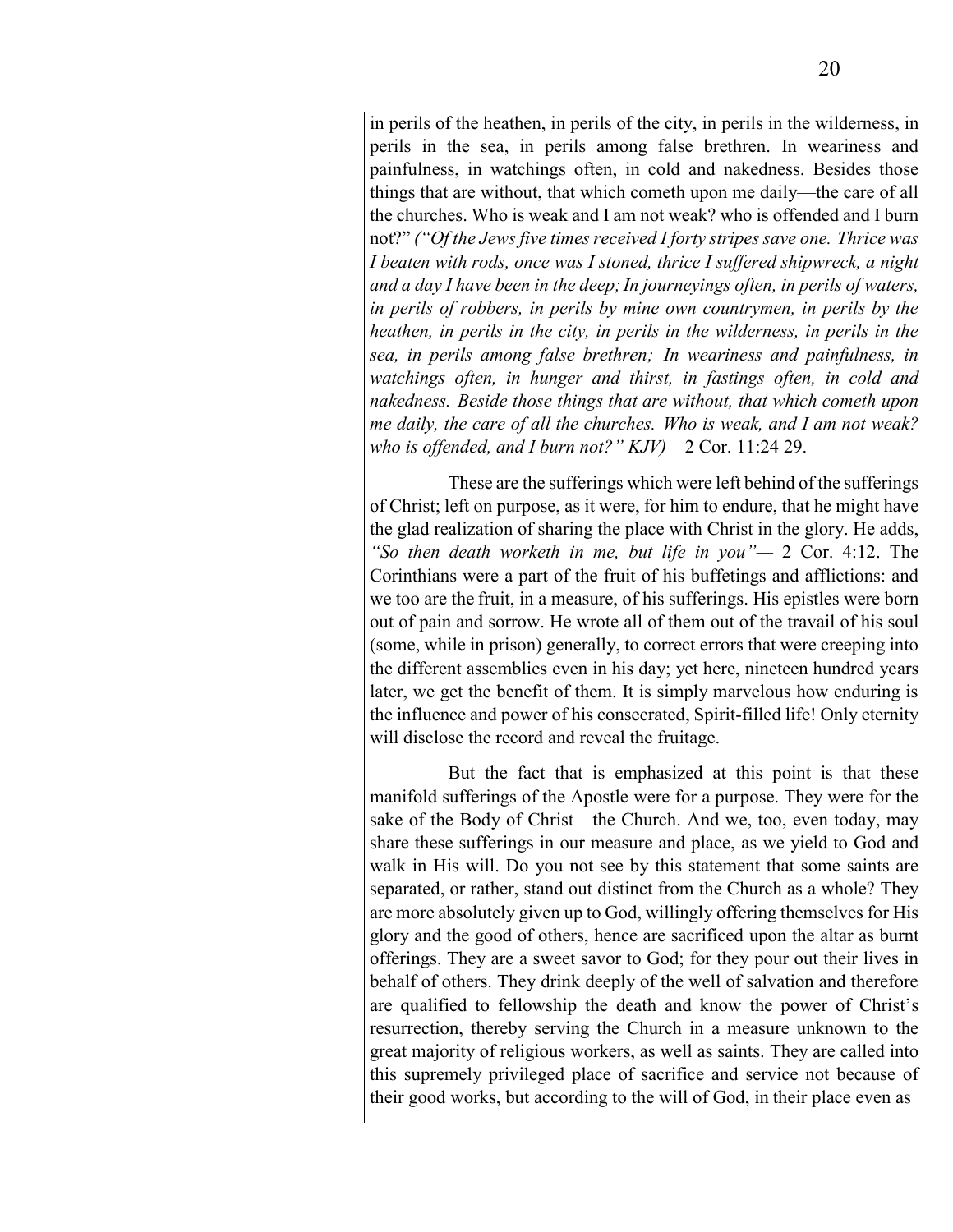in perils of the heathen, in perils of the city, in perils in the wilderness, in perils in the sea, in perils among false brethren. In weariness and painfulness, in watchings often, in cold and nakedness. Besides those things that are without, that which cometh upon me daily—the care of all the churches. Who is weak and I am not weak? who is offended and I burn not?" *("Of the Jews five times received I forty stripes save one. Thrice was I beaten with rods, once was I stoned, thrice I suffered shipwreck, a night and a day I have been in the deep; In journeyings often, in perils of waters, in perils of robbers, in perils by mine own countrymen, in perils by the heathen, in perils in the city, in perils in the wilderness, in perils in the sea, in perils among false brethren; In weariness and painfulness, in watchings often, in hunger and thirst, in fastings often, in cold and nakedness. Beside those things that are without, that which cometh upon me daily, the care of all the churches. Who is weak, and I am not weak? who is offended, and I burn not?" KJV)*—2 Cor. 11:24 29.

These are the sufferings which were left behind of the sufferings of Christ; left on purpose, as it were, for him to endure, that he might have the glad realization of sharing the place with Christ in the glory. He adds, *"So then death worketh in me, but life in you"*— 2 Cor. 4:12. The Corinthians were a part of the fruit of his buffetings and afflictions: and we too are the fruit, in a measure, of his sufferings. His epistles were born out of pain and sorrow. He wrote all of them out of the travail of his soul (some, while in prison) generally, to correct errors that were creeping into the different assemblies even in his day; yet here, nineteen hundred years later, we get the benefit of them. It is simply marvelous how enduring is the influence and power of his consecrated, Spirit-filled life! Only eternity will disclose the record and reveal the fruitage.

But the fact that is emphasized at this point is that these manifold sufferings of the Apostle were for a purpose. They were for the sake of the Body of Christ—the Church. And we, too, even today, may share these sufferings in our measure and place, as we yield to God and walk in His will. Do you not see by this statement that some saints are separated, or rather, stand out distinct from the Church as a whole? They are more absolutely given up to God, willingly offering themselves for His glory and the good of others, hence are sacrificed upon the altar as burnt offerings. They are a sweet savor to God; for they pour out their lives in behalf of others. They drink deeply of the well of salvation and therefore are qualified to fellowship the death and know the power of Christ's resurrection, thereby serving the Church in a measure unknown to the great majority of religious workers, as well as saints. They are called into this supremely privileged place of sacrifice and service not because of their good works, but according to the will of God, in their place even as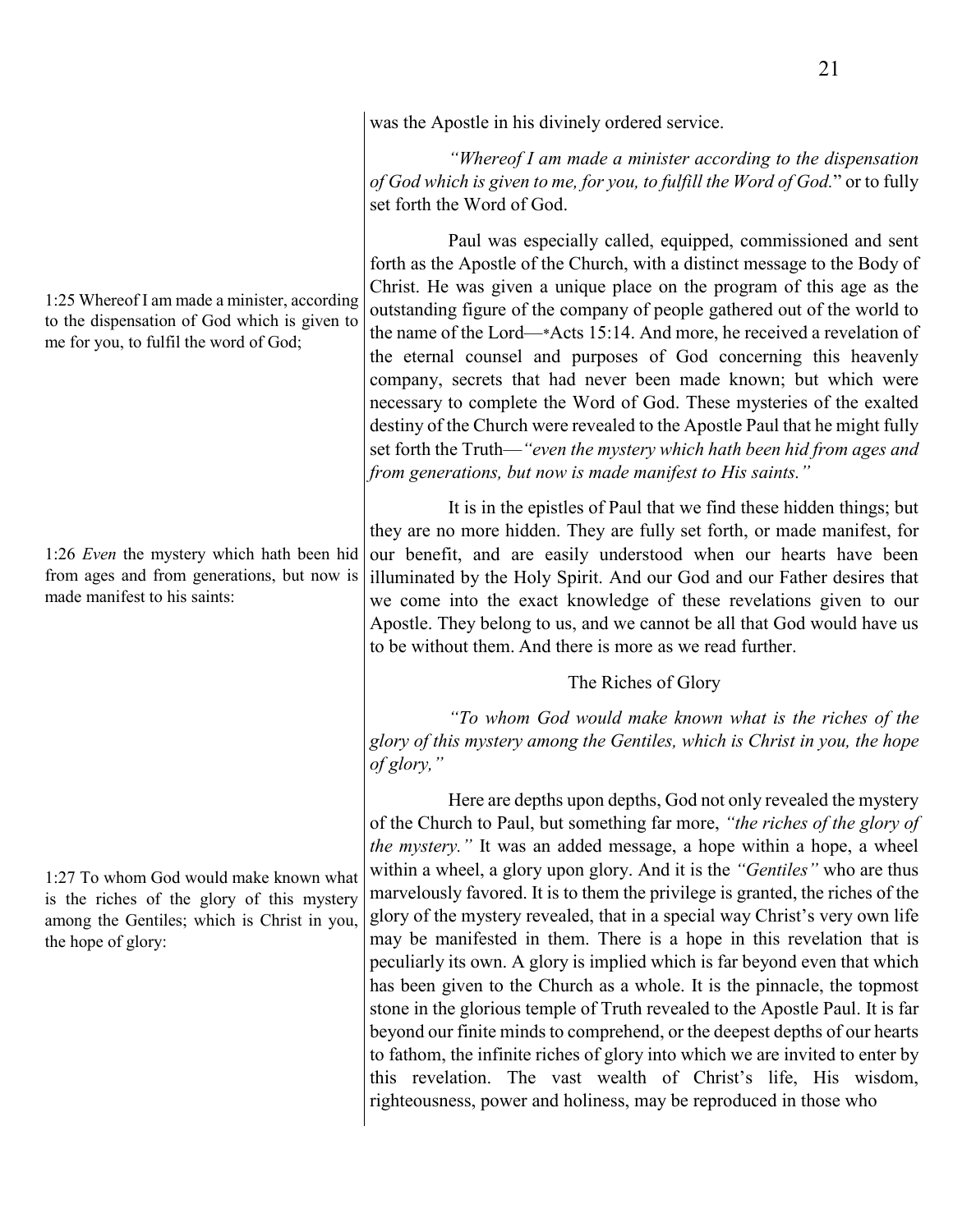was the Apostle in his divinely ordered service.

1:25 Whereof I am made a minister, according to the dispensation of God which is given to me for you, to fulfil the word of God;

*"Whereof I am made a minister according to the dispensation of God which is given to me, for you, to fulfill the Word of God.*" or to fully set forth the Word of God.

Paul was especially called, equipped, commissioned and sent forth as the Apostle of the Church, with a distinct message to the Body of Christ. He was given a unique place on the program of this age as the outstanding figure of the company of people gathered out of the world to the name of the Lord—*Acts 15:14. And more, he received a revelation of the eternal counsel and purposes of God concerning this heavenly company, secrets that had never been made known; but which were necessary to complete the Word of God. These mysteries of the exalted destiny of the Church were revealed to the Apostle Paul that he might fully set forth the Truth—*"even the mystery which hath been hid from ages and from generations, but now is made manifest to His saints."*

1:26 *Even* the mystery which hath been hid from ages and from generations, but now is made manifest to his saints:

It is in the epistles of Paul that we find these hidden things; but they are no more hidden. They are fully set forth, or made manifest, for our benefit, and are easily understood when our hearts have been illuminated by the Holy Spirit. And our God and our Father desires that we come into the exact knowledge of these revelations given to our Apostle. They belong to us, and we cannot be all that God would have us to be without them. And there is more as we read further.

## The Riches of Glory

1:27 To whom God would make known what is the riches of the glory of this mystery among the Gentiles; which is Christ in you, the hope of glory:

*"To whom God would make known what is the riches of the glory of this mystery among the Gentiles, which is Christ in you, the hope of glory,"*

Here are depths upon depths, God not only revealed the mystery of the Church to Paul, but something far more, *"the riches of the glory of the mystery."* It was an added message, a hope within a hope, a wheel within a wheel, a glory upon glory. And it is the *"Gentiles"* who are thus marvelously favored. It is to them the privilege is granted, the riches of the glory of the mystery revealed, that in a special way Christ's very own life may be manifested in them. There is a hope in this revelation that is peculiarly its own. A glory is implied which is far beyond even that which has been given to the Church as a whole. It is the pinnacle, the topmost stone in the glorious temple of Truth revealed to the Apostle Paul. It is far beyond our finite minds to comprehend, or the deepest depths of our hearts to fathom, the infinite riches of glory into which we are invited to enter by this revelation. The vast wealth of Christ's life, His wisdom, righteousness, power and holiness, may be reproduced in those who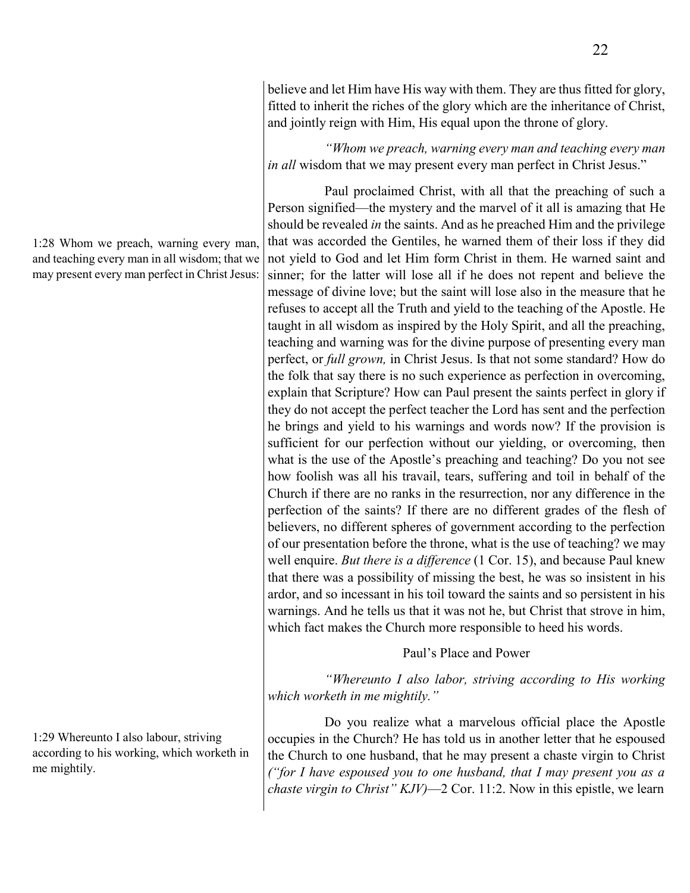believe and let Him have His way with them. They are thus fitted for glory, fitted to inherit the riches of the glory which are the inheritance of Christ, and jointly reign with Him, His equal upon the throne of glory.

*"Whom we preach, warning every man and teaching every man in all* wisdom that we may present every man perfect in Christ Jesus."

1:28 Whom we preach, warning every man, and teaching every man in all wisdom; that we may present every man perfect in Christ Jesus:

Paul proclaimed Christ, with all that the preaching of such a Person signified—the mystery and the marvel of it all is amazing that He should be revealed *in* the saints. And as he preached Him and the privilege that was accorded the Gentiles, he warned them of their loss if they did not yield to God and let Him form Christ in them. He warned saint and sinner; for the latter will lose all if he does not repent and believe the message of divine love; but the saint will lose also in the measure that he refuses to accept all the Truth and yield to the teaching of the Apostle. He taught in all wisdom as inspired by the Holy Spirit, and all the preaching, teaching and warning was for the divine purpose of presenting every man perfect, or *full grown,* in Christ Jesus. Is that not some standard? How do the folk that say there is no such experience as perfection in overcoming, explain that Scripture? How can Paul present the saints perfect in glory if they do not accept the perfect teacher the Lord has sent and the perfection he brings and yield to his warnings and words now? If the provision is sufficient for our perfection without our yielding, or overcoming, then what is the use of the Apostle's preaching and teaching? Do you not see how foolish was all his travail, tears, suffering and toil in behalf of the Church if there are no ranks in the resurrection, nor any difference in the perfection of the saints? If there are no different grades of the flesh of believers, no different spheres of government according to the perfection of our presentation before the throne, what is the use of teaching? we may well enquire. *But there is a difference* (1 Cor. 15), and because Paul knew that there was a possibility of missing the best, he was so insistent in his ardor, and so incessant in his toil toward the saints and so persistent in his warnings. And he tells us that it was not he, but Christ that strove in him, which fact makes the Church more responsible to heed his words.

## Paul's Place and Power

*"Whereunto I also labor, striving according to His working which worketh in me mightily."*

1:29 Whereunto I also labour, striving according to his working, which worketh in me mightily.

Do you realize what a marvelous official place the Apostle occupies in the Church? He has told us in another letter that he espoused the Church to one husband, that he may present a chaste virgin to Christ *("for I have espoused you to one husband, that I may present you as a chaste virgin to Christ" KJV)*—2 Cor. 11:2. Now in this epistle, we learn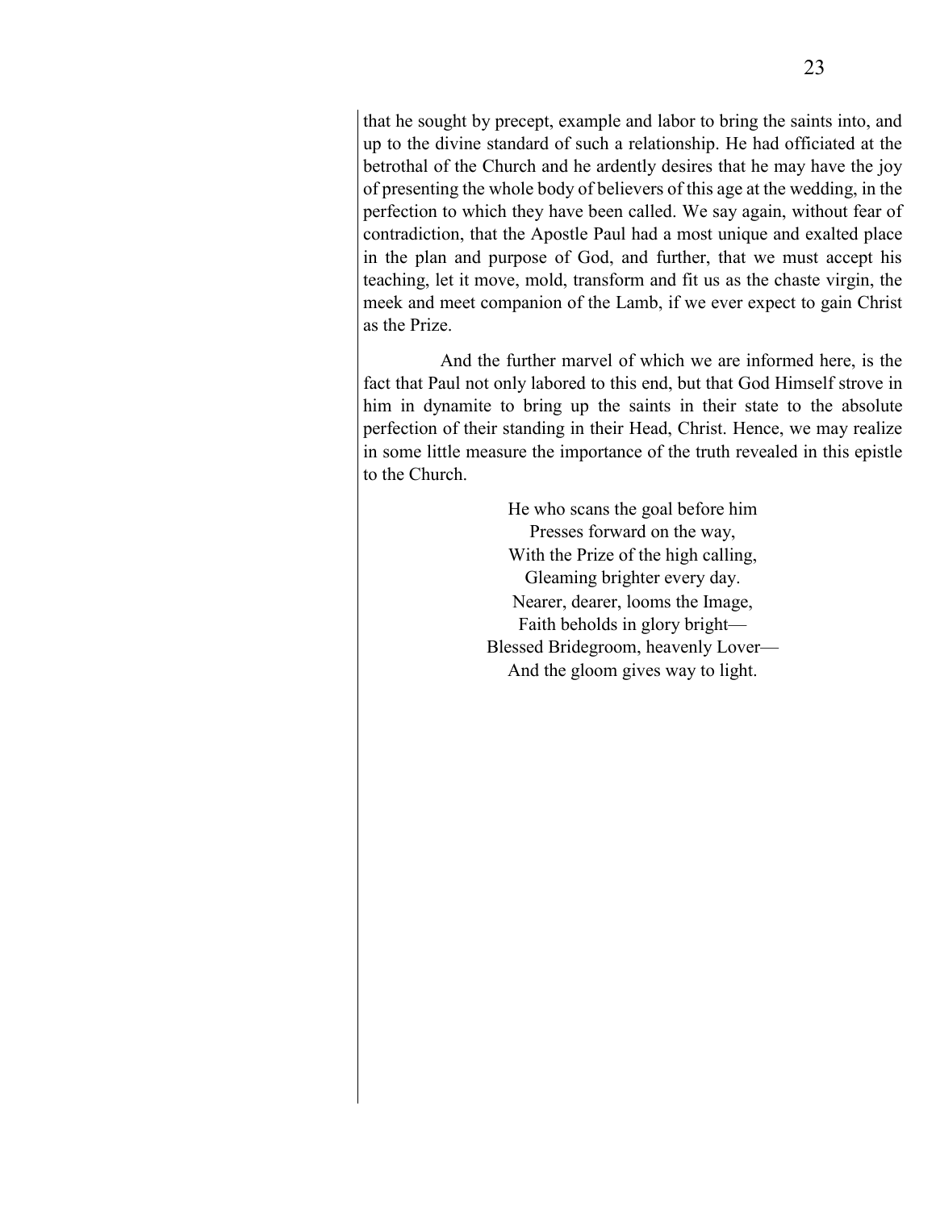that he sought by precept, example and labor to bring the saints into, and up to the divine standard of such a relationship. He had officiated at the betrothal of the Church and he ardently desires that he may have the joy of presenting the whole body of believers of this age at the wedding, in the perfection to which they have been called. We say again, without fear of contradiction, that the Apostle Paul had a most unique and exalted place in the plan and purpose of God, and further, that we must accept his teaching, let it move, mold, transform and fit us as the chaste virgin, the meek and meet companion of the Lamb, if we ever expect to gain Christ as the Prize.

And the further marvel of which we are informed here, is the fact that Paul not only labored to this end, but that God Himself strove in him in dynamite to bring up the saints in their state to the absolute perfection of their standing in their Head, Christ. Hence, we may realize in some little measure the importance of the truth revealed in this epistle to the Church.

He who scans the goal before him  
Presses forward on the way,  
With the Prize of the high calling,  
Gleaming brighter every day.  
Nearer, dearer, looms the Image,  
Faith beholds in glory bright—  
Blessed Bridegroom, heavenly Lover—  
And the gloom gives way to light.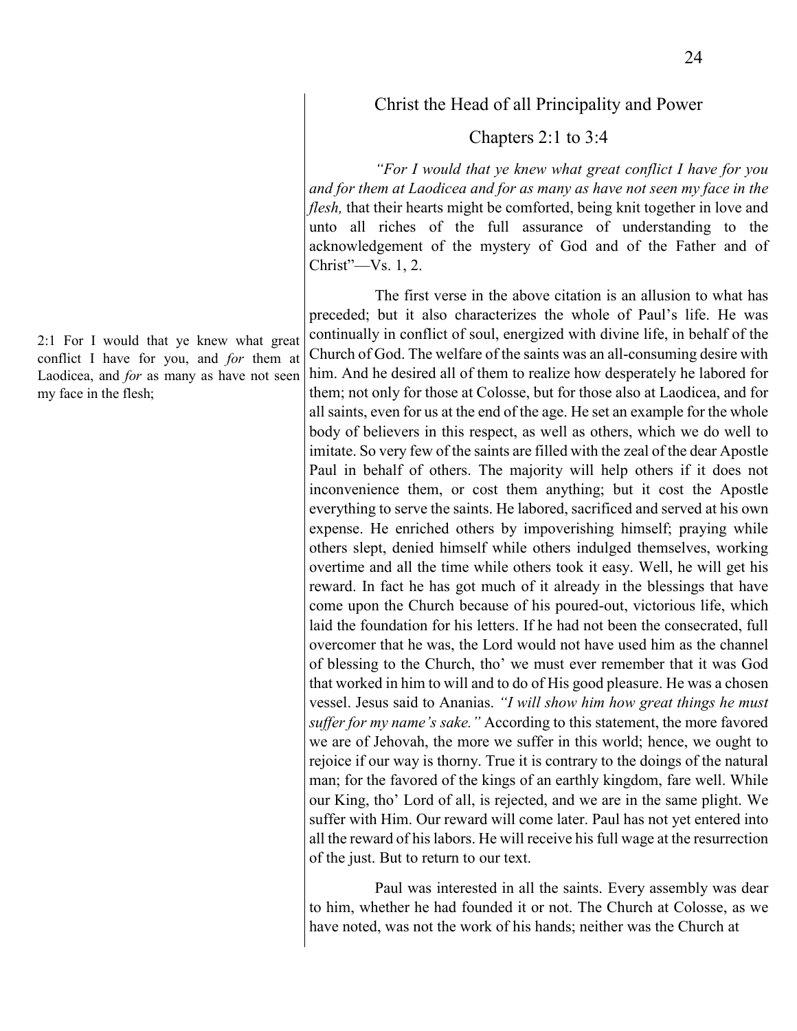## Christ the Head of all Principality and Power

### Chapters 2:1 to 3:4

*"For I would that ye knew what great conflict I have for you and for them at Laodicea and for as many as have not seen my face in the flesh,* that their hearts might be comforted, being knit together in love and unto all riches of the full assurance of understanding to the acknowledgement of the mystery of God and of the Father and of Christ"—Vs. 1, 2.

2:1 For I would that ye knew what great conflict I have for you, and *for* them at Laodicea, and *for* as many as have not seen my face in the flesh;

The first verse in the above citation is an allusion to what has preceded; but it also characterizes the whole of Paul's life. He was continually in conflict of soul, energized with divine life, in behalf of the Church of God. The welfare of the saints was an all-consuming desire with him. And he desired all of them to realize how desperately he labored for them; not only for those at Colosse, but for those also at Laodicea, and for all saints, even for us at the end of the age. He set an example for the whole body of believers in this respect, as well as others, which we do well to imitate. So very few of the saints are filled with the zeal of the dear Apostle Paul in behalf of others. The majority will help others if it does not inconvenience them, or cost them anything; but it cost the Apostle everything to serve the saints. He labored, sacrificed and served at his own expense. He enriched others by impoverishing himself; praying while others slept, denied himself while others indulged themselves, working overtime and all the time while others took it easy. Well, he will get his reward. In fact he has got much of it already in the blessings that have come upon the Church because of his poured-out, victorious life, which laid the foundation for his letters. If he had not been the consecrated, full overcomer that he was, the Lord would not have used him as the channel of blessing to the Church, tho' we must ever remember that it was God that worked in him to will and to do of His good pleasure. He was a chosen vessel. Jesus said to Ananias. *"I will show him how great things he must suffer for my name's sake."* According to this statement, the more favored we are of Jehovah, the more we suffer in this world; hence, we ought to rejoice if our way is thorny. True it is contrary to the doings of the natural man; for the favored of the kings of an earthly kingdom, fare well. While our King, tho' Lord of all, is rejected, and we are in the same plight. We suffer with Him. Our reward will come later. Paul has not yet entered into all the reward of his labors. He will receive his full wage at the resurrection of the just. But to return to our text.

Paul was interested in all the saints. Every assembly was dear to him, whether he had founded it or not. The Church at Colosse, as we have noted, was not the work of his hands; neither was the Church at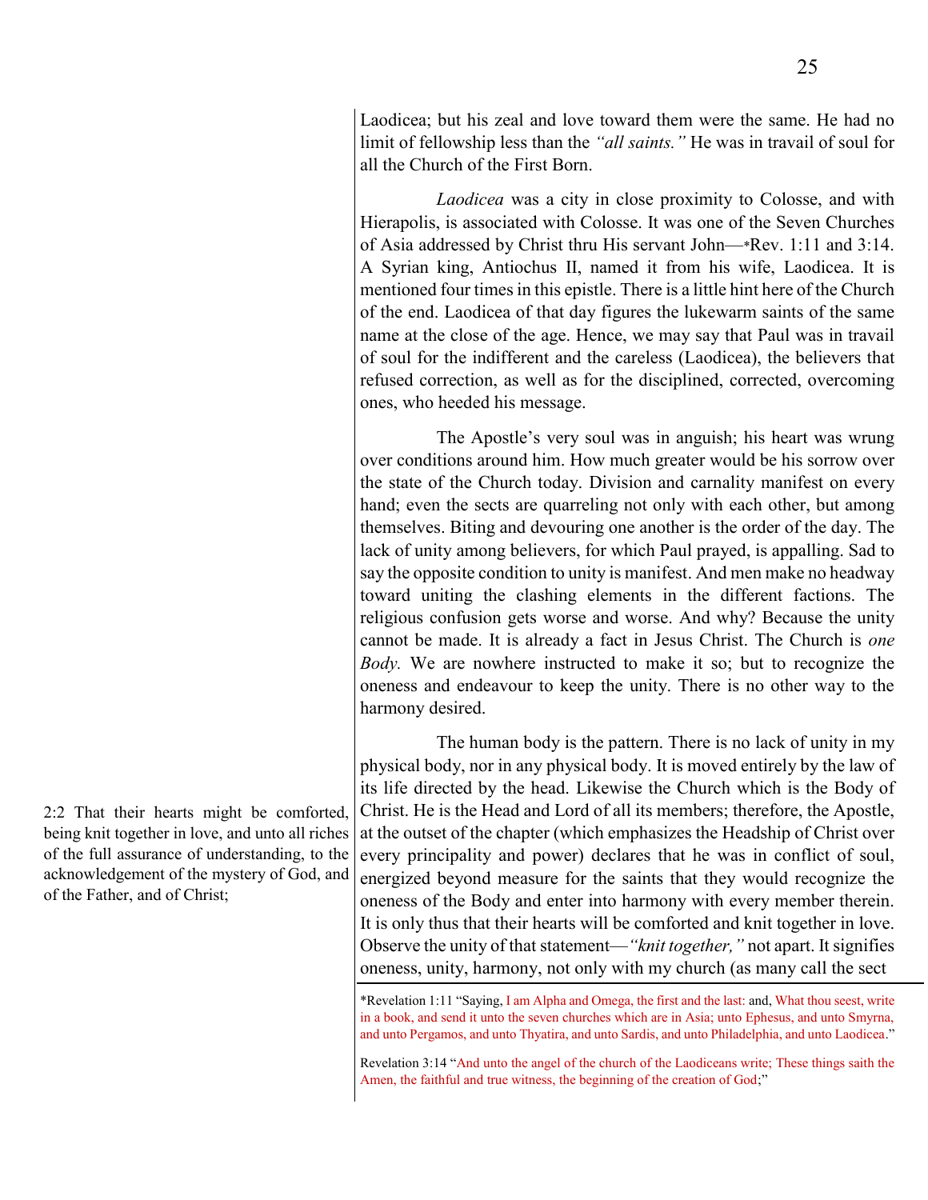Laodicea; but his zeal and love toward them were the same. He had no limit of fellowship less than the *"all saints."* He was in travail of soul for all the Church of the First Born.

*Laodicea* was a city in close proximity to Colosse, and with Hierapolis, is associated with Colosse. It was one of the Seven Churches of Asia addressed by Christ thru His servant John—*Rev. 1:11 and 3:14. A Syrian king, Antiochus II, named it from his wife, Laodicea. It is mentioned four times in this epistle. There is a little hint here of the Church of the end. Laodicea of that day figures the lukewarm saints of the same name at the close of the age. Hence, we may say that Paul was in travail of soul for the indifferent and the careless (Laodicea), the believers that refused correction, as well as for the disciplined, corrected, overcoming ones, who heeded his message.

The Apostle's very soul was in anguish; his heart was wrung over conditions around him. How much greater would be his sorrow over the state of the Church today. Division and carnality manifest on every hand; even the sects are quarreling not only with each other, but among themselves. Biting and devouring one another is the order of the day. The lack of unity among believers, for which Paul prayed, is appalling. Sad to say the opposite condition to unity is manifest. And men make no headway toward uniting the clashing elements in the different factions. The religious confusion gets worse and worse. And why? Because the unity cannot be made. It is already a fact in Jesus Christ. The Church is *one Body.* We are nowhere instructed to make it so; but to recognize the oneness and endeavour to keep the unity. There is no other way to the harmony desired.

2:2 That their hearts might be comforted, being knit together in love, and unto all riches of the full assurance of understanding, to the acknowledgement of the mystery of God, and of the Father, and of Christ;

The human body is the pattern. There is no lack of unity in my physical body, nor in any physical body. It is moved entirely by the law of its life directed by the head. Likewise the Church which is the Body of Christ. He is the Head and Lord of all its members; therefore, the Apostle, at the outset of the chapter (which emphasizes the Headship of Christ over every principality and power) declares that he was in conflict of soul, energized beyond measure for the saints that they would recognize the oneness of the Body and enter into harmony with every member therein. It is only thus that their hearts will be comforted and knit together in love. Observe the unity of that statement—*"knit together,"* not apart. It signifies oneness, unity, harmony, not only with my church (as many call the sect

---

*Revelation 1:11 "Saying, I am Alpha and Omega, the first and the last: and, What thou seest, write in a book, and send it unto the seven churches which are in Asia; unto Ephesus, and unto Smyrna, and unto Pergamos, and unto Thyatira, and unto Sardis, and unto Philadelphia, and unto Laodicea."

Revelation 3:14 "And unto the angel of the church of the Laodiceans write; These things saith the Amen, the faithful and true witness, the beginning of the creation of God;"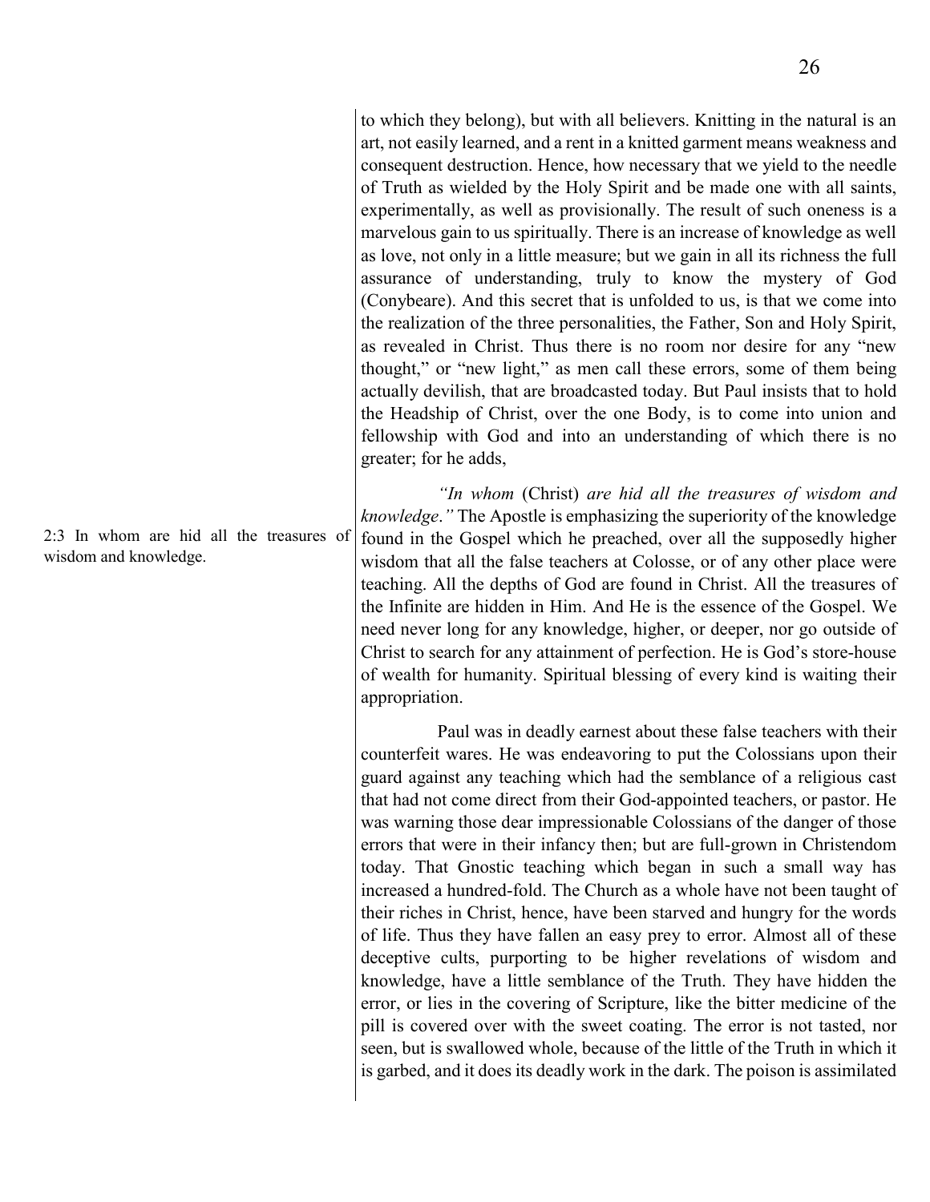to which they belong), but with all believers. Knitting in the natural is an art, not easily learned, and a rent in a knitted garment means weakness and consequent destruction. Hence, how necessary that we yield to the needle of Truth as wielded by the Holy Spirit and be made one with all saints, experimentally, as well as provisionally. The result of such oneness is a marvelous gain to us spiritually. There is an increase of knowledge as well as love, not only in a little measure; but we gain in all its richness the full assurance of understanding, truly to know the mystery of God (Conybeare). And this secret that is unfolded to us, is that we come into the realization of the three personalities, the Father, Son and Holy Spirit, as revealed in Christ. Thus there is no room nor desire for any "new thought," or "new light," as men call these errors, some of them being actually devilish, that are broadcasted today. But Paul insists that to hold the Headship of Christ, over the one Body, is to come into union and fellowship with God and into an understanding of which there is no greater; for he adds,

2:3 In whom are hid all the treasures of wisdom and knowledge.

*"In whom* (Christ) *are hid all the treasures of wisdom and knowledge."* The Apostle is emphasizing the superiority of the knowledge found in the Gospel which he preached, over all the supposedly higher wisdom that all the false teachers at Colosse, or of any other place were teaching. All the depths of God are found in Christ. All the treasures of the Infinite are hidden in Him. And He is the essence of the Gospel. We need never long for any knowledge, higher, or deeper, nor go outside of Christ to search for any attainment of perfection. He is God's store-house of wealth for humanity. Spiritual blessing of every kind is waiting their appropriation.

Paul was in deadly earnest about these false teachers with their counterfeit wares. He was endeavoring to put the Colossians upon their guard against any teaching which had the semblance of a religious cast that had not come direct from their God-appointed teachers, or pastor. He was warning those dear impressionable Colossians of the danger of those errors that were in their infancy then; but are full-grown in Christendom today. That Gnostic teaching which began in such a small way has increased a hundred-fold. The Church as a whole have not been taught of their riches in Christ, hence, have been starved and hungry for the words of life. Thus they have fallen an easy prey to error. Almost all of these deceptive cults, purporting to be higher revelations of wisdom and knowledge, have a little semblance of the Truth. They have hidden the error, or lies in the covering of Scripture, like the bitter medicine of the pill is covered over with the sweet coating. The error is not tasted, nor seen, but is swallowed whole, because of the little of the Truth in which it is garbed, and it does its deadly work in the dark. The poison is assimilated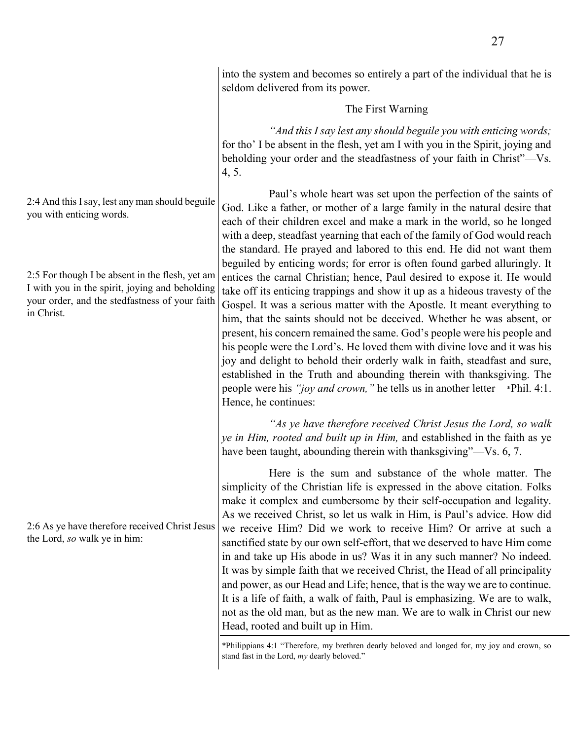into the system and becomes so entirely a part of the individual that he is seldom delivered from its power.

### The First Warning

*"And this I say lest any should beguile you with enticing words;* for tho' I be absent in the flesh, yet am I with you in the Spirit, joying and beholding your order and the steadfastness of your faith in Christ"—Vs. 4, 5.

2:4 And this I say, lest any man should beguile you with enticing words.

2:5 For though I be absent in the flesh, yet am I with you in the spirit, joying and beholding your order, and the stedfastness of your faith in Christ.

Paul's whole heart was set upon the perfection of the saints of God. Like a father, or mother of a large family in the natural desire that each of their children excel and make a mark in the world, so he longed with a deep, steadfast yearning that each of the family of God would reach the standard. He prayed and labored to this end. He did not want them beguiled by enticing words; for error is often found garbed alluringly. It entices the carnal Christian; hence, Paul desired to expose it. He would take off its enticing trappings and show it up as a hideous travesty of the Gospel. It was a serious matter with the Apostle. It meant everything to him, that the saints should not be deceived. Whether he was absent, or present, his concern remained the same. God's people were his people and his people were the Lord's. He loved them with divine love and it was his joy and delight to behold their orderly walk in faith, steadfast and sure, established in the Truth and abounding therein with thanksgiving. The people were his *"joy and crown,"* he tells us in another letter—*Phil. 4:1. Hence, he continues:

*"As ye have therefore received Christ Jesus the Lord, so walk ye in Him, rooted and built up in Him,* and established in the faith as ye have been taught, abounding therein with thanksgiving"—Vs. 6, 7.

2:6 As ye have therefore received Christ Jesus the Lord, *so* walk ye in him:

Here is the sum and substance of the whole matter. The simplicity of the Christian life is expressed in the above citation. Folks make it complex and cumbersome by their self-occupation and legality. As we received Christ, so let us walk in Him, is Paul's advice. How did we receive Him? Did we work to receive Him? Or arrive at such a sanctified state by our own self-effort, that we deserved to have Him come in and take up His abode in us? Was it in any such manner? No indeed. It was by simple faith that we received Christ, the Head of all principality and power, as our Head and Life; hence, that is the way we are to continue. It is a life of faith, a walk of faith, Paul is emphasizing. We are to walk, not as the old man, but as the new man. We are to walk in Christ our new Head, rooted and built up in Him.

---

*Philippians 4:1 "Therefore, my brethren dearly beloved and longed for, my joy and crown, so stand fast in the Lord, *my* dearly beloved."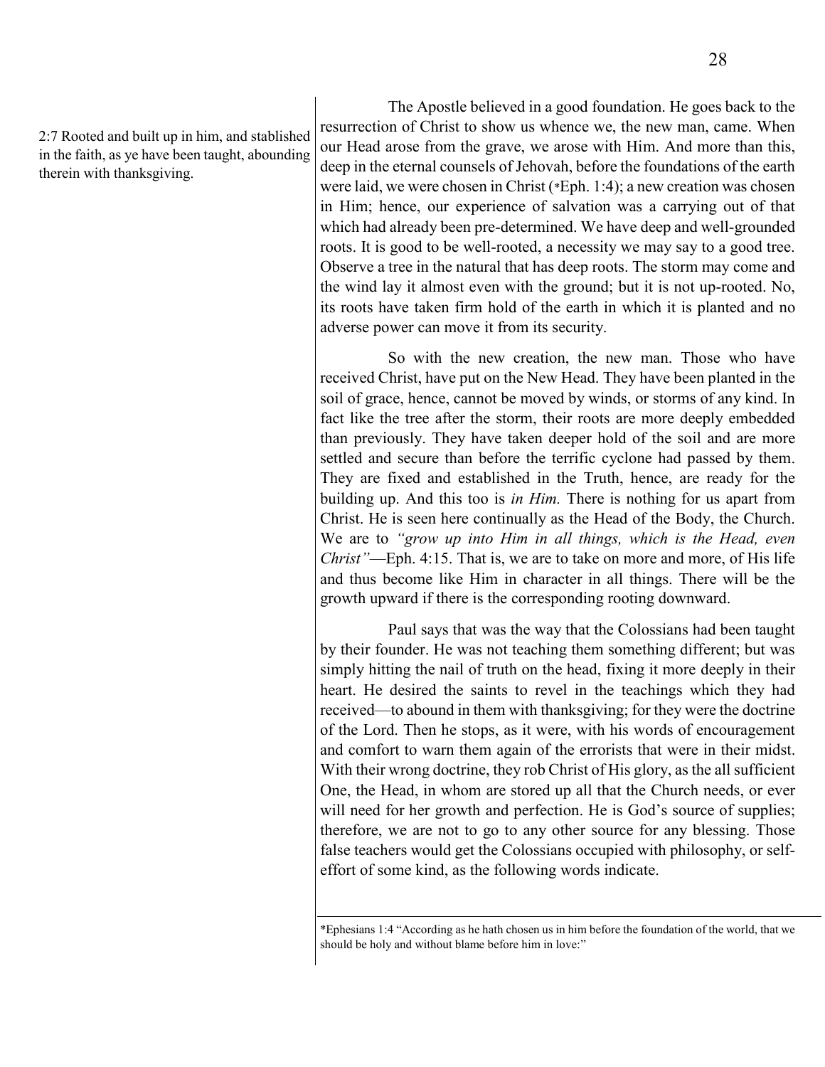2:7 Rooted and built up in him, and stablished in the faith, as ye have been taught, abounding therein with thanksgiving.

The Apostle believed in a good foundation. He goes back to the resurrection of Christ to show us whence we, the new man, came. When our Head arose from the grave, we arose with Him. And more than this, deep in the eternal counsels of Jehovah, before the foundations of the earth were laid, we were chosen in Christ (*Eph. 1:4); a new creation was chosen in Him; hence, our experience of salvation was a carrying out of that which had already been pre-determined. We have deep and well-grounded roots. It is good to be well-rooted, a necessity we may say to a good tree. Observe a tree in the natural that has deep roots. The storm may come and the wind lay it almost even with the ground; but it is not up-rooted. No, its roots have taken firm hold of the earth in which it is planted and no adverse power can move it from its security.

So with the new creation, the new man. Those who have received Christ, have put on the New Head. They have been planted in the soil of grace, hence, cannot be moved by winds, or storms of any kind. In fact like the tree after the storm, their roots are more deeply embedded than previously. They have taken deeper hold of the soil and are more settled and secure than before the terrific cyclone had passed by them. They are fixed and established in the Truth, hence, are ready for the building up. And this too is *in Him.* There is nothing for us apart from Christ. He is seen here continually as the Head of the Body, the Church. We are to *"grow up into Him in all things, which is the Head, even Christ"*—Eph. 4:15. That is, we are to take on more and more, of His life and thus become like Him in character in all things. There will be the growth upward if there is the corresponding rooting downward.

Paul says that was the way that the Colossians had been taught by their founder. He was not teaching them something different; but was simply hitting the nail of truth on the head, fixing it more deeply in their heart. He desired the saints to revel in the teachings which they had received—to abound in them with thanksgiving; for they were the doctrine of the Lord. Then he stops, as it were, with his words of encouragement and comfort to warn them again of the errorists that were in their midst. With their wrong doctrine, they rob Christ of His glory, as the all sufficient One, the Head, in whom are stored up all that the Church needs, or ever will need for her growth and perfection. He is God's source of supplies; therefore, we are not to go to any other source for any blessing. Those false teachers would get the Colossians occupied with philosophy, or self-effort of some kind, as the following words indicate.

---

*Ephesians 1:4 "According as he hath chosen us in him before the foundation of the world, that we should be holy and without blame before him in love:"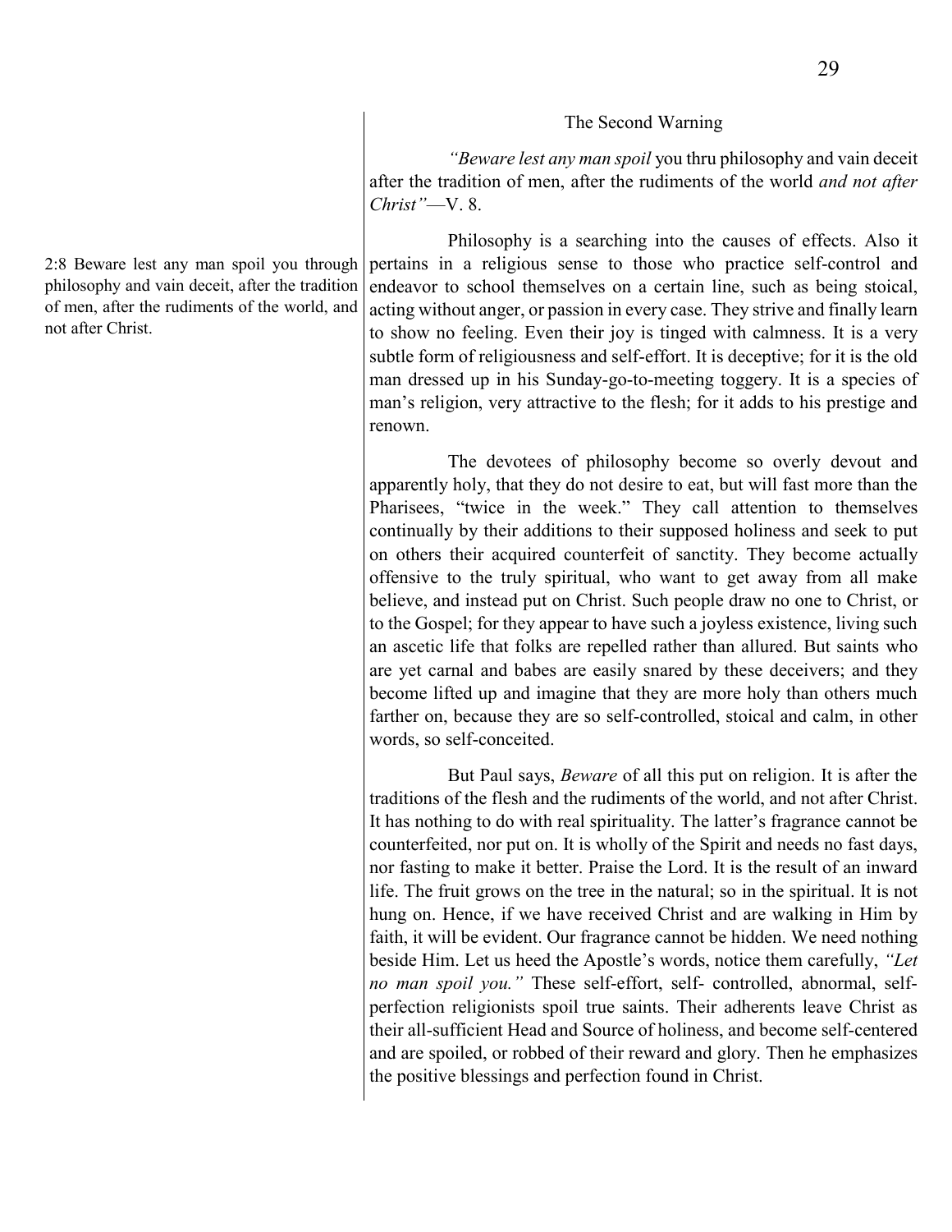The Second Warning

*"Beware lest any man spoil* you thru philosophy and vain deceit after the tradition of men, after the rudiments of the world *and not after Christ"*—V. 8.

2:8 Beware lest any man spoil you through philosophy and vain deceit, after the tradition of men, after the rudiments of the world, and not after Christ.

Philosophy is a searching into the causes of effects. Also it pertains in a religious sense to those who practice self-control and endeavor to school themselves on a certain line, such as being stoical, acting without anger, or passion in every case. They strive and finally learn to show no feeling. Even their joy is tinged with calmness. It is a very subtle form of religiousness and self-effort. It is deceptive; for it is the old man dressed up in his Sunday-go-to-meeting toggery. It is a species of man's religion, very attractive to the flesh; for it adds to his prestige and renown.

The devotees of philosophy become so overly devout and apparently holy, that they do not desire to eat, but will fast more than the Pharisees, "twice in the week." They call attention to themselves continually by their additions to their supposed holiness and seek to put on others their acquired counterfeit of sanctity. They become actually offensive to the truly spiritual, who want to get away from all make believe, and instead put on Christ. Such people draw no one to Christ, or to the Gospel; for they appear to have such a joyless existence, living such an ascetic life that folks are repelled rather than allured. But saints who are yet carnal and babes are easily snared by these deceivers; and they become lifted up and imagine that they are more holy than others much farther on, because they are so self-controlled, stoical and calm, in other words, so self-conceited.

But Paul says, *Beware* of all this put on religion. It is after the traditions of the flesh and the rudiments of the world, and not after Christ. It has nothing to do with real spirituality. The latter's fragrance cannot be counterfeited, nor put on. It is wholly of the Spirit and needs no fast days, nor fasting to make it better. Praise the Lord. It is the result of an inward life. The fruit grows on the tree in the natural; so in the spiritual. It is not hung on. Hence, if we have received Christ and are walking in Him by faith, it will be evident. Our fragrance cannot be hidden. We need nothing beside Him. Let us heed the Apostle's words, notice them carefully, *"Let no man spoil you."* These self-effort, self- controlled, abnormal, self-perfection religionists spoil true saints. Their adherents leave Christ as their all-sufficient Head and Source of holiness, and become self-centered and are spoiled, or robbed of their reward and glory. Then he emphasizes the positive blessings and perfection found in Christ.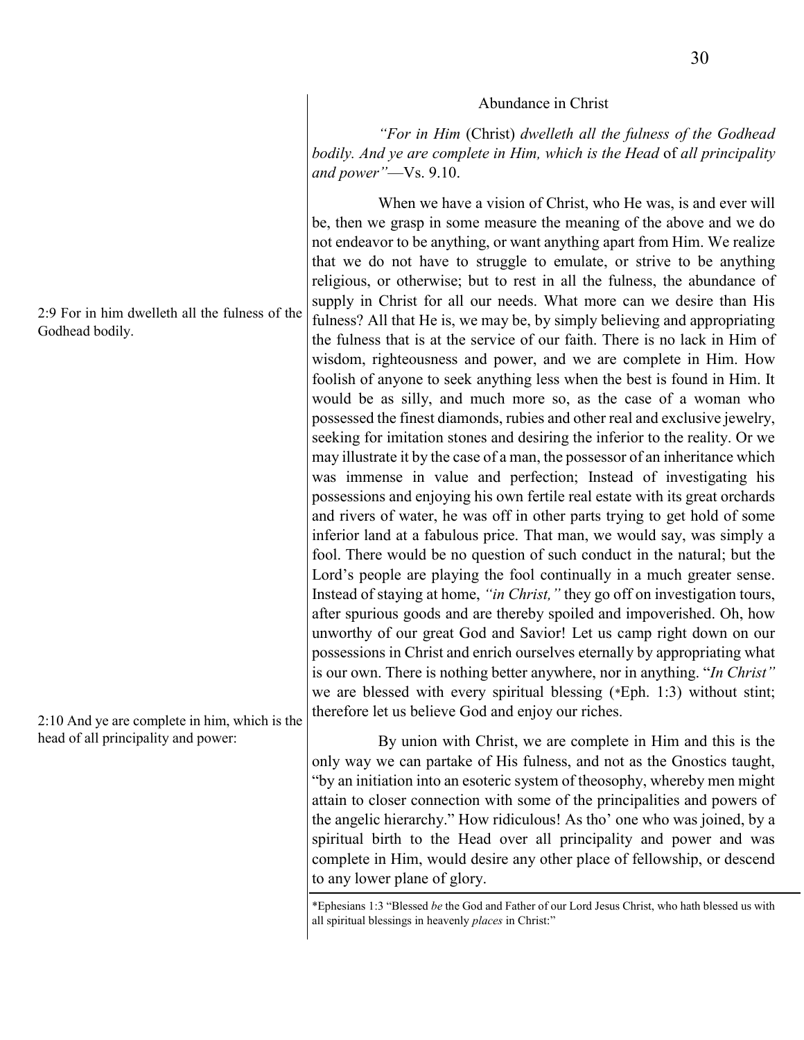## Abundance in Christ

*"For in Him* (Christ) *dwelleth all the fulness of the Godhead bodily. And ye are complete in Him, which is the Head* of *all principality and power"*—Vs. 9.10.

2:9 For in him dwelleth all the fulness of the Godhead bodily.

When we have a vision of Christ, who He was, is and ever will be, then we grasp in some measure the meaning of the above and we do not endeavor to be anything, or want anything apart from Him. We realize that we do not have to struggle to emulate, or strive to be anything religious, or otherwise; but to rest in all the fulness, the abundance of supply in Christ for all our needs. What more can we desire than His fulness? All that He is, we may be, by simply believing and appropriating the fulness that is at the service of our faith. There is no lack in Him of wisdom, righteousness and power, and we are complete in Him. How foolish of anyone to seek anything less when the best is found in Him. It would be as silly, and much more so, as the case of a woman who possessed the finest diamonds, rubies and other real and exclusive jewelry, seeking for imitation stones and desiring the inferior to the reality. Or we may illustrate it by the case of a man, the possessor of an inheritance which was immense in value and perfection; Instead of investigating his possessions and enjoying his own fertile real estate with its great orchards and rivers of water, he was off in other parts trying to get hold of some inferior land at a fabulous price. That man, we would say, was simply a fool. There would be no question of such conduct in the natural; but the Lord's people are playing the fool continually in a much greater sense. Instead of staying at home, *"in Christ,"* they go off on investigation tours, after spurious goods and are thereby spoiled and impoverished. Oh, how unworthy of our great God and Savior! Let us camp right down on our possessions in Christ and enrich ourselves eternally by appropriating what is our own. There is nothing better anywhere, nor in anything. "*In Christ"* we are blessed with every spiritual blessing (*Eph. 1:3) without stint; therefore let us believe God and enjoy our riches.

2:10 And ye are complete in him, which is the head of all principality and power:

By union with Christ, we are complete in Him and this is the only way we can partake of His fulness, and not as the Gnostics taught, "by an initiation into an esoteric system of theosophy, whereby men might attain to closer connection with some of the principalities and powers of the angelic hierarchy." How ridiculous! As tho' one who was joined, by a spiritual birth to the Head over all principality and power and was complete in Him, would desire any other place of fellowship, or descend to any lower plane of glory.

---

*Ephesians 1:3 "Blessed *be* the God and Father of our Lord Jesus Christ, who hath blessed us with all spiritual blessings in heavenly *places* in Christ:"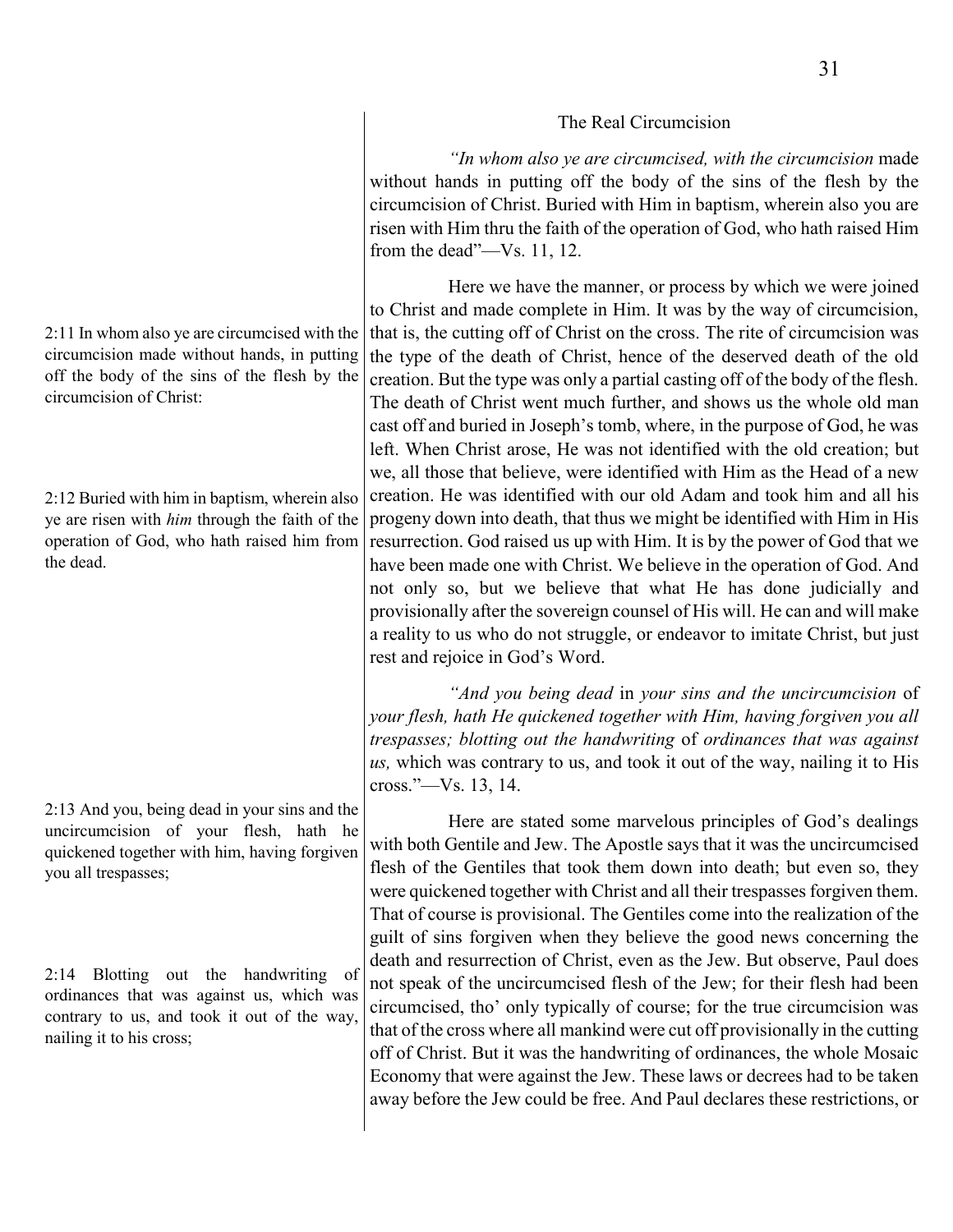## The Real Circumcision

*"In whom also ye are circumcised, with the circumcision* made without hands in putting off the body of the sins of the flesh by the circumcision of Christ. Buried with Him in baptism, wherein also you are risen with Him thru the faith of the operation of God, who hath raised Him from the dead"—Vs. 11, 12.

2:11 In whom also ye are circumcised with the circumcision made without hands, in putting off the body of the sins of the flesh by the circumcision of Christ:

2:12 Buried with him in baptism, wherein also ye are risen with *him* through the faith of the operation of God, who hath raised him from the dead.

Here we have the manner, or process by which we were joined to Christ and made complete in Him. It was by the way of circumcision, that is, the cutting off of Christ on the cross. The rite of circumcision was the type of the death of Christ, hence of the deserved death of the old creation. But the type was only a partial casting off of the body of the flesh. The death of Christ went much further, and shows us the whole old man cast off and buried in Joseph's tomb, where, in the purpose of God, he was left. When Christ arose, He was not identified with the old creation; but we, all those that believe, were identified with Him as the Head of a new creation. He was identified with our old Adam and took him and all his progeny down into death, that thus we might be identified with Him in His resurrection. God raised us up with Him. It is by the power of God that we have been made one with Christ. We believe in the operation of God. And not only so, but we believe that what He has done judicially and provisionally after the sovereign counsel of His will. He can and will make a reality to us who do not struggle, or endeavor to imitate Christ, but just rest and rejoice in God's Word.

*"And you being dead* in *your sins and the uncircumcision* of *your flesh, hath He quickened together with Him, having forgiven you all trespasses; blotting out the handwriting* of *ordinances that was against us,* which was contrary to us, and took it out of the way, nailing it to His cross."—Vs. 13, 14.

2:13 And you, being dead in your sins and the uncircumcision of your flesh, hath he quickened together with him, having forgiven you all trespasses;

2:14 Blotting out the handwriting of ordinances that was against us, which was contrary to us, and took it out of the way, nailing it to his cross;

Here are stated some marvelous principles of God's dealings with both Gentile and Jew. The Apostle says that it was the uncircumcised flesh of the Gentiles that took them down into death; but even so, they were quickened together with Christ and all their trespasses forgiven them. That of course is provisional. The Gentiles come into the realization of the guilt of sins forgiven when they believe the good news concerning the death and resurrection of Christ, even as the Jew. But observe, Paul does not speak of the uncircumcised flesh of the Jew; for their flesh had been circumcised, tho' only typically of course; for the true circumcision was that of the cross where all mankind were cut off provisionally in the cutting off of Christ. But it was the handwriting of ordinances, the whole Mosaic Economy that were against the Jew. These laws or decrees had to be taken away before the Jew could be free. And Paul declares these restrictions, or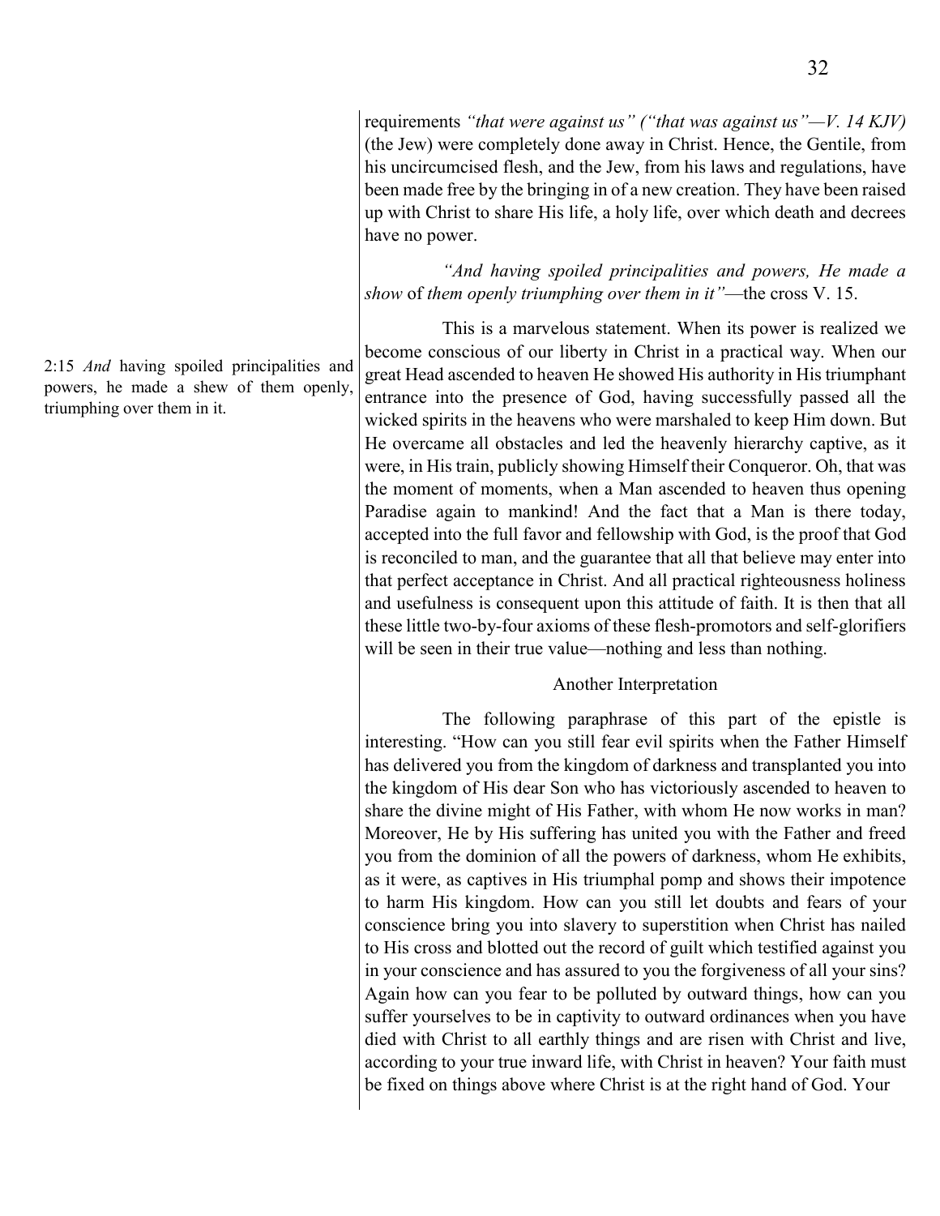requirements *"that were against us" ("that was against us"—V. 14 KJV)* (the Jew) were completely done away in Christ. Hence, the Gentile, from his uncircumcised flesh, and the Jew, from his laws and regulations, have been made free by the bringing in of a new creation. They have been raised up with Christ to share His life, a holy life, over which death and decrees have no power.

*"And having spoiled principalities and powers, He made a show* of *them openly triumphing over them in it"*—the cross V. 15.

2:15 *And* having spoiled principalities and powers, he made a shew of them openly, triumphing over them in it.

This is a marvelous statement. When its power is realized we become conscious of our liberty in Christ in a practical way. When our great Head ascended to heaven He showed His authority in His triumphant entrance into the presence of God, having successfully passed all the wicked spirits in the heavens who were marshaled to keep Him down. But He overcame all obstacles and led the heavenly hierarchy captive, as it were, in His train, publicly showing Himself their Conqueror. Oh, that was the moment of moments, when a Man ascended to heaven thus opening Paradise again to mankind! And the fact that a Man is there today, accepted into the full favor and fellowship with God, is the proof that God is reconciled to man, and the guarantee that all that believe may enter into that perfect acceptance in Christ. And all practical righteousness holiness and usefulness is consequent upon this attitude of faith. It is then that all these little two-by-four axioms of these flesh-promotors and self-glorifiers will be seen in their true value—nothing and less than nothing.

### Another Interpretation

The following paraphrase of this part of the epistle is interesting. "How can you still fear evil spirits when the Father Himself has delivered you from the kingdom of darkness and transplanted you into the kingdom of His dear Son who has victoriously ascended to heaven to share the divine might of His Father, with whom He now works in man? Moreover, He by His suffering has united you with the Father and freed you from the dominion of all the powers of darkness, whom He exhibits, as it were, as captives in His triumphal pomp and shows their impotence to harm His kingdom. How can you still let doubts and fears of your conscience bring you into slavery to superstition when Christ has nailed to His cross and blotted out the record of guilt which testified against you in your conscience and has assured to you the forgiveness of all your sins? Again how can you fear to be polluted by outward things, how can you suffer yourselves to be in captivity to outward ordinances when you have died with Christ to all earthly things and are risen with Christ and live, according to your true inward life, with Christ in heaven? Your faith must be fixed on things above where Christ is at the right hand of God. Your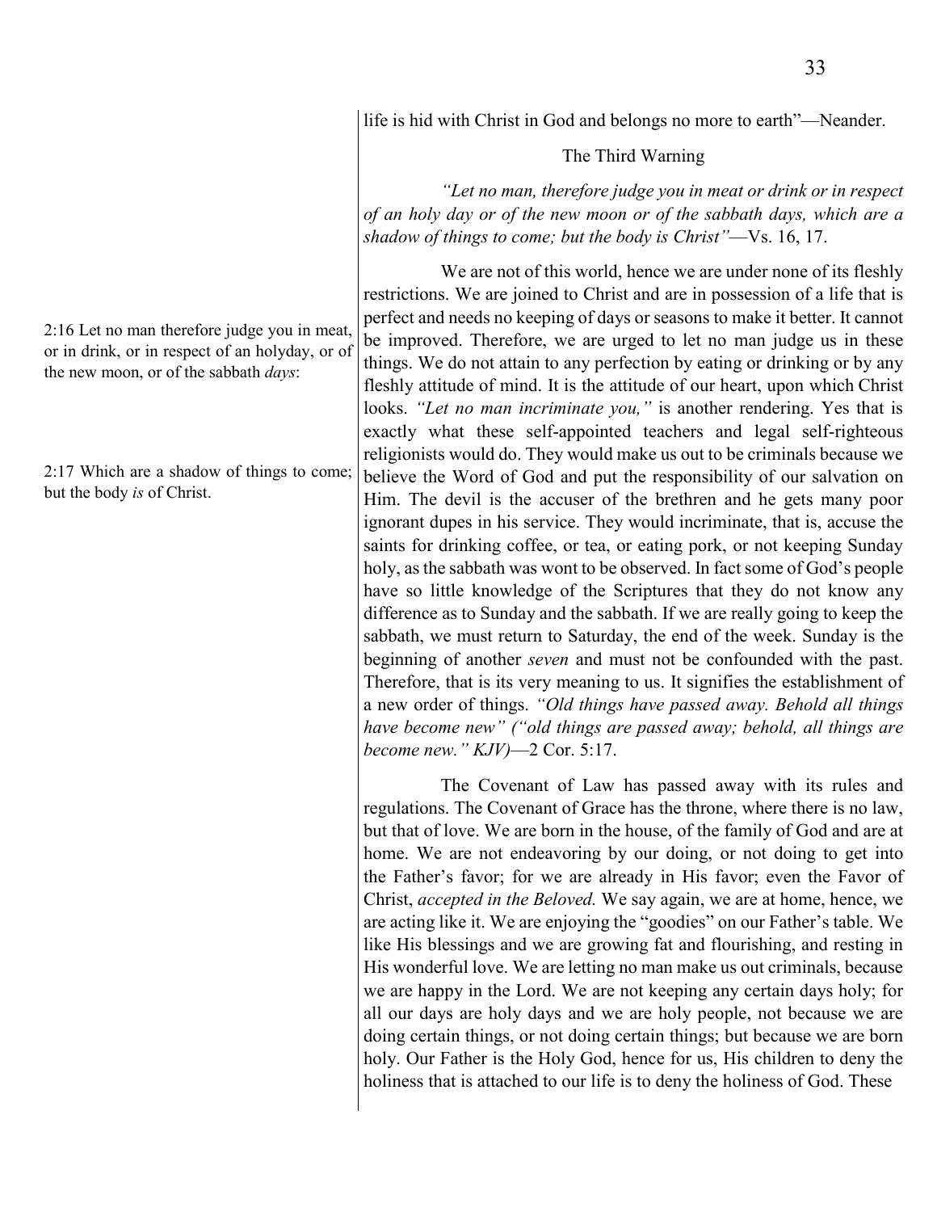life is hid with Christ in God and belongs no more to earth"—Neander.

### The Third Warning

*"Let no man, therefore judge you in meat or drink or in respect of an holy day or of the new moon or of the sabbath days, which are a shadow of things to come; but the body is Christ"*—Vs. 16, 17.

2:16 Let no man therefore judge you in meat, or in drink, or in respect of an holyday, or of the new moon, or of the sabbath *days*:

2:17 Which are a shadow of things to come; but the body *is* of Christ.

We are not of this world, hence we are under none of its fleshly restrictions. We are joined to Christ and are in possession of a life that is perfect and needs no keeping of days or seasons to make it better. It cannot be improved. Therefore, we are urged to let no man judge us in these things. We do not attain to any perfection by eating or drinking or by any fleshly attitude of mind. It is the attitude of our heart, upon which Christ looks. *"Let no man incriminate you,"* is another rendering. Yes that is exactly what these self-appointed teachers and legal self-righteous religionists would do. They would make us out to be criminals because we believe the Word of God and put the responsibility of our salvation on Him. The devil is the accuser of the brethren and he gets many poor ignorant dupes in his service. They would incriminate, that is, accuse the saints for drinking coffee, or tea, or eating pork, or not keeping Sunday holy, as the sabbath was wont to be observed. In fact some of God's people have so little knowledge of the Scriptures that they do not know any difference as to Sunday and the sabbath. If we are really going to keep the sabbath, we must return to Saturday, the end of the week. Sunday is the beginning of another *seven* and must not be confounded with the past. Therefore, that is its very meaning to us. It signifies the establishment of a new order of things. *"Old things have passed away. Behold all things have become new" ("old things are passed away; behold, all things are become new." KJV)*—2 Cor. 5:17.

The Covenant of Law has passed away with its rules and regulations. The Covenant of Grace has the throne, where there is no law, but that of love. We are born in the house, of the family of God and are at home. We are not endeavoring by our doing, or not doing to get into the Father's favor; for we are already in His favor; even the Favor of Christ, *accepted in the Beloved.* We say again, we are at home, hence, we are acting like it. We are enjoying the "goodies" on our Father's table. We like His blessings and we are growing fat and flourishing, and resting in His wonderful love. We are letting no man make us out criminals, because we are happy in the Lord. We are not keeping any certain days holy; for all our days are holy days and we are holy people, not because we are doing certain things, or not doing certain things; but because we are born holy. Our Father is the Holy God, hence for us, His children to deny the holiness that is attached to our life is to deny the holiness of God. These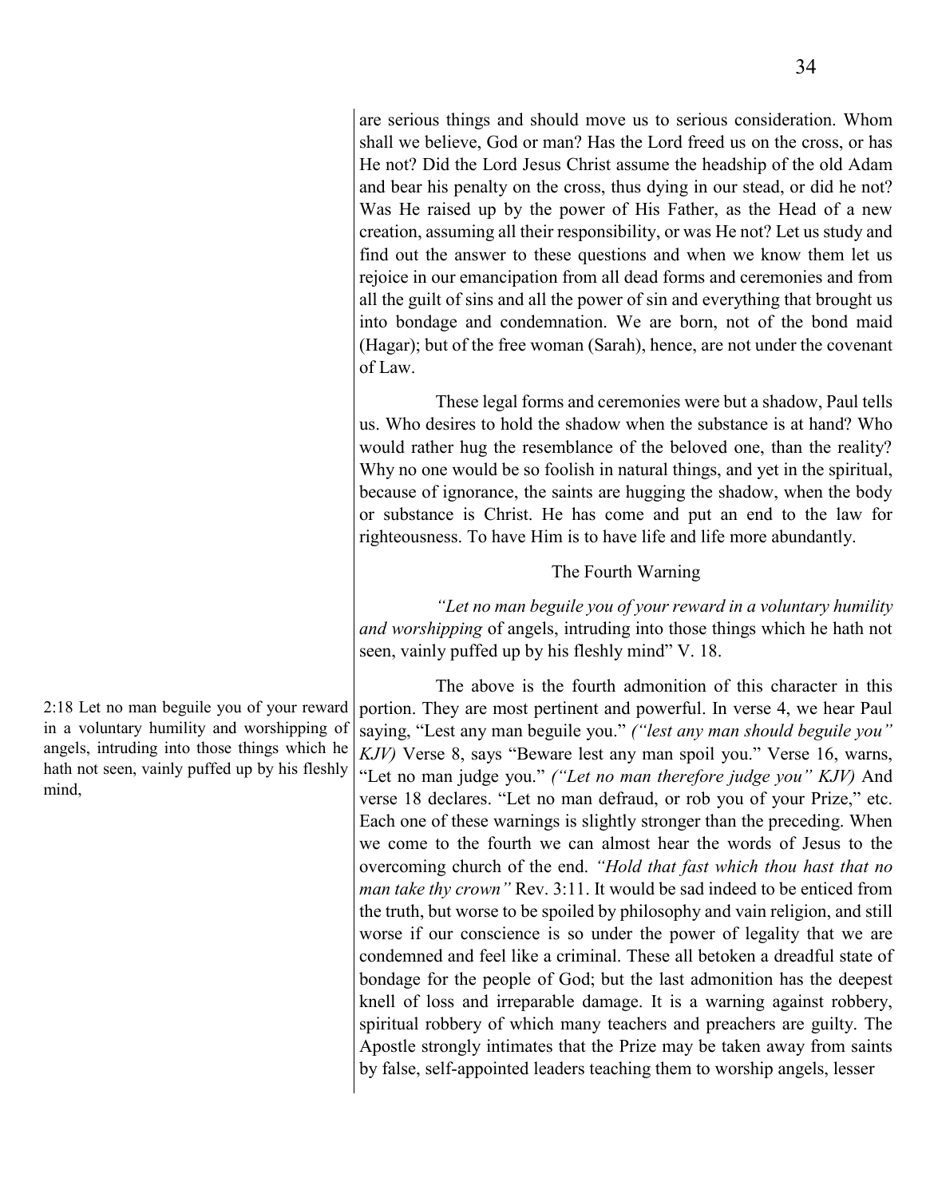are serious things and should move us to serious consideration. Whom shall we believe, God or man? Has the Lord freed us on the cross, or has He not? Did the Lord Jesus Christ assume the headship of the old Adam and bear his penalty on the cross, thus dying in our stead, or did he not? Was He raised up by the power of His Father, as the Head of a new creation, assuming all their responsibility, or was He not? Let us study and find out the answer to these questions and when we know them let us rejoice in our emancipation from all dead forms and ceremonies and from all the guilt of sins and all the power of sin and everything that brought us into bondage and condemnation. We are born, not of the bond maid (Hagar); but of the free woman (Sarah), hence, are not under the covenant of Law.

These legal forms and ceremonies were but a shadow, Paul tells us. Who desires to hold the shadow when the substance is at hand? Who would rather hug the resemblance of the beloved one, than the reality? Why no one would be so foolish in natural things, and yet in the spiritual, because of ignorance, the saints are hugging the shadow, when the body or substance is Christ. He has come and put an end to the law for righteousness. To have Him is to have life and life more abundantly.

### The Fourth Warning

*"Let no man beguile you of your reward in a voluntary humility and worshipping* of angels, intruding into those things which he hath not seen, vainly puffed up by his fleshly mind" V. 18.

2:18 Let no man beguile you of your reward in a voluntary humility and worshipping of angels, intruding into those things which he hath not seen, vainly puffed up by his fleshly mind,

The above is the fourth admonition of this character in this portion. They are most pertinent and powerful. In verse 4, we hear Paul saying, "Lest any man beguile you." *("lest any man should beguile you" KJV)* Verse 8, says "Beware lest any man spoil you." Verse 16, warns, "Let no man judge you." *("Let no man therefore judge you" KJV)* And verse 18 declares. "Let no man defraud, or rob you of your Prize," etc. Each one of these warnings is slightly stronger than the preceding. When we come to the fourth we can almost hear the words of Jesus to the overcoming church of the end. *"Hold that fast which thou hast that no man take thy crown"* Rev. 3:11. It would be sad indeed to be enticed from the truth, but worse to be spoiled by philosophy and vain religion, and still worse if our conscience is so under the power of legality that we are condemned and feel like a criminal. These all betoken a dreadful state of bondage for the people of God; but the last admonition has the deepest knell of loss and irreparable damage. It is a warning against robbery, spiritual robbery of which many teachers and preachers are guilty. The Apostle strongly intimates that the Prize may be taken away from saints by false, self-appointed leaders teaching them to worship angels, lesser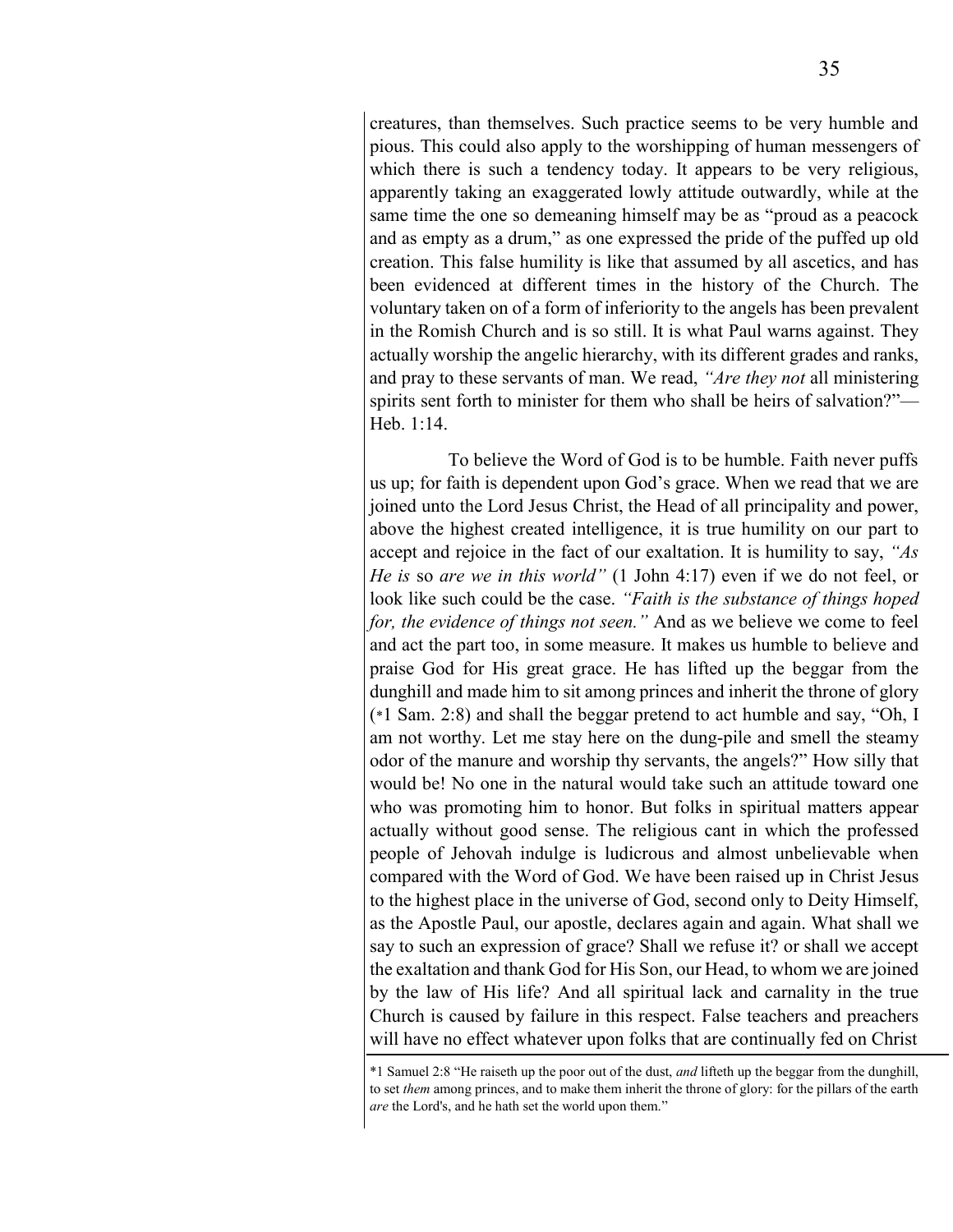creatures, than themselves. Such practice seems to be very humble and pious. This could also apply to the worshipping of human messengers of which there is such a tendency today. It appears to be very religious, apparently taking an exaggerated lowly attitude outwardly, while at the same time the one so demeaning himself may be as "proud as a peacock and as empty as a drum," as one expressed the pride of the puffed up old creation. This false humility is like that assumed by all ascetics, and has been evidenced at different times in the history of the Church. The voluntary taken on of a form of inferiority to the angels has been prevalent in the Romish Church and is so still. It is what Paul warns against. They actually worship the angelic hierarchy, with its different grades and ranks, and pray to these servants of man. We read, *"Are they not* all ministering spirits sent forth to minister for them who shall be heirs of salvation?"—Heb. 1:14.

To believe the Word of God is to be humble. Faith never puffs us up; for faith is dependent upon God's grace. When we read that we are joined unto the Lord Jesus Christ, the Head of all principality and power, above the highest created intelligence, it is true humility on our part to accept and rejoice in the fact of our exaltation. It is humility to say, *"As He is* so *are we in this world"* (1 John 4:17) even if we do not feel, or look like such could be the case. *"Faith is the substance of things hoped for, the evidence of things not seen."* And as we believe we come to feel and act the part too, in some measure. It makes us humble to believe and praise God for His great grace. He has lifted up the beggar from the dunghill and made him to sit among princes and inherit the throne of glory (*1 Sam. 2:8) and shall the beggar pretend to act humble and say, "Oh, I am not worthy. Let me stay here on the dung-pile and smell the steamy odor of the manure and worship thy servants, the angels?" How silly that would be! No one in the natural would take such an attitude toward one who was promoting him to honor. But folks in spiritual matters appear actually without good sense. The religious cant in which the professed people of Jehovah indulge is ludicrous and almost unbelievable when compared with the Word of God. We have been raised up in Christ Jesus to the highest place in the universe of God, second only to Deity Himself, as the Apostle Paul, our apostle, declares again and again. What shall we say to such an expression of grace? Shall we refuse it? or shall we accept the exaltation and thank God for His Son, our Head, to whom we are joined by the law of His life? And all spiritual lack and carnality in the true Church is caused by failure in this respect. False teachers and preachers will have no effect whatever upon folks that are continually fed on Christ

---

*1 Samuel 2:8 "He raiseth up the poor out of the dust, *and* lifteth up the beggar from the dunghill, to set *them* among princes, and to make them inherit the throne of glory: for the pillars of the earth *are* the Lord's, and he hath set the world upon them."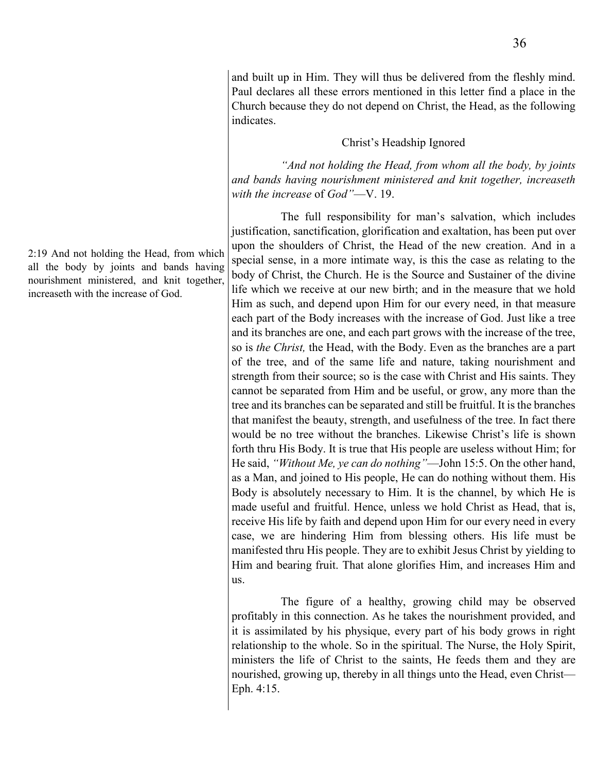and built up in Him. They will thus be delivered from the fleshly mind. Paul declares all these errors mentioned in this letter find a place in the Church because they do not depend on Christ, the Head, as the following indicates.

### Christ's Headship Ignored

*"And not holding the Head, from whom all the body, by joints and bands having nourishment ministered and knit together, increaseth with the increase* of *God"*—V. 19.

2:19 And not holding the Head, from which all the body by joints and bands having nourishment ministered, and knit together, increaseth with the increase of God.

The full responsibility for man's salvation, which includes justification, sanctification, glorification and exaltation, has been put over upon the shoulders of Christ, the Head of the new creation. And in a special sense, in a more intimate way, is this the case as relating to the body of Christ, the Church. He is the Source and Sustainer of the divine life which we receive at our new birth; and in the measure that we hold Him as such, and depend upon Him for our every need, in that measure each part of the Body increases with the increase of God. Just like a tree and its branches are one, and each part grows with the increase of the tree, so is *the Christ,* the Head, with the Body. Even as the branches are a part of the tree, and of the same life and nature, taking nourishment and strength from their source; so is the case with Christ and His saints. They cannot be separated from Him and be useful, or grow, any more than the tree and its branches can be separated and still be fruitful. It is the branches that manifest the beauty, strength, and usefulness of the tree. In fact there would be no tree without the branches. Likewise Christ's life is shown forth thru His Body. It is true that His people are useless without Him; for He said, *"Without Me, ye can do nothing"*—John 15:5. On the other hand, as a Man, and joined to His people, He can do nothing without them. His Body is absolutely necessary to Him. It is the channel, by which He is made useful and fruitful. Hence, unless we hold Christ as Head, that is, receive His life by faith and depend upon Him for our every need in every case, we are hindering Him from blessing others. His life must be manifested thru His people. They are to exhibit Jesus Christ by yielding to Him and bearing fruit. That alone glorifies Him, and increases Him and us.

The figure of a healthy, growing child may be observed profitably in this connection. As he takes the nourishment provided, and it is assimilated by his physique, every part of his body grows in right relationship to the whole. So in the spiritual. The Nurse, the Holy Spirit, ministers the life of Christ to the saints, He feeds them and they are nourished, growing up, thereby in all things unto the Head, even Christ—Eph. 4:15.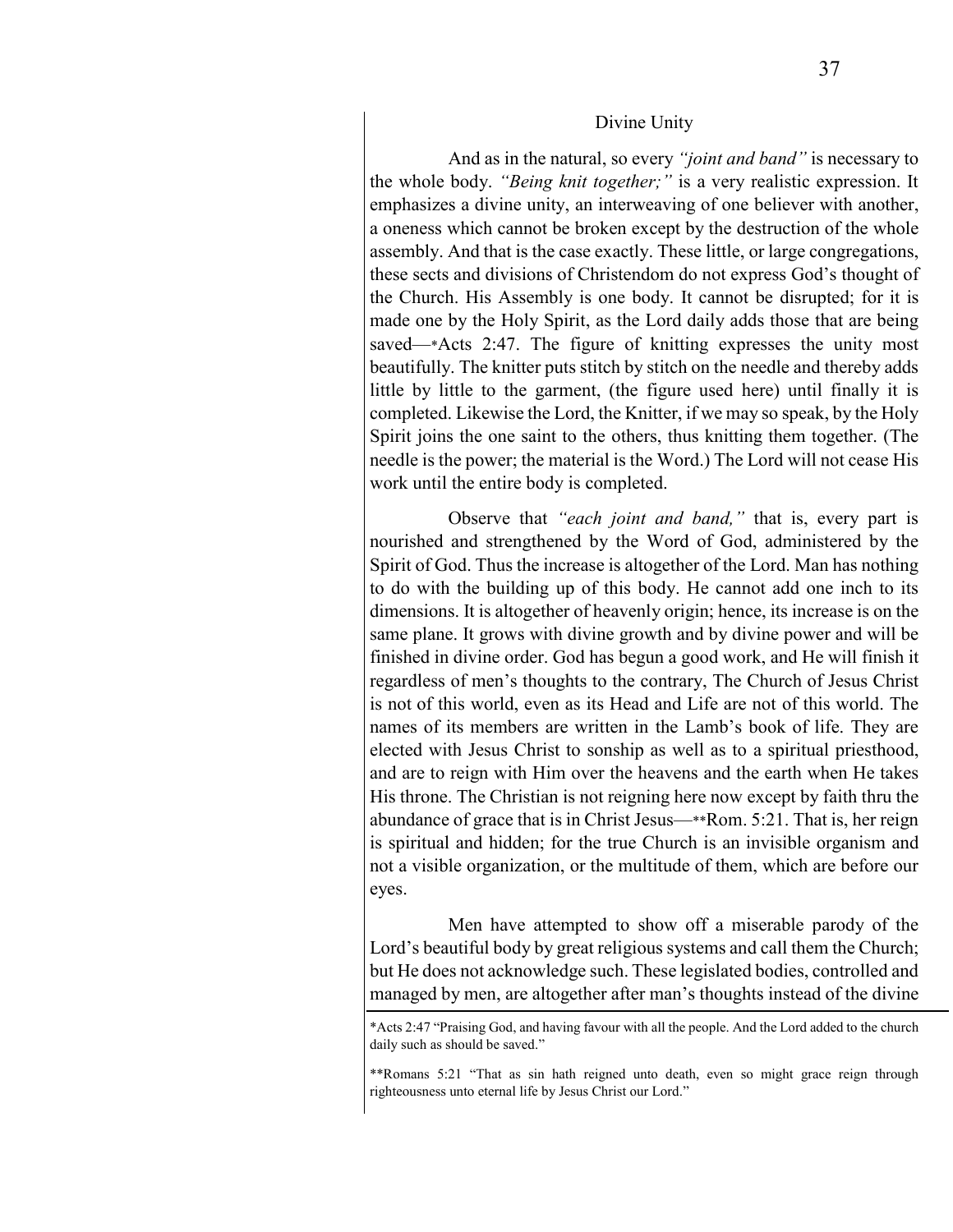## Divine Unity

And as in the natural, so every *"joint and band"* is necessary to the whole body. *"Being knit together;"* is a very realistic expression. It emphasizes a divine unity, an interweaving of one believer with another, a oneness which cannot be broken except by the destruction of the whole assembly. And that is the case exactly. These little, or large congregations, these sects and divisions of Christendom do not express God's thought of the Church. His Assembly is one body. It cannot be disrupted; for it is made one by the Holy Spirit, as the Lord daily adds those that are being saved—*Acts 2:47. The figure of knitting expresses the unity most beautifully. The knitter puts stitch by stitch on the needle and thereby adds little by little to the garment, (the figure used here) until finally it is completed. Likewise the Lord, the Knitter, if we may so speak, by the Holy Spirit joins the one saint to the others, thus knitting them together. (The needle is the power; the material is the Word.) The Lord will not cease His work until the entire body is completed.

Observe that *"each joint and band,"* that is, every part is nourished and strengthened by the Word of God, administered by the Spirit of God. Thus the increase is altogether of the Lord. Man has nothing to do with the building up of this body. He cannot add one inch to its dimensions. It is altogether of heavenly origin; hence, its increase is on the same plane. It grows with divine growth and by divine power and will be finished in divine order. God has begun a good work, and He will finish it regardless of men's thoughts to the contrary, The Church of Jesus Christ is not of this world, even as its Head and Life are not of this world. The names of its members are written in the Lamb's book of life. They are elected with Jesus Christ to sonship as well as to a spiritual priesthood, and are to reign with Him over the heavens and the earth when He takes His throne. The Christian is not reigning here now except by faith thru the abundance of grace that is in Christ Jesus—**Rom. 5:21. That is, her reign is spiritual and hidden; for the true Church is an invisible organism and not a visible organization, or the multitude of them, which are before our eyes.

Men have attempted to show off a miserable parody of the Lord's beautiful body by great religious systems and call them the Church; but He does not acknowledge such. These legislated bodies, controlled and managed by men, are altogether after man's thoughts instead of the divine

---

*Acts 2:47 "Praising God, and having favour with all the people. And the Lord added to the church daily such as should be saved."

**Romans 5:21 "That as sin hath reigned unto death, even so might grace reign through righteousness unto eternal life by Jesus Christ our Lord."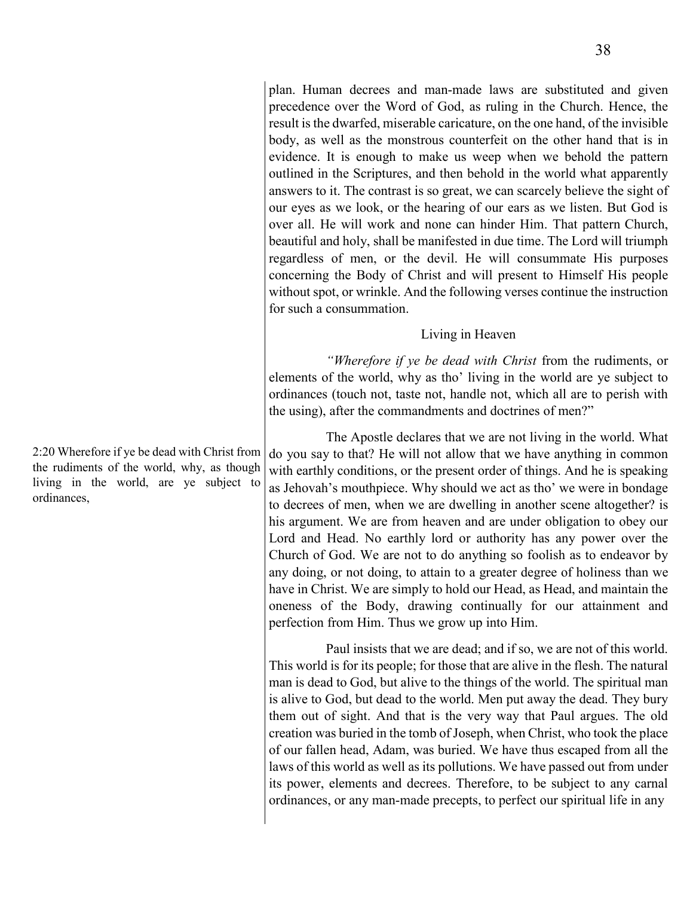plan. Human decrees and man-made laws are substituted and given precedence over the Word of God, as ruling in the Church. Hence, the result is the dwarfed, miserable caricature, on the one hand, of the invisible body, as well as the monstrous counterfeit on the other hand that is in evidence. It is enough to make us weep when we behold the pattern outlined in the Scriptures, and then behold in the world what apparently answers to it. The contrast is so great, we can scarcely believe the sight of our eyes as we look, or the hearing of our ears as we listen. But God is over all. He will work and none can hinder Him. That pattern Church, beautiful and holy, shall be manifested in due time. The Lord will triumph regardless of men, or the devil. He will consummate His purposes concerning the Body of Christ and will present to Himself His people without spot, or wrinkle. And the following verses continue the instruction for such a consummation.

## Living in Heaven

*"Wherefore if ye be dead with Christ* from the rudiments, or elements of the world, why as tho' living in the world are ye subject to ordinances (touch not, taste not, handle not, which all are to perish with the using), after the commandments and doctrines of men?"

2:20 Wherefore if ye be dead with Christ from the rudiments of the world, why, as though living in the world, are ye subject to ordinances,

The Apostle declares that we are not living in the world. What do you say to that? He will not allow that we have anything in common with earthly conditions, or the present order of things. And he is speaking as Jehovah's mouthpiece. Why should we act as tho' we were in bondage to decrees of men, when we are dwelling in another scene altogether? is his argument. We are from heaven and are under obligation to obey our Lord and Head. No earthly lord or authority has any power over the Church of God. We are not to do anything so foolish as to endeavor by any doing, or not doing, to attain to a greater degree of holiness than we have in Christ. We are simply to hold our Head, as Head, and maintain the oneness of the Body, drawing continually for our attainment and perfection from Him. Thus we grow up into Him.

Paul insists that we are dead; and if so, we are not of this world. This world is for its people; for those that are alive in the flesh. The natural man is dead to God, but alive to the things of the world. The spiritual man is alive to God, but dead to the world. Men put away the dead. They bury them out of sight. And that is the very way that Paul argues. The old creation was buried in the tomb of Joseph, when Christ, who took the place of our fallen head, Adam, was buried. We have thus escaped from all the laws of this world as well as its pollutions. We have passed out from under its power, elements and decrees. Therefore, to be subject to any carnal ordinances, or any man-made precepts, to perfect our spiritual life in any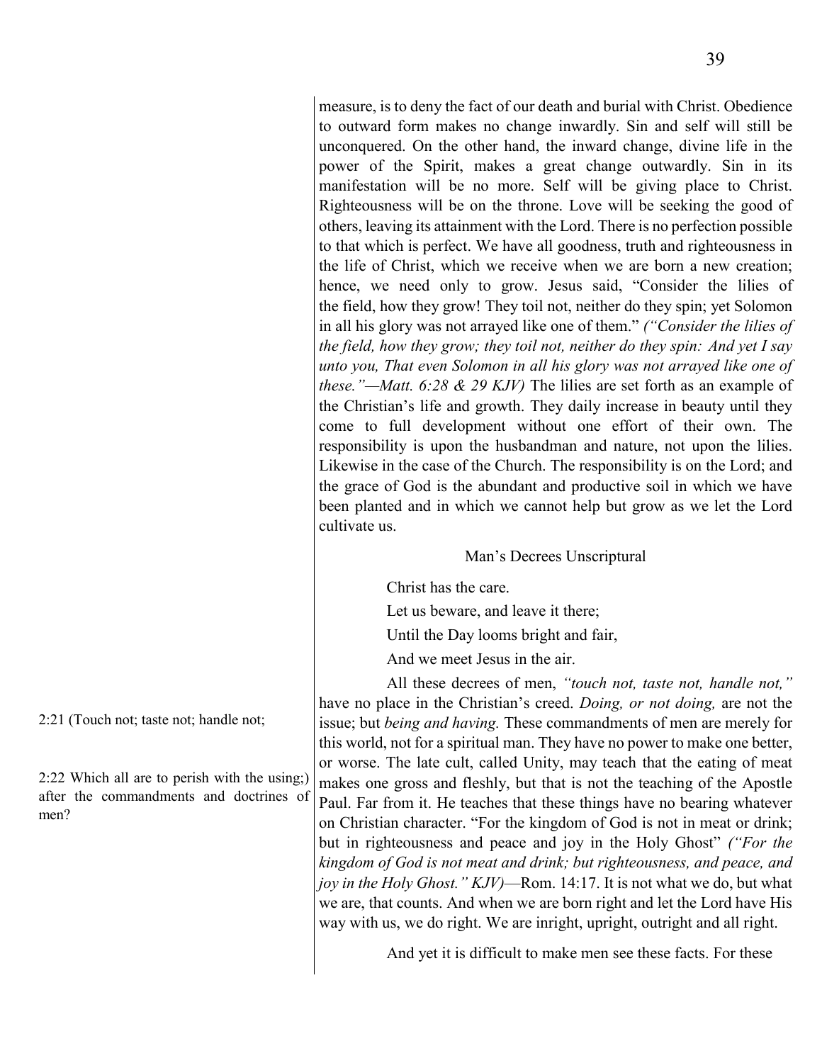measure, is to deny the fact of our death and burial with Christ. Obedience to outward form makes no change inwardly. Sin and self will still be unconquered. On the other hand, the inward change, divine life in the power of the Spirit, makes a great change outwardly. Sin in its manifestation will be no more. Self will be giving place to Christ. Righteousness will be on the throne. Love will be seeking the good of others, leaving its attainment with the Lord. There is no perfection possible to that which is perfect. We have all goodness, truth and righteousness in the life of Christ, which we receive when we are born a new creation; hence, we need only to grow. Jesus said, "Consider the lilies of the field, how they grow! They toil not, neither do they spin; yet Solomon in all his glory was not arrayed like one of them." *("Consider the lilies of the field, how they grow; they toil not, neither do they spin: And yet I say unto you, That even Solomon in all his glory was not arrayed like one of these."—Matt. 6:28 & 29 KJV)* The lilies are set forth as an example of the Christian's life and growth. They daily increase in beauty until they come to full development without one effort of their own. The responsibility is upon the husbandman and nature, not upon the lilies. Likewise in the case of the Church. The responsibility is on the Lord; and the grace of God is the abundant and productive soil in which we have been planted and in which we cannot help but grow as we let the Lord cultivate us.

### Man's Decrees Unscriptural

Christ has the care.
Let us beware, and leave it there;
Until the Day looms bright and fair,
And we meet Jesus in the air.

2:21 (Touch not; taste not; handle not;

2:22 Which all are to perish with the using;) after the commandments and doctrines of men?

All these decrees of men, *"touch not, taste not, handle not,"* have no place in the Christian's creed. *Doing, or not doing,* are not the issue; but *being and having.* These commandments of men are merely for this world, not for a spiritual man. They have no power to make one better, or worse. The late cult, called Unity, may teach that the eating of meat makes one gross and fleshly, but that is not the teaching of the Apostle Paul. Far from it. He teaches that these things have no bearing whatever on Christian character. "For the kingdom of God is not in meat or drink; but in righteousness and peace and joy in the Holy Ghost" *("For the kingdom of God is not meat and drink; but righteousness, and peace, and joy in the Holy Ghost." KJV)*—Rom. 14:17. It is not what we do, but what we are, that counts. And when we are born right and let the Lord have His way with us, we do right. We are inright, upright, outright and all right.

And yet it is difficult to make men see these facts. For these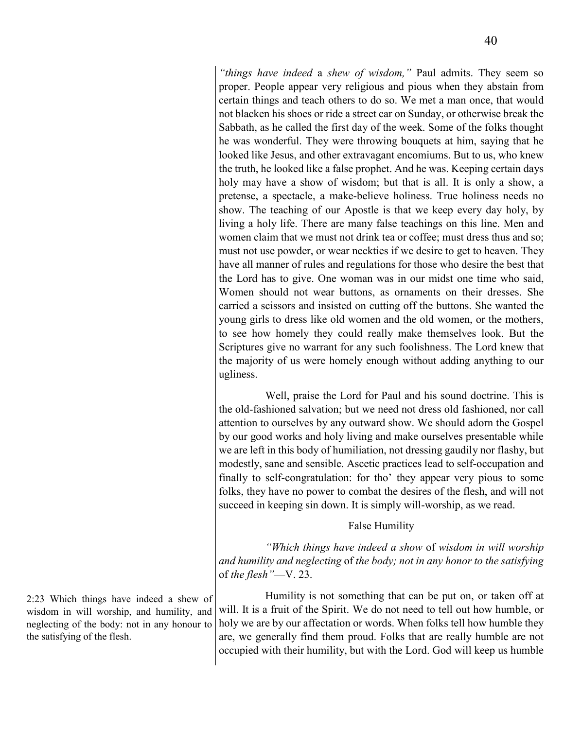*"things have indeed* a *shew of wisdom,"* Paul admits. They seem so proper. People appear very religious and pious when they abstain from certain things and teach others to do so. We met a man once, that would not blacken his shoes or ride a street car on Sunday, or otherwise break the Sabbath, as he called the first day of the week. Some of the folks thought he was wonderful. They were throwing bouquets at him, saying that he looked like Jesus, and other extravagant encomiums. But to us, who knew the truth, he looked like a false prophet. And he was. Keeping certain days holy may have a show of wisdom; but that is all. It is only a show, a pretense, a spectacle, a make-believe holiness. True holiness needs no show. The teaching of our Apostle is that we keep every day holy, by living a holy life. There are many false teachings on this line. Men and women claim that we must not drink tea or coffee; must dress thus and so; must not use powder, or wear neckties if we desire to get to heaven. They have all manner of rules and regulations for those who desire the best that the Lord has to give. One woman was in our midst one time who said, Women should not wear buttons, as ornaments on their dresses. She carried a scissors and insisted on cutting off the buttons. She wanted the young girls to dress like old women and the old women, or the mothers, to see how homely they could really make themselves look. But the Scriptures give no warrant for any such foolishness. The Lord knew that the majority of us were homely enough without adding anything to our ugliness.

Well, praise the Lord for Paul and his sound doctrine. This is the old-fashioned salvation; but we need not dress old fashioned, nor call attention to ourselves by any outward show. We should adorn the Gospel by our good works and holy living and make ourselves presentable while we are left in this body of humiliation, not dressing gaudily nor flashy, but modestly, sane and sensible. Ascetic practices lead to self-occupation and finally to self-congratulation: for tho' they appear very pious to some folks, they have no power to combat the desires of the flesh, and will not succeed in keeping sin down. It is simply will-worship, as we read.

## False Humility

*"Which things have indeed a show* of *wisdom in will worship and humility and neglecting* of *the body; not in any honor to the satisfying* of *the flesh"*—V. 23.

2:23 Which things have indeed a shew of wisdom in will worship, and humility, and neglecting of the body: not in any honour to the satisfying of the flesh.

Humility is not something that can be put on, or taken off at will. It is a fruit of the Spirit. We do not need to tell out how humble, or holy we are by our affectation or words. When folks tell how humble they are, we generally find them proud. Folks that are really humble are not occupied with their humility, but with the Lord. God will keep us humble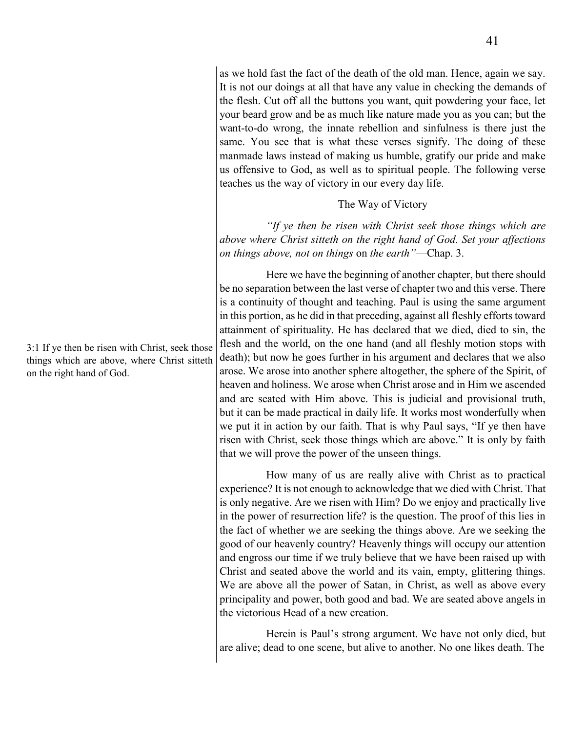as we hold fast the fact of the death of the old man. Hence, again we say. It is not our doings at all that have any value in checking the demands of the flesh. Cut off all the buttons you want, quit powdering your face, let your beard grow and be as much like nature made you as you can; but the want-to-do wrong, the innate rebellion and sinfulness is there just the same. You see that is what these verses signify. The doing of these manmade laws instead of making us humble, gratify our pride and make us offensive to God, as well as to spiritual people. The following verse teaches us the way of victory in our every day life.

### The Way of Victory

*"If ye then be risen with Christ seek those things which are above where Christ sitteth on the right hand of God. Set your affections on things above, not on things* on *the earth"*—Chap. 3.

3:1 If ye then be risen with Christ, seek those things which are above, where Christ sitteth on the right hand of God.

Here we have the beginning of another chapter, but there should be no separation between the last verse of chapter two and this verse. There is a continuity of thought and teaching. Paul is using the same argument in this portion, as he did in that preceding, against all fleshly efforts toward attainment of spirituality. He has declared that we died, died to sin, the flesh and the world, on the one hand (and all fleshly motion stops with death); but now he goes further in his argument and declares that we also arose. We arose into another sphere altogether, the sphere of the Spirit, of heaven and holiness. We arose when Christ arose and in Him we ascended and are seated with Him above. This is judicial and provisional truth, but it can be made practical in daily life. It works most wonderfully when we put it in action by our faith. That is why Paul says, "If ye then have risen with Christ, seek those things which are above." It is only by faith that we will prove the power of the unseen things.

How many of us are really alive with Christ as to practical experience? It is not enough to acknowledge that we died with Christ. That is only negative. Are we risen with Him? Do we enjoy and practically live in the power of resurrection life? is the question. The proof of this lies in the fact of whether we are seeking the things above. Are we seeking the good of our heavenly country? Heavenly things will occupy our attention and engross our time if we truly believe that we have been raised up with Christ and seated above the world and its vain, empty, glittering things. We are above all the power of Satan, in Christ, as well as above every principality and power, both good and bad. We are seated above angels in the victorious Head of a new creation.

Herein is Paul's strong argument. We have not only died, but are alive; dead to one scene, but alive to another. No one likes death. The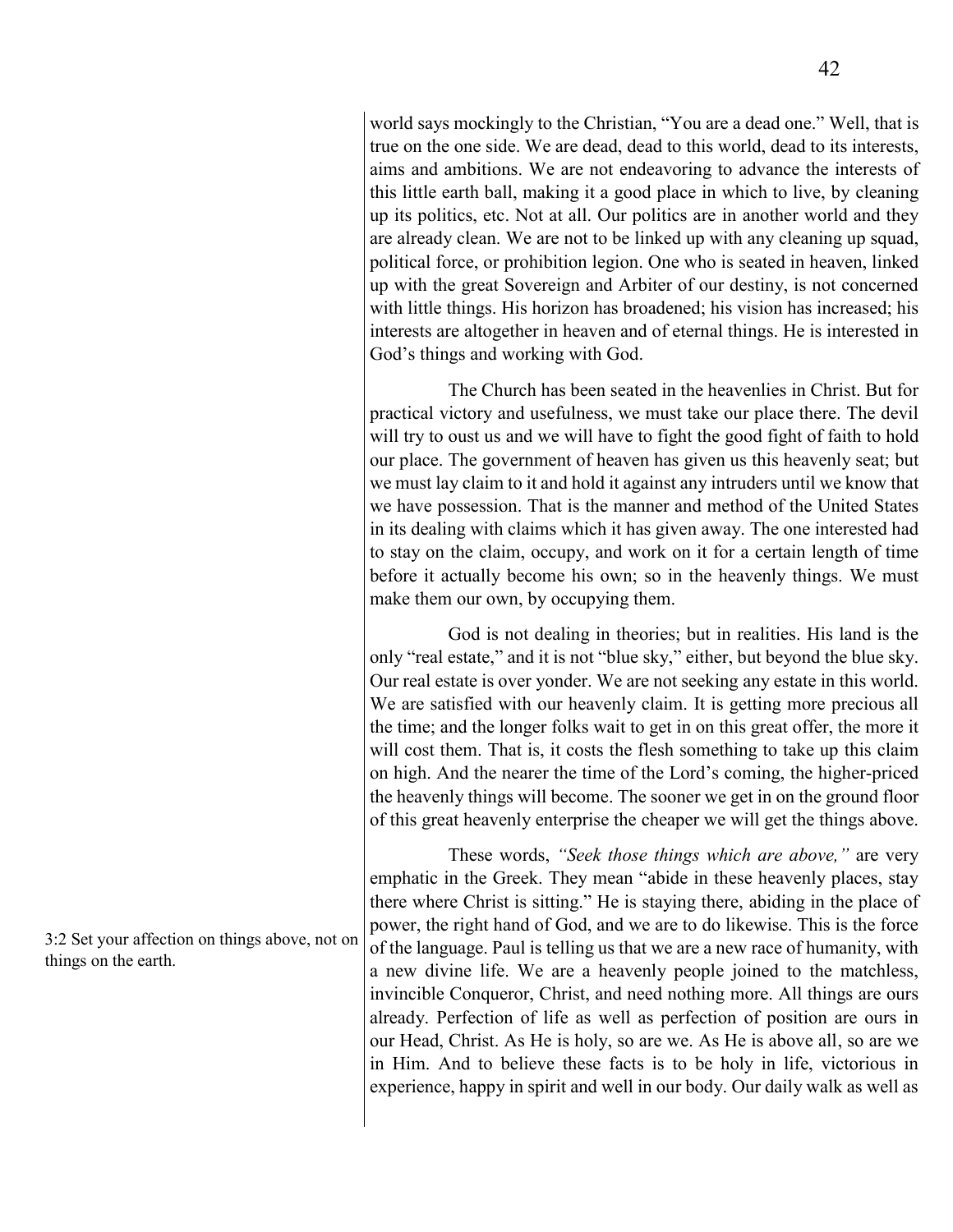world says mockingly to the Christian, "You are a dead one." Well, that is true on the one side. We are dead, dead to this world, dead to its interests, aims and ambitions. We are not endeavoring to advance the interests of this little earth ball, making it a good place in which to live, by cleaning up its politics, etc. Not at all. Our politics are in another world and they are already clean. We are not to be linked up with any cleaning up squad, political force, or prohibition legion. One who is seated in heaven, linked up with the great Sovereign and Arbiter of our destiny, is not concerned with little things. His horizon has broadened; his vision has increased; his interests are altogether in heaven and of eternal things. He is interested in God's things and working with God.

The Church has been seated in the heavenlies in Christ. But for practical victory and usefulness, we must take our place there. The devil will try to oust us and we will have to fight the good fight of faith to hold our place. The government of heaven has given us this heavenly seat; but we must lay claim to it and hold it against any intruders until we know that we have possession. That is the manner and method of the United States in its dealing with claims which it has given away. The one interested had to stay on the claim, occupy, and work on it for a certain length of time before it actually become his own; so in the heavenly things. We must make them our own, by occupying them.

God is not dealing in theories; but in realities. His land is the only "real estate," and it is not "blue sky," either, but beyond the blue sky. Our real estate is over yonder. We are not seeking any estate in this world. We are satisfied with our heavenly claim. It is getting more precious all the time; and the longer folks wait to get in on this great offer, the more it will cost them. That is, it costs the flesh something to take up this claim on high. And the nearer the time of the Lord's coming, the higher-priced the heavenly things will become. The sooner we get in on the ground floor of this great heavenly enterprise the cheaper we will get the things above.

3:2 Set your affection on things above, not on things on the earth.

These words, *"Seek those things which are above,"* are very emphatic in the Greek. They mean "abide in these heavenly places, stay there where Christ is sitting." He is staying there, abiding in the place of power, the right hand of God, and we are to do likewise. This is the force of the language. Paul is telling us that we are a new race of humanity, with a new divine life. We are a heavenly people joined to the matchless, invincible Conqueror, Christ, and need nothing more. All things are ours already. Perfection of life as well as perfection of position are ours in our Head, Christ. As He is holy, so are we. As He is above all, so are we in Him. And to believe these facts is to be holy in life, victorious in experience, happy in spirit and well in our body. Our daily walk as well as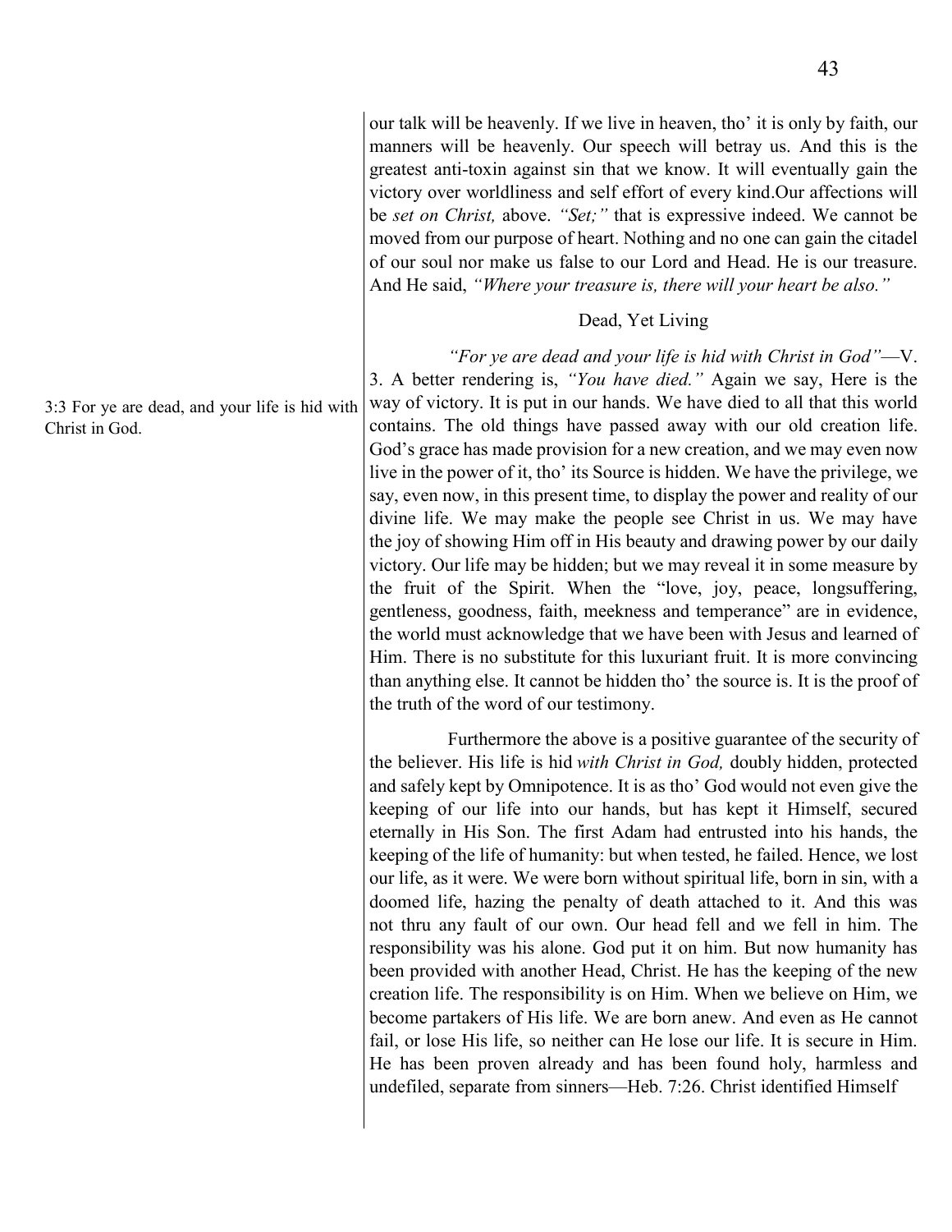our talk will be heavenly. If we live in heaven, tho' it is only by faith, our manners will be heavenly. Our speech will betray us. And this is the greatest anti-toxin against sin that we know. It will eventually gain the victory over worldliness and self effort of every kind.Our affections will be *set on Christ,* above. *"Set;"* that is expressive indeed. We cannot be moved from our purpose of heart. Nothing and no one can gain the citadel of our soul nor make us false to our Lord and Head. He is our treasure. And He said, *"Where your treasure is, there will your heart be also."*

## Dead, Yet Living

3:3 For ye are dead, and your life is hid with Christ in God.

*"For ye are dead and your life is hid with Christ in God"*—V. 3. A better rendering is, *"You have died."* Again we say, Here is the way of victory. It is put in our hands. We have died to all that this world contains. The old things have passed away with our old creation life. God's grace has made provision for a new creation, and we may even now live in the power of it, tho' its Source is hidden. We have the privilege, we say, even now, in this present time, to display the power and reality of our divine life. We may make the people see Christ in us. We may have the joy of showing Him off in His beauty and drawing power by our daily victory. Our life may be hidden; but we may reveal it in some measure by the fruit of the Spirit. When the "love, joy, peace, longsuffering, gentleness, goodness, faith, meekness and temperance" are in evidence, the world must acknowledge that we have been with Jesus and learned of Him. There is no substitute for this luxuriant fruit. It is more convincing than anything else. It cannot be hidden tho' the source is. It is the proof of the truth of the word of our testimony.

Furthermore the above is a positive guarantee of the security of the believer. His life is hid *with Christ in God,* doubly hidden, protected and safely kept by Omnipotence. It is as tho' God would not even give the keeping of our life into our hands, but has kept it Himself, secured eternally in His Son. The first Adam had entrusted into his hands, the keeping of the life of humanity: but when tested, he failed. Hence, we lost our life, as it were. We were born without spiritual life, born in sin, with a doomed life, hazing the penalty of death attached to it. And this was not thru any fault of our own. Our head fell and we fell in him. The responsibility was his alone. God put it on him. But now humanity has been provided with another Head, Christ. He has the keeping of the new creation life. The responsibility is on Him. When we believe on Him, we become partakers of His life. We are born anew. And even as He cannot fail, or lose His life, so neither can He lose our life. It is secure in Him. He has been proven already and has been found holy, harmless and undefiled, separate from sinners—Heb. 7:26. Christ identified Himself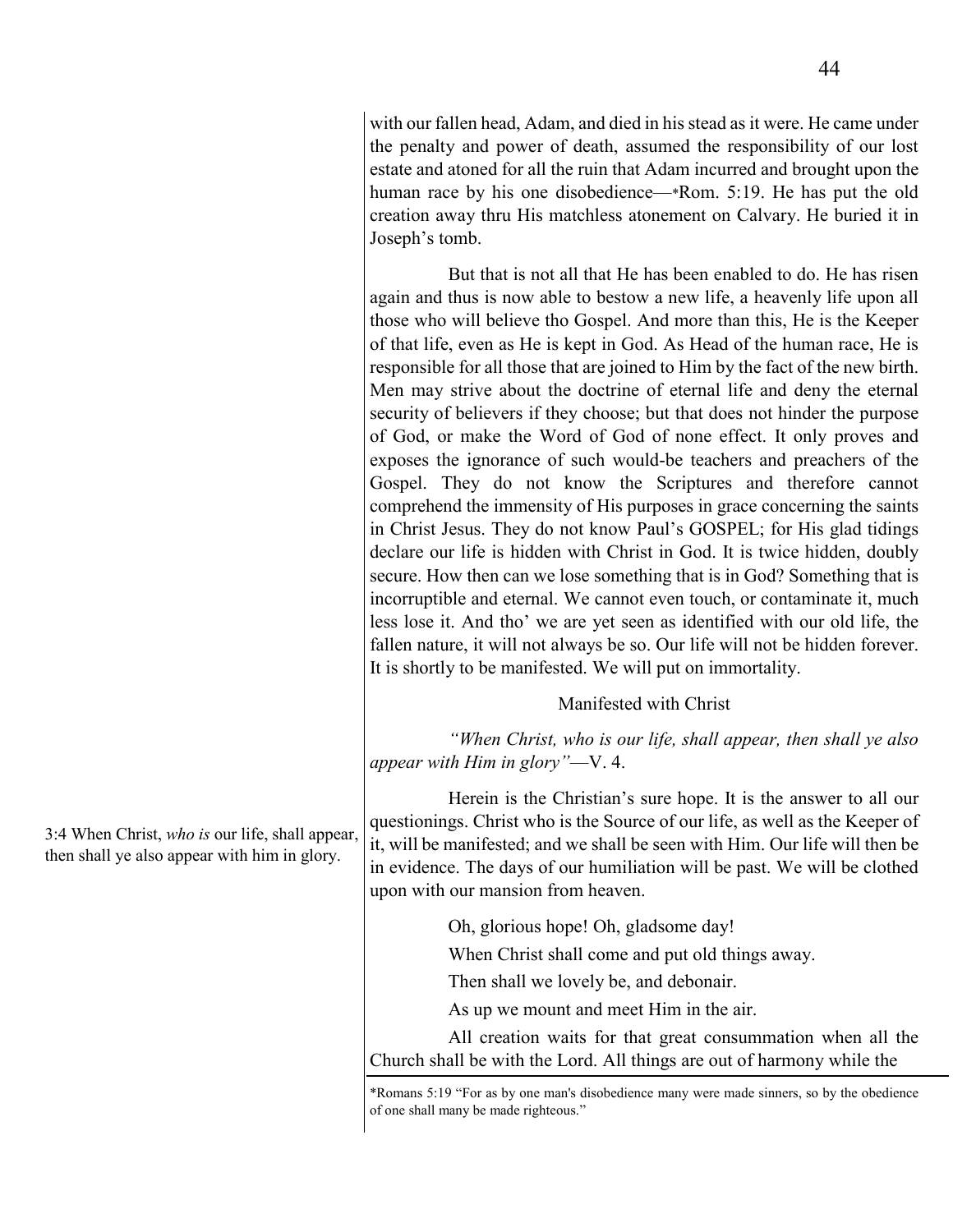with our fallen head, Adam, and died in his stead as it were. He came under the penalty and power of death, assumed the responsibility of our lost estate and atoned for all the ruin that Adam incurred and brought upon the human race by his one disobedience—*Rom. 5:19. He has put the old creation away thru His matchless atonement on Calvary. He buried it in Joseph's tomb.

But that is not all that He has been enabled to do. He has risen again and thus is now able to bestow a new life, a heavenly life upon all those who will believe tho Gospel. And more than this, He is the Keeper of that life, even as He is kept in God. As Head of the human race, He is responsible for all those that are joined to Him by the fact of the new birth. Men may strive about the doctrine of eternal life and deny the eternal security of believers if they choose; but that does not hinder the purpose of God, or make the Word of God of none effect. It only proves and exposes the ignorance of such would-be teachers and preachers of the Gospel. They do not know the Scriptures and therefore cannot comprehend the immensity of His purposes in grace concerning the saints in Christ Jesus. They do not know Paul's GOSPEL; for His glad tidings declare our life is hidden with Christ in God. It is twice hidden, doubly secure. How then can we lose something that is in God? Something that is incorruptible and eternal. We cannot even touch, or contaminate it, much less lose it. And tho' we are yet seen as identified with our old life, the fallen nature, it will not always be so. Our life will not be hidden forever. It is shortly to be manifested. We will put on immortality.

### Manifested with Christ

*"When Christ, who is our life, shall appear, then shall ye also appear with Him in glory"*—V. 4.

3:4 When Christ, *who is* our life, shall appear, then shall ye also appear with him in glory.

Herein is the Christian's sure hope. It is the answer to all our questionings. Christ who is the Source of our life, as well as the Keeper of it, will be manifested; and we shall be seen with Him. Our life will then be in evidence. The days of our humiliation will be past. We will be clothed upon with our mansion from heaven.

Oh, glorious hope! Oh, gladsome day!
When Christ shall come and put old things away.
Then shall we lovely be, and debonair.
As up we mount and meet Him in the air.

All creation waits for that great consummation when all the Church shall be with the Lord. All things are out of harmony while the

*Romans 5:19 "For as by one man's disobedience many were made sinners, so by the obedience of one shall many be made righteous."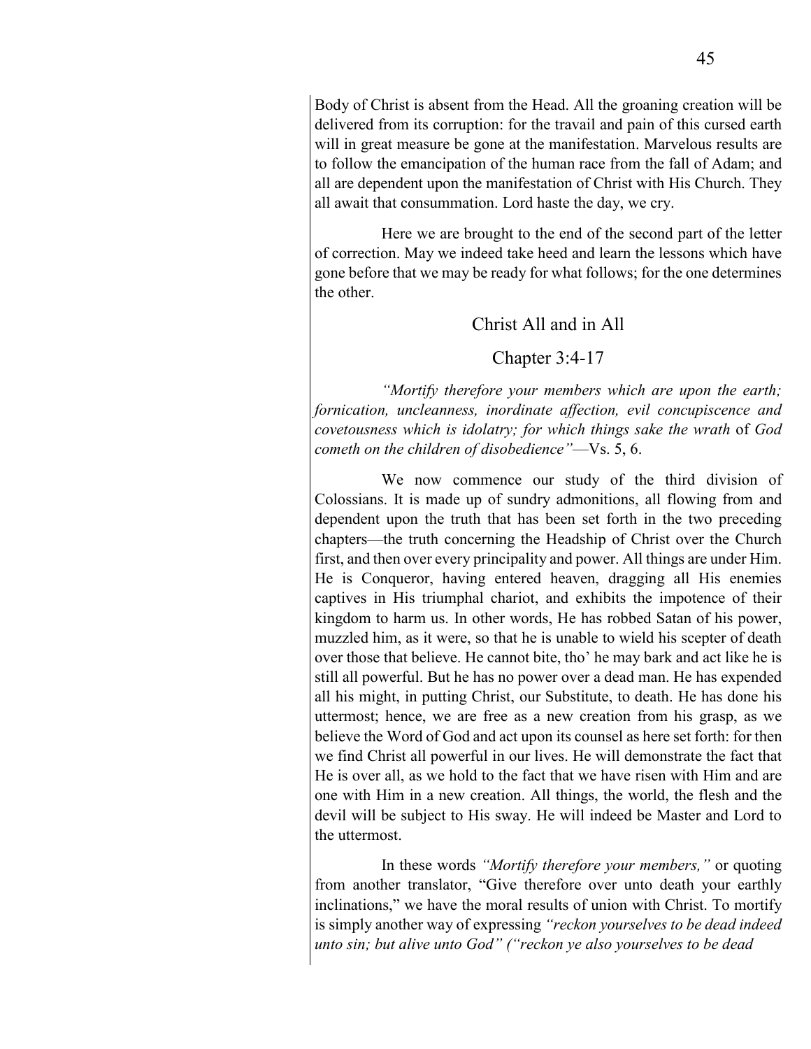Body of Christ is absent from the Head. All the groaning creation will be delivered from its corruption: for the travail and pain of this cursed earth will in great measure be gone at the manifestation. Marvelous results are to follow the emancipation of the human race from the fall of Adam; and all are dependent upon the manifestation of Christ with His Church. They all await that consummation. Lord haste the day, we cry.

Here we are brought to the end of the second part of the letter of correction. May we indeed take heed and learn the lessons which have gone before that we may be ready for what follows; for the one determines the other.

## Christ All and in All

### Chapter 3:4-17

*"Mortify therefore your members which are upon the earth; fornication, uncleanness, inordinate affection, evil concupiscence and covetousness which is idolatry; for which things sake the wrath* of *God cometh on the children of disobedience"*—Vs. 5, 6.

We now commence our study of the third division of Colossians. It is made up of sundry admonitions, all flowing from and dependent upon the truth that has been set forth in the two preceding chapters—the truth concerning the Headship of Christ over the Church first, and then over every principality and power. All things are under Him. He is Conqueror, having entered heaven, dragging all His enemies captives in His triumphal chariot, and exhibits the impotence of their kingdom to harm us. In other words, He has robbed Satan of his power, muzzled him, as it were, so that he is unable to wield his scepter of death over those that believe. He cannot bite, tho' he may bark and act like he is still all powerful. But he has no power over a dead man. He has expended all his might, in putting Christ, our Substitute, to death. He has done his uttermost; hence, we are free as a new creation from his grasp, as we believe the Word of God and act upon its counsel as here set forth: for then we find Christ all powerful in our lives. He will demonstrate the fact that He is over all, as we hold to the fact that we have risen with Him and are one with Him in a new creation. All things, the world, the flesh and the devil will be subject to His sway. He will indeed be Master and Lord to the uttermost.

In these words *"Mortify therefore your members,"* or quoting from another translator, "Give therefore over unto death your earthly inclinations," we have the moral results of union with Christ. To mortify is simply another way of expressing *"reckon yourselves to be dead indeed unto sin; but alive unto God" ("reckon ye also yourselves to be dead*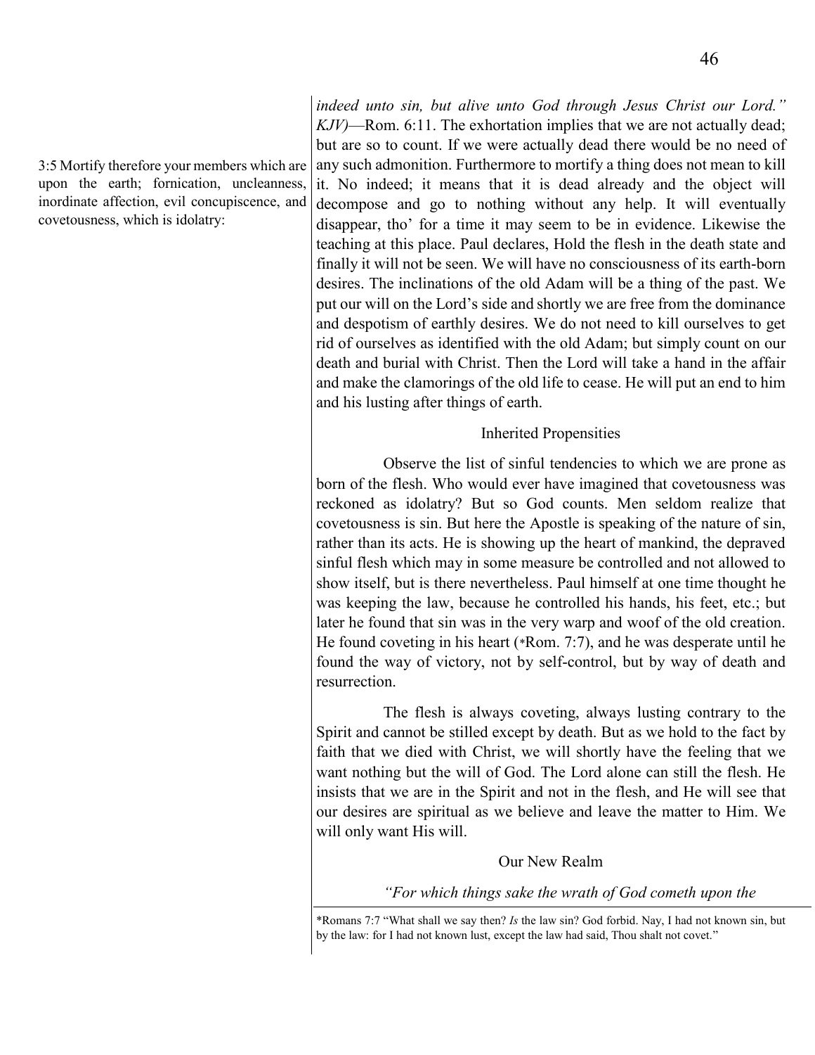3:5 Mortify therefore your members which are upon the earth; fornication, uncleanness, inordinate affection, evil concupiscence, and covetousness, which is idolatry:

*indeed unto sin, but alive unto God through Jesus Christ our Lord." KJV)*—Rom. 6:11. The exhortation implies that we are not actually dead; but are so to count. If we were actually dead there would be no need of any such admonition. Furthermore to mortify a thing does not mean to kill it. No indeed; it means that it is dead already and the object will decompose and go to nothing without any help. It will eventually disappear, tho' for a time it may seem to be in evidence. Likewise the teaching at this place. Paul declares, Hold the flesh in the death state and finally it will not be seen. We will have no consciousness of its earth-born desires. The inclinations of the old Adam will be a thing of the past. We put our will on the Lord's side and shortly we are free from the dominance and despotism of earthly desires. We do not need to kill ourselves to get rid of ourselves as identified with the old Adam; but simply count on our death and burial with Christ. Then the Lord will take a hand in the affair and make the clamorings of the old life to cease. He will put an end to him and his lusting after things of earth.

### Inherited Propensities

Observe the list of sinful tendencies to which we are prone as born of the flesh. Who would ever have imagined that covetousness was reckoned as idolatry? But so God counts. Men seldom realize that covetousness is sin. But here the Apostle is speaking of the nature of sin, rather than its acts. He is showing up the heart of mankind, the depraved sinful flesh which may in some measure be controlled and not allowed to show itself, but is there nevertheless. Paul himself at one time thought he was keeping the law, because he controlled his hands, his feet, etc.; but later he found that sin was in the very warp and woof of the old creation. He found coveting in his heart (*Rom. 7:7), and he was desperate until he found the way of victory, not by self-control, but by way of death and resurrection.

The flesh is always coveting, always lusting contrary to the Spirit and cannot be stilled except by death. But as we hold to the fact by faith that we died with Christ, we will shortly have the feeling that we want nothing but the will of God. The Lord alone can still the flesh. He insists that we are in the Spirit and not in the flesh, and He will see that our desires are spiritual as we believe and leave the matter to Him. We will only want His will.

### Our New Realm

*"For which things sake the wrath of God cometh upon the*

---

*Romans 7:7 "What shall we say then? *Is* the law sin? God forbid. Nay, I had not known sin, but by the law: for I had not known lust, except the law had said, Thou shalt not covet."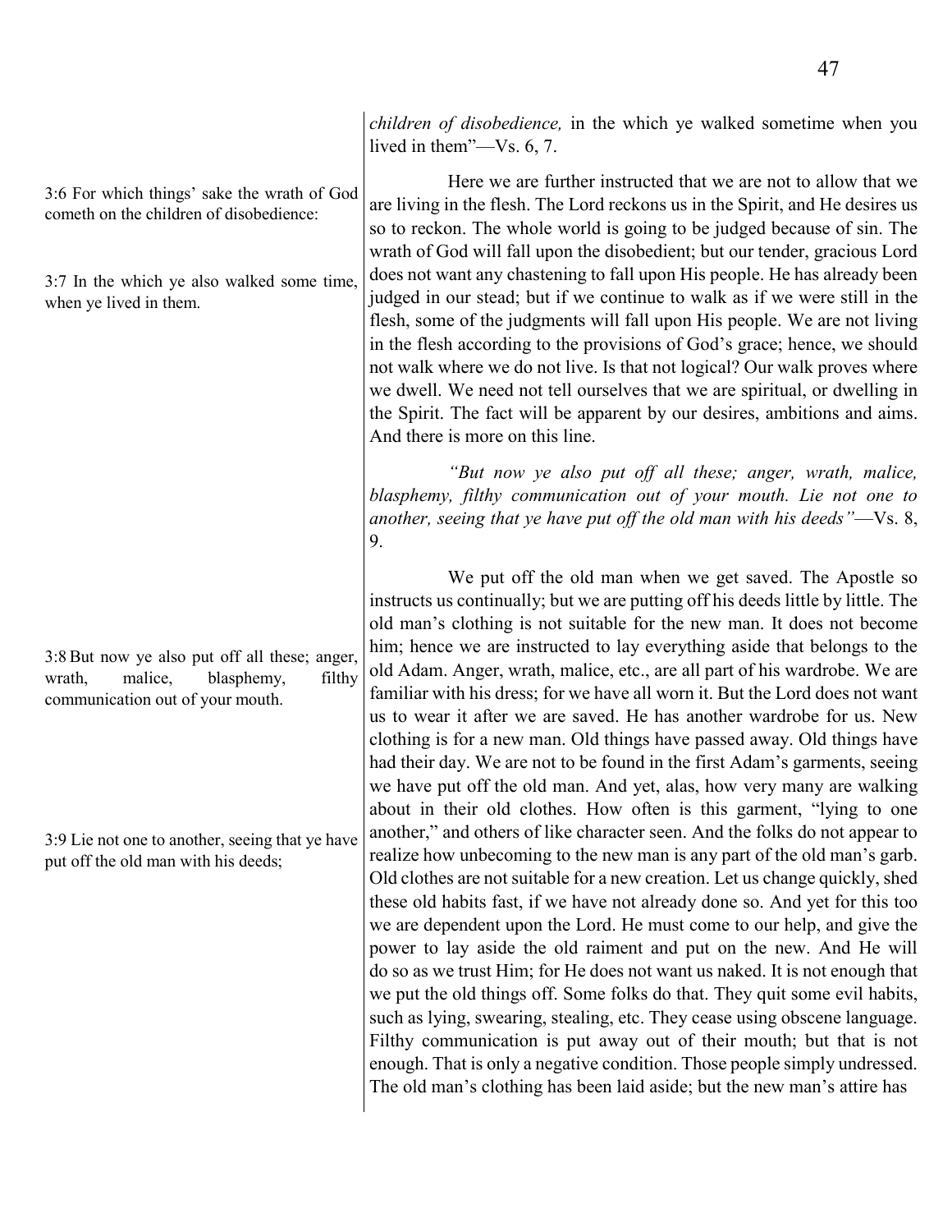*children of disobedience,* in the which ye walked sometime when you lived in them"—Vs. 6, 7.

3:6 For which things' sake the wrath of God cometh on the children of disobedience:

3:7 In the which ye also walked some time, when ye lived in them.

Here we are further instructed that we are not to allow that we are living in the flesh. The Lord reckons us in the Spirit, and He desires us so to reckon. The whole world is going to be judged because of sin. The wrath of God will fall upon the disobedient; but our tender, gracious Lord does not want any chastening to fall upon His people. He has already been judged in our stead; but if we continue to walk as if we were still in the flesh, some of the judgments will fall upon His people. We are not living in the flesh according to the provisions of God's grace; hence, we should not walk where we do not live. Is that not logical? Our walk proves where we dwell. We need not tell ourselves that we are spiritual, or dwelling in the Spirit. The fact will be apparent by our desires, ambitions and aims. And there is more on this line.

*"But now ye also put off all these; anger, wrath, malice, blasphemy, filthy communication out of your mouth. Lie not one to another, seeing that ye have put off the old man with his deeds"*—Vs. 8, 9.

3:8 But now ye also put off all these; anger, wrath, malice, blasphemy, filthy communication out of your mouth.

3:9 Lie not one to another, seeing that ye have put off the old man with his deeds;

We put off the old man when we get saved. The Apostle so instructs us continually; but we are putting off his deeds little by little. The old man's clothing is not suitable for the new man. It does not become him; hence we are instructed to lay everything aside that belongs to the old Adam. Anger, wrath, malice, etc., are all part of his wardrobe. We are familiar with his dress; for we have all worn it. But the Lord does not want us to wear it after we are saved. He has another wardrobe for us. New clothing is for a new man. Old things have passed away. Old things have had their day. We are not to be found in the first Adam's garments, seeing we have put off the old man. And yet, alas, how very many are walking about in their old clothes. How often is this garment, "lying to one another," and others of like character seen. And the folks do not appear to realize how unbecoming to the new man is any part of the old man's garb. Old clothes are not suitable for a new creation. Let us change quickly, shed these old habits fast, if we have not already done so. And yet for this too we are dependent upon the Lord. He must come to our help, and give the power to lay aside the old raiment and put on the new. And He will do so as we trust Him; for He does not want us naked. It is not enough that we put the old things off. Some folks do that. They quit some evil habits, such as lying, swearing, stealing, etc. They cease using obscene language. Filthy communication is put away out of their mouth; but that is not enough. That is only a negative condition. Those people simply undressed. The old man's clothing has been laid aside; but the new man's attire has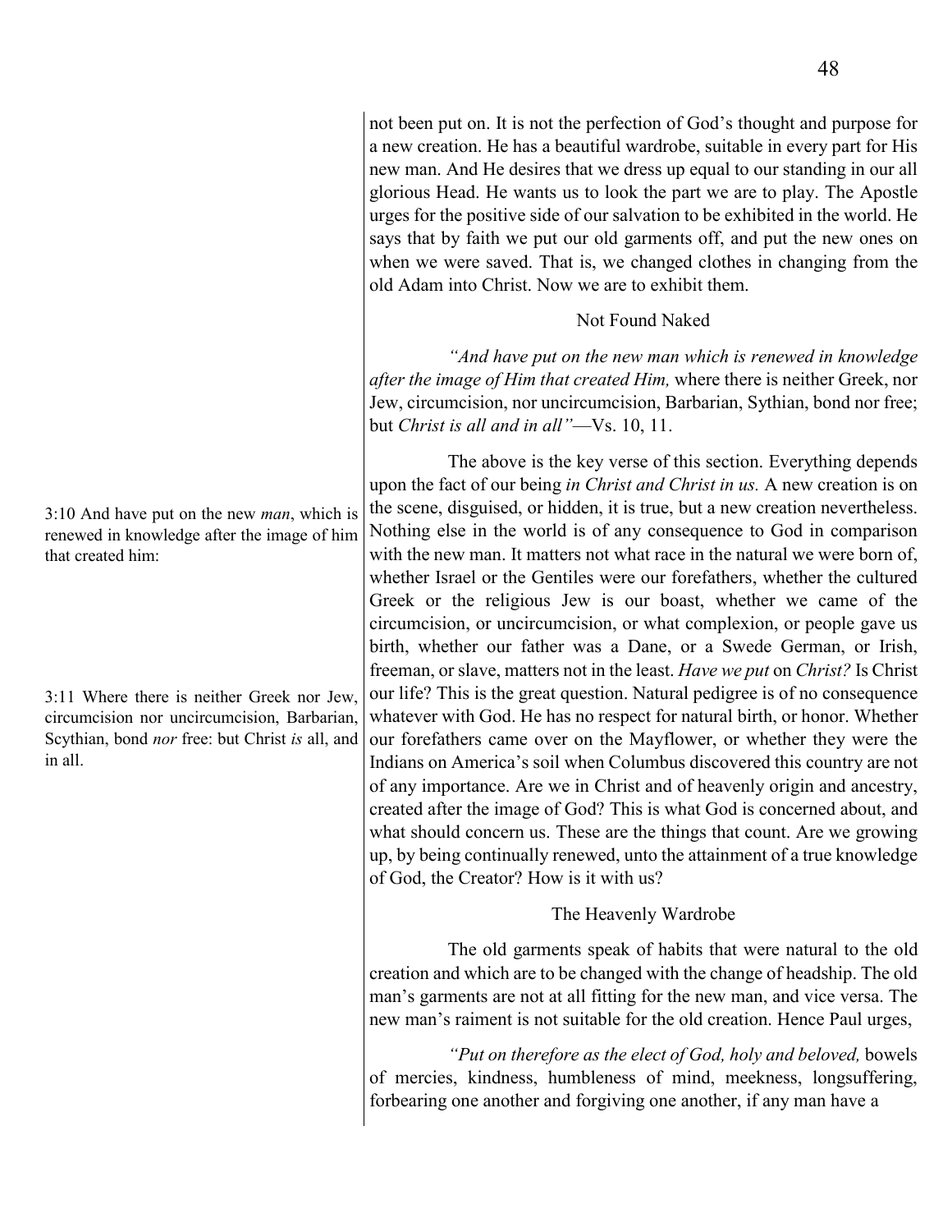not been put on. It is not the perfection of God's thought and purpose for a new creation. He has a beautiful wardrobe, suitable in every part for His new man. And He desires that we dress up equal to our standing in our all glorious Head. He wants us to look the part we are to play. The Apostle urges for the positive side of our salvation to be exhibited in the world. He says that by faith we put our old garments off, and put the new ones on when we were saved. That is, we changed clothes in changing from the old Adam into Christ. Now we are to exhibit them.

### Not Found Naked

*"And have put on the new man which is renewed in knowledge after the image of Him that created Him,* where there is neither Greek, nor Jew, circumcision, nor uncircumcision, Barbarian, Sythian, bond nor free; but *Christ is all and in all"*—Vs. 10, 11.

3:10 And have put on the new *man*, which is renewed in knowledge after the image of him that created him:

3:11 Where there is neither Greek nor Jew, circumcision nor uncircumcision, Barbarian, Scythian, bond *nor* free: but Christ *is* all, and in all.

The above is the key verse of this section. Everything depends upon the fact of our being *in Christ and Christ in us.* A new creation is on the scene, disguised, or hidden, it is true, but a new creation nevertheless. Nothing else in the world is of any consequence to God in comparison with the new man. It matters not what race in the natural we were born of, whether Israel or the Gentiles were our forefathers, whether the cultured Greek or the religious Jew is our boast, whether we came of the circumcision, or uncircumcision, or what complexion, or people gave us birth, whether our father was a Dane, or a Swede German, or Irish, freeman, or slave, matters not in the least. *Have we put* on *Christ?* Is Christ our life? This is the great question. Natural pedigree is of no consequence whatever with God. He has no respect for natural birth, or honor. Whether our forefathers came over on the Mayflower, or whether they were the Indians on America's soil when Columbus discovered this country are not of any importance. Are we in Christ and of heavenly origin and ancestry, created after the image of God? This is what God is concerned about, and what should concern us. These are the things that count. Are we growing up, by being continually renewed, unto the attainment of a true knowledge of God, the Creator? How is it with us?

### The Heavenly Wardrobe

The old garments speak of habits that were natural to the old creation and which are to be changed with the change of headship. The old man's garments are not at all fitting for the new man, and vice versa. The new man's raiment is not suitable for the old creation. Hence Paul urges,

*"Put on therefore as the elect of God, holy and beloved,* bowels of mercies, kindness, humbleness of mind, meekness, longsuffering, forbearing one another and forgiving one another, if any man have a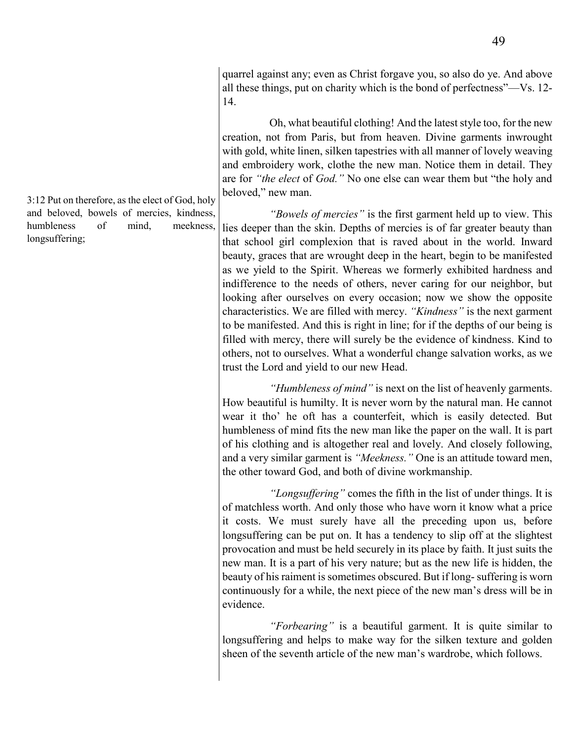quarrel against any; even as Christ forgave you, so also do ye. And above all these things, put on charity which is the bond of perfectness"—Vs. 12-14.

Oh, what beautiful clothing! And the latest style too, for the new creation, not from Paris, but from heaven. Divine garments inwrought with gold, white linen, silken tapestries with all manner of lovely weaving and embroidery work, clothe the new man. Notice them in detail. They are for *"the elect* of *God."* No one else can wear them but "the holy and beloved," new man.

3:12 Put on therefore, as the elect of God, holy and beloved, bowels of mercies, kindness, humbleness of mind, meekness, longsuffering;

*"Bowels of mercies"* is the first garment held up to view. This lies deeper than the skin. Depths of mercies is of far greater beauty than that school girl complexion that is raved about in the world. Inward beauty, graces that are wrought deep in the heart, begin to be manifested as we yield to the Spirit. Whereas we formerly exhibited hardness and indifference to the needs of others, never caring for our neighbor, but looking after ourselves on every occasion; now we show the opposite characteristics. We are filled with mercy. *"Kindness"* is the next garment to be manifested. And this is right in line; for if the depths of our being is filled with mercy, there will surely be the evidence of kindness. Kind to others, not to ourselves. What a wonderful change salvation works, as we trust the Lord and yield to our new Head.

*"Humbleness of mind"* is next on the list of heavenly garments. How beautiful is humilty. It is never worn by the natural man. He cannot wear it tho' he oft has a counterfeit, which is easily detected. But humbleness of mind fits the new man like the paper on the wall. It is part of his clothing and is altogether real and lovely. And closely following, and a very similar garment is *"Meekness."* One is an attitude toward men, the other toward God, and both of divine workmanship.

*"Longsuffering"* comes the fifth in the list of under things. It is of matchless worth. And only those who have worn it know what a price it costs. We must surely have all the preceding upon us, before longsuffering can be put on. It has a tendency to slip off at the slightest provocation and must be held securely in its place by faith. It just suits the new man. It is a part of his very nature; but as the new life is hidden, the beauty of his raiment is sometimes obscured. But if long- suffering is worn continuously for a while, the next piece of the new man's dress will be in evidence.

*"Forbearing"* is a beautiful garment. It is quite similar to longsuffering and helps to make way for the silken texture and golden sheen of the seventh article of the new man's wardrobe, which follows.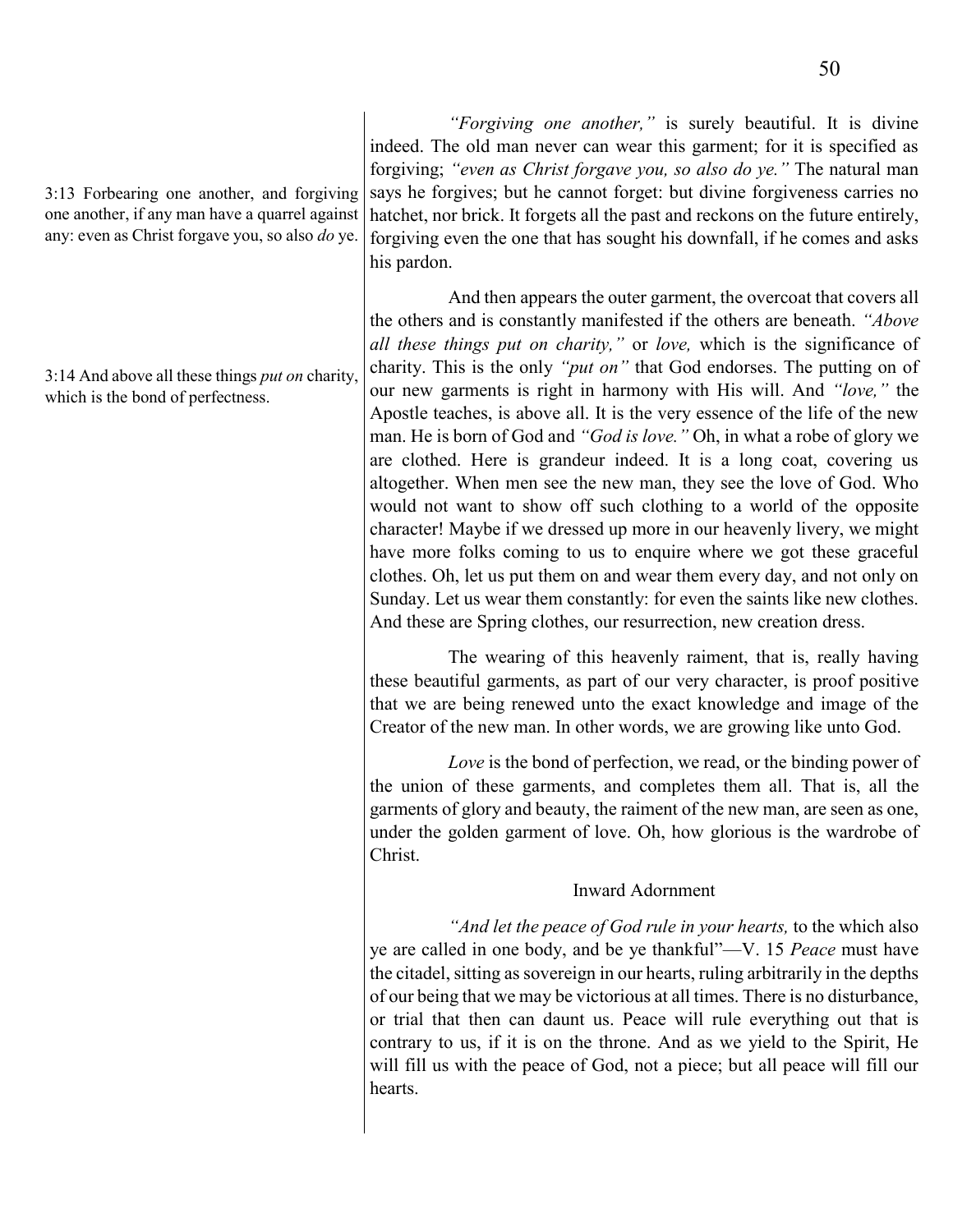3:13 Forbearing one another, and forgiving one another, if any man have a quarrel against any: even as Christ forgave you, so also *do* ye.

*"Forgiving one another,"* is surely beautiful. It is divine indeed. The old man never can wear this garment; for it is specified as forgiving; *"even as Christ forgave you, so also do ye."* The natural man says he forgives; but he cannot forget: but divine forgiveness carries no hatchet, nor brick. It forgets all the past and reckons on the future entirely, forgiving even the one that has sought his downfall, if he comes and asks his pardon.

3:14 And above all these things *put on* charity, which is the bond of perfectness.

And then appears the outer garment, the overcoat that covers all the others and is constantly manifested if the others are beneath. *"Above all these things put on charity,"* or *love,* which is the significance of charity. This is the only *"put on"* that God endorses. The putting on of our new garments is right in harmony with His will. And *"love,"* the Apostle teaches, is above all. It is the very essence of the life of the new man. He is born of God and *"God is love."* Oh, in what a robe of glory we are clothed. Here is grandeur indeed. It is a long coat, covering us altogether. When men see the new man, they see the love of God. Who would not want to show off such clothing to a world of the opposite character! Maybe if we dressed up more in our heavenly livery, we might have more folks coming to us to enquire where we got these graceful clothes. Oh, let us put them on and wear them every day, and not only on Sunday. Let us wear them constantly: for even the saints like new clothes. And these are Spring clothes, our resurrection, new creation dress.

The wearing of this heavenly raiment, that is, really having these beautiful garments, as part of our very character, is proof positive that we are being renewed unto the exact knowledge and image of the Creator of the new man. In other words, we are growing like unto God.

*Love* is the bond of perfection, we read, or the binding power of the union of these garments, and completes them all. That is, all the garments of glory and beauty, the raiment of the new man, are seen as one, under the golden garment of love. Oh, how glorious is the wardrobe of Christ.

### Inward Adornment

*"And let the peace of God rule in your hearts,* to the which also ye are called in one body, and be ye thankful"—V. 15 *Peace* must have the citadel, sitting as sovereign in our hearts, ruling arbitrarily in the depths of our being that we may be victorious at all times. There is no disturbance, or trial that then can daunt us. Peace will rule everything out that is contrary to us, if it is on the throne. And as we yield to the Spirit, He will fill us with the peace of God, not a piece; but all peace will fill our hearts.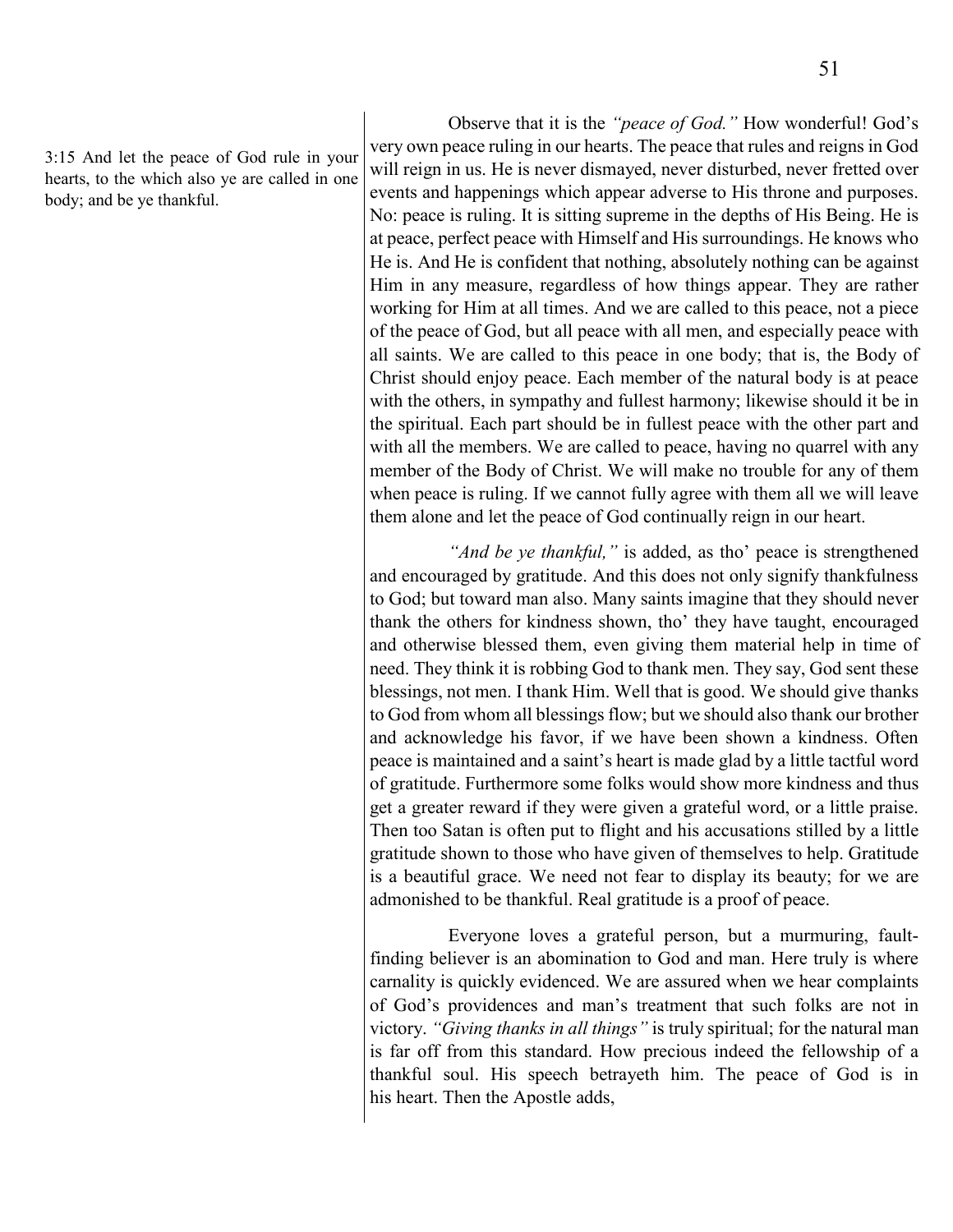3:15 And let the peace of God rule in your hearts, to the which also ye are called in one body; and be ye thankful.

Observe that it is the *"peace of God."* How wonderful! God's very own peace ruling in our hearts. The peace that rules and reigns in God will reign in us. He is never dismayed, never disturbed, never fretted over events and happenings which appear adverse to His throne and purposes. No: peace is ruling. It is sitting supreme in the depths of His Being. He is at peace, perfect peace with Himself and His surroundings. He knows who He is. And He is confident that nothing, absolutely nothing can be against Him in any measure, regardless of how things appear. They are rather working for Him at all times. And we are called to this peace, not a piece of the peace of God, but all peace with all men, and especially peace with all saints. We are called to this peace in one body; that is, the Body of Christ should enjoy peace. Each member of the natural body is at peace with the others, in sympathy and fullest harmony; likewise should it be in the spiritual. Each part should be in fullest peace with the other part and with all the members. We are called to peace, having no quarrel with any member of the Body of Christ. We will make no trouble for any of them when peace is ruling. If we cannot fully agree with them all we will leave them alone and let the peace of God continually reign in our heart.

*"And be ye thankful,"* is added, as tho' peace is strengthened and encouraged by gratitude. And this does not only signify thankfulness to God; but toward man also. Many saints imagine that they should never thank the others for kindness shown, tho' they have taught, encouraged and otherwise blessed them, even giving them material help in time of need. They think it is robbing God to thank men. They say, God sent these blessings, not men. I thank Him. Well that is good. We should give thanks to God from whom all blessings flow; but we should also thank our brother and acknowledge his favor, if we have been shown a kindness. Often peace is maintained and a saint's heart is made glad by a little tactful word of gratitude. Furthermore some folks would show more kindness and thus get a greater reward if they were given a grateful word, or a little praise. Then too Satan is often put to flight and his accusations stilled by a little gratitude shown to those who have given of themselves to help. Gratitude is a beautiful grace. We need not fear to display its beauty; for we are admonished to be thankful. Real gratitude is a proof of peace.

Everyone loves a grateful person, but a murmuring, fault-finding believer is an abomination to God and man. Here truly is where carnality is quickly evidenced. We are assured when we hear complaints of God's providences and man's treatment that such folks are not in victory. *"Giving thanks in all things"* is truly spiritual; for the natural man is far off from this standard. How precious indeed the fellowship of a thankful soul. His speech betrayeth him. The peace of God is in his heart. Then the Apostle adds,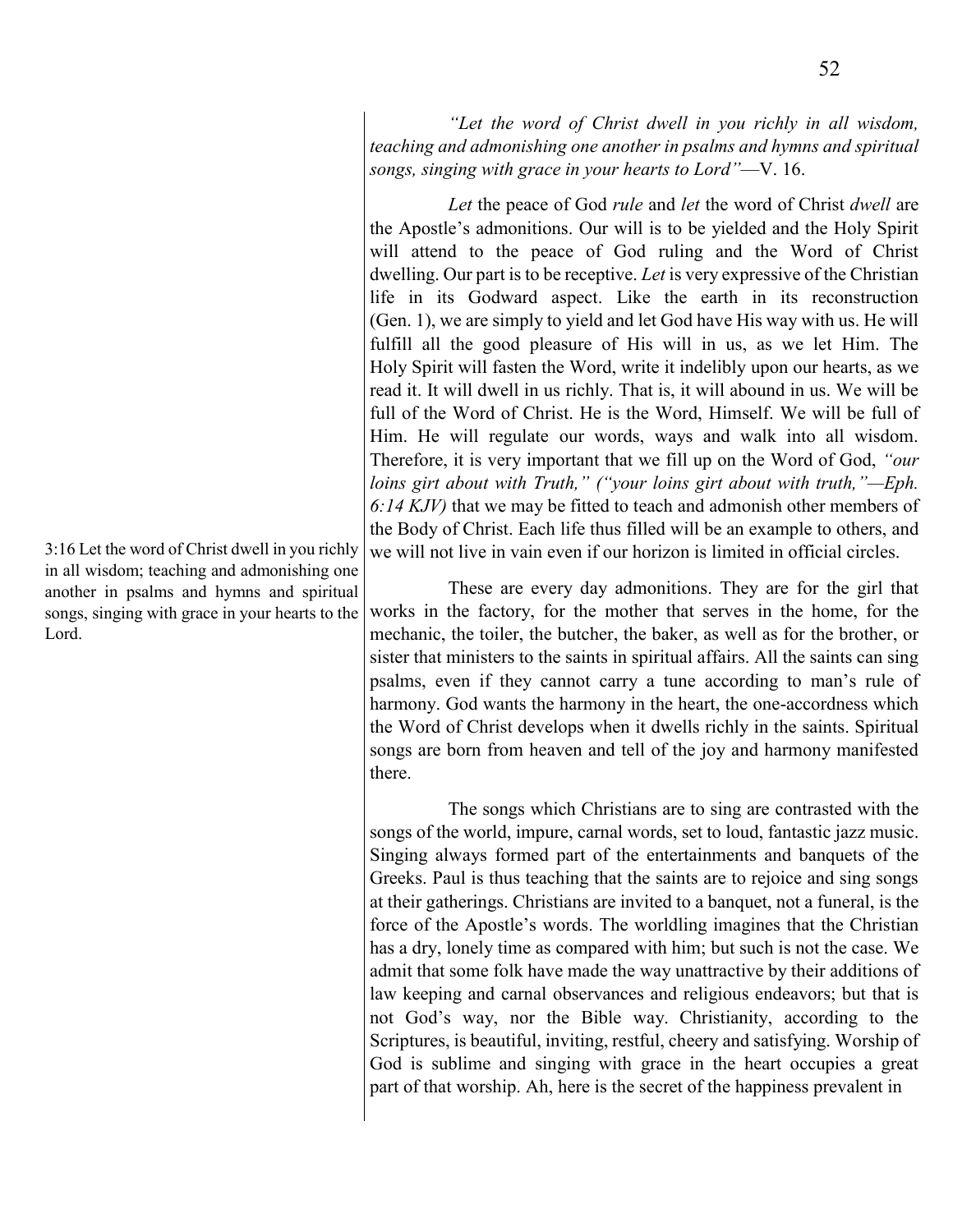*"Let the word of Christ dwell in you richly in all wisdom, teaching and admonishing one another in psalms and hymns and spiritual songs, singing with grace in your hearts to Lord"*—V. 16.

*Let* the peace of God *rule* and *let* the word of Christ *dwell* are the Apostle's admonitions. Our will is to be yielded and the Holy Spirit will attend to the peace of God ruling and the Word of Christ dwelling. Our part is to be receptive. *Let* is very expressive of the Christian life in its Godward aspect. Like the earth in its reconstruction (Gen. 1), we are simply to yield and let God have His way with us. He will fulfill all the good pleasure of His will in us, as we let Him. The Holy Spirit will fasten the Word, write it indelibly upon our hearts, as we read it. It will dwell in us richly. That is, it will abound in us. We will be full of the Word of Christ. He is the Word, Himself. We will be full of Him. He will regulate our words, ways and walk into all wisdom. Therefore, it is very important that we fill up on the Word of God, *"our loins girt about with Truth," ("your loins girt about with truth,"—Eph. 6:14 KJV)* that we may be fitted to teach and admonish other members of the Body of Christ. Each life thus filled will be an example to others, and we will not live in vain even if our horizon is limited in official circles.

3:16 Let the word of Christ dwell in you richly in all wisdom; teaching and admonishing one another in psalms and hymns and spiritual songs, singing with grace in your hearts to the Lord.

These are every day admonitions. They are for the girl that works in the factory, for the mother that serves in the home, for the mechanic, the toiler, the butcher, the baker, as well as for the brother, or sister that ministers to the saints in spiritual affairs. All the saints can sing psalms, even if they cannot carry a tune according to man's rule of harmony. God wants the harmony in the heart, the one-accordness which the Word of Christ develops when it dwells richly in the saints. Spiritual songs are born from heaven and tell of the joy and harmony manifested there.

The songs which Christians are to sing are contrasted with the songs of the world, impure, carnal words, set to loud, fantastic jazz music. Singing always formed part of the entertainments and banquets of the Greeks. Paul is thus teaching that the saints are to rejoice and sing songs at their gatherings. Christians are invited to a banquet, not a funeral, is the force of the Apostle's words. The worldling imagines that the Christian has a dry, lonely time as compared with him; but such is not the case. We admit that some folk have made the way unattractive by their additions of law keeping and carnal observances and religious endeavors; but that is not God's way, nor the Bible way. Christianity, according to the Scriptures, is beautiful, inviting, restful, cheery and satisfying. Worship of God is sublime and singing with grace in the heart occupies a great part of that worship. Ah, here is the secret of the happiness prevalent in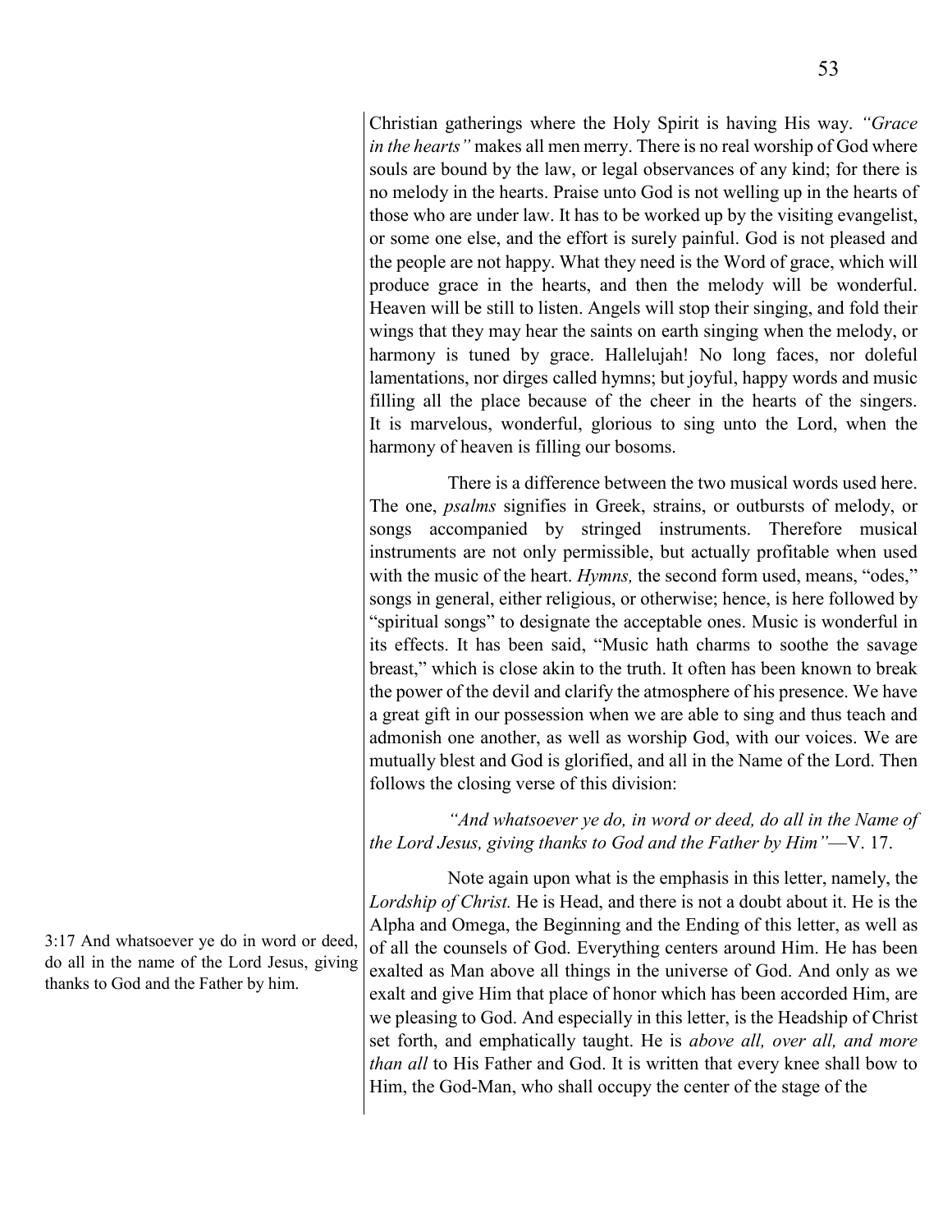Christian gatherings where the Holy Spirit is having His way. *"Grace in the hearts"* makes all men merry. There is no real worship of God where souls are bound by the law, or legal observances of any kind; for there is no melody in the hearts. Praise unto God is not welling up in the hearts of those who are under law. It has to be worked up by the visiting evangelist, or some one else, and the effort is surely painful. God is not pleased and the people are not happy. What they need is the Word of grace, which will produce grace in the hearts, and then the melody will be wonderful. Heaven will be still to listen. Angels will stop their singing, and fold their wings that they may hear the saints on earth singing when the melody, or harmony is tuned by grace. Hallelujah! No long faces, nor doleful lamentations, nor dirges called hymns; but joyful, happy words and music filling all the place because of the cheer in the hearts of the singers. It is marvelous, wonderful, glorious to sing unto the Lord, when the harmony of heaven is filling our bosoms.

There is a difference between the two musical words used here. The one, *psalms* signifies in Greek, strains, or outbursts of melody, or songs accompanied by stringed instruments. Therefore musical instruments are not only permissible, but actually profitable when used with the music of the heart. *Hymns,* the second form used, means, "odes," songs in general, either religious, or otherwise; hence, is here followed by "spiritual songs" to designate the acceptable ones. Music is wonderful in its effects. It has been said, "Music hath charms to soothe the savage breast," which is close akin to the truth. It often has been known to break the power of the devil and clarify the atmosphere of his presence. We have a great gift in our possession when we are able to sing and thus teach and admonish one another, as well as worship God, with our voices. We are mutually blest and God is glorified, and all in the Name of the Lord. Then follows the closing verse of this division:

*"And whatsoever ye do, in word or deed, do all in the Name of the Lord Jesus, giving thanks to God and the Father by Him"*—V. 17.

3:17 And whatsoever ye do in word or deed, do all in the name of the Lord Jesus, giving thanks to God and the Father by him.

Note again upon what is the emphasis in this letter, namely, the *Lordship of Christ.* He is Head, and there is not a doubt about it. He is the Alpha and Omega, the Beginning and the Ending of this letter, as well as of all the counsels of God. Everything centers around Him. He has been exalted as Man above all things in the universe of God. And only as we exalt and give Him that place of honor which has been accorded Him, are we pleasing to God. And especially in this letter, is the Headship of Christ set forth, and emphatically taught. He is *above all, over all, and more than all* to His Father and God. It is written that every knee shall bow to Him, the God-Man, who shall occupy the center of the stage of the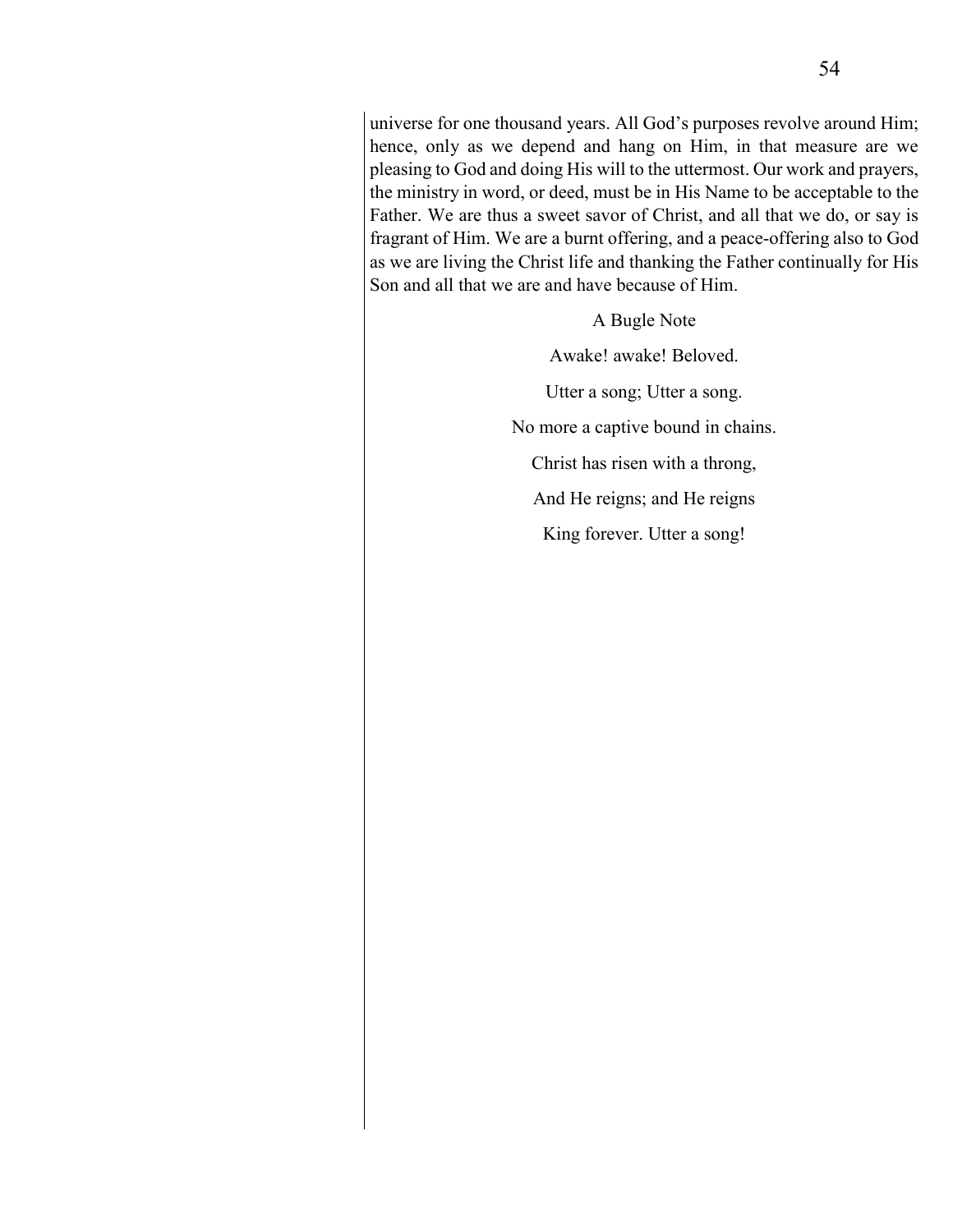universe for one thousand years. All God's purposes revolve around Him; hence, only as we depend and hang on Him, in that measure are we pleasing to God and doing His will to the uttermost. Our work and prayers, the ministry in word, or deed, must be in His Name to be acceptable to the Father. We are thus a sweet savor of Christ, and all that we do, or say is fragrant of Him. We are a burnt offering, and a peace-offering also to God as we are living the Christ life and thanking the Father continually for His Son and all that we are and have because of Him.

A Bugle Note

Awake! awake! Beloved.

Utter a song; Utter a song.

No more a captive bound in chains.

Christ has risen with a throng,

And He reigns; and He reigns

King forever. Utter a song!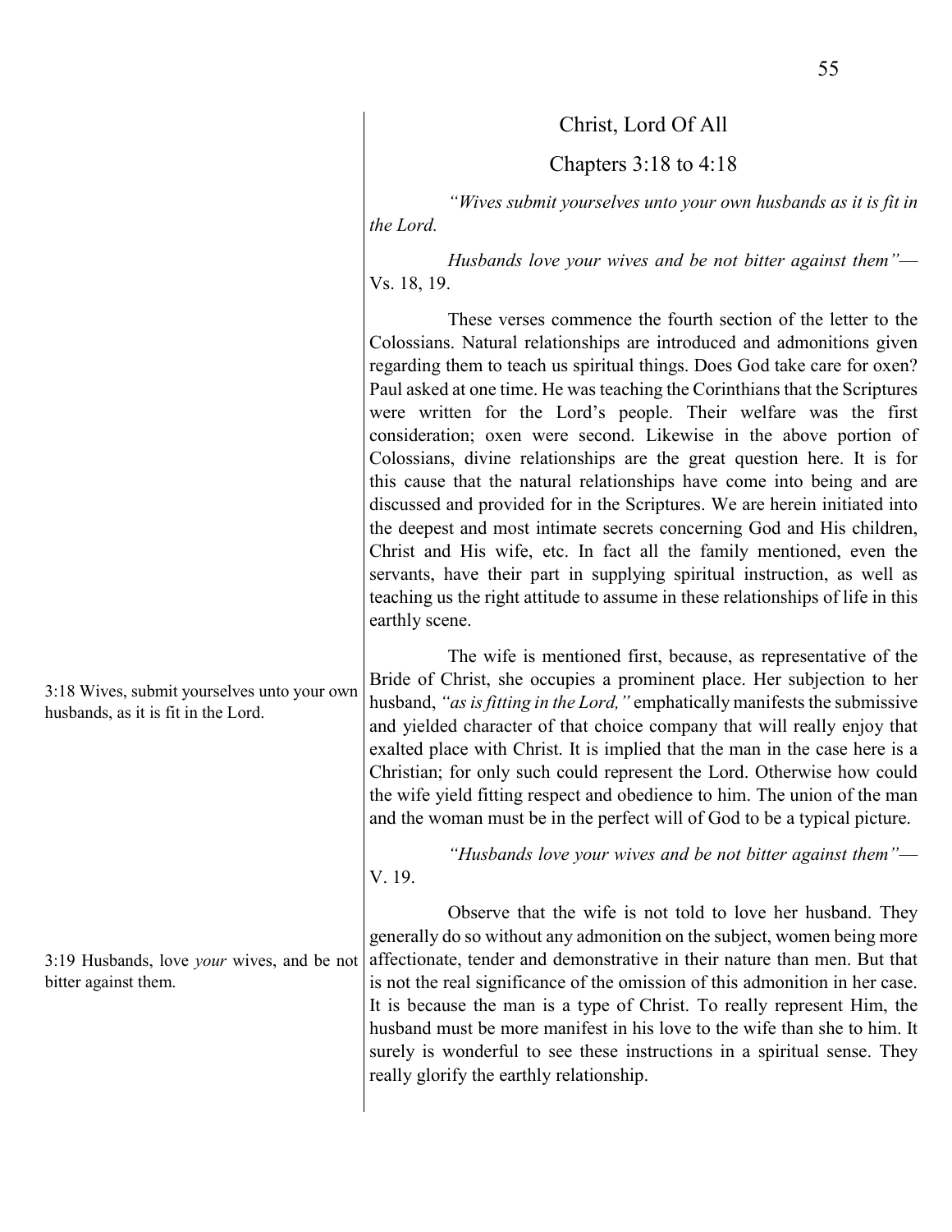## Christ, Lord Of All

### Chapters 3:18 to 4:18

*"Wives submit yourselves unto your own husbands as it is fit in the Lord.*

*Husbands love your wives and be not bitter against them"*— Vs. 18, 19.

These verses commence the fourth section of the letter to the Colossians. Natural relationships are introduced and admonitions given regarding them to teach us spiritual things. Does God take care for oxen? Paul asked at one time. He was teaching the Corinthians that the Scriptures were written for the Lord's people. Their welfare was the first consideration; oxen were second. Likewise in the above portion of Colossians, divine relationships are the great question here. It is for this cause that the natural relationships have come into being and are discussed and provided for in the Scriptures. We are herein initiated into the deepest and most intimate secrets concerning God and His children, Christ and His wife, etc. In fact all the family mentioned, even the servants, have their part in supplying spiritual instruction, as well as teaching us the right attitude to assume in these relationships of life in this earthly scene.

3:18 Wives, submit yourselves unto your own husbands, as it is fit in the Lord.

The wife is mentioned first, because, as representative of the Bride of Christ, she occupies a prominent place. Her subjection to her husband, *"as is fitting in the Lord,"* emphatically manifests the submissive and yielded character of that choice company that will really enjoy that exalted place with Christ. It is implied that the man in the case here is a Christian; for only such could represent the Lord. Otherwise how could the wife yield fitting respect and obedience to him. The union of the man and the woman must be in the perfect will of God to be a typical picture.

*"Husbands love your wives and be not bitter against them"*— V. 19.

3:19 Husbands, love *your* wives, and be not bitter against them.

Observe that the wife is not told to love her husband. They generally do so without any admonition on the subject, women being more affectionate, tender and demonstrative in their nature than men. But that is not the real significance of the omission of this admonition in her case. It is because the man is a type of Christ. To really represent Him, the husband must be more manifest in his love to the wife than she to him. It surely is wonderful to see these instructions in a spiritual sense. They really glorify the earthly relationship.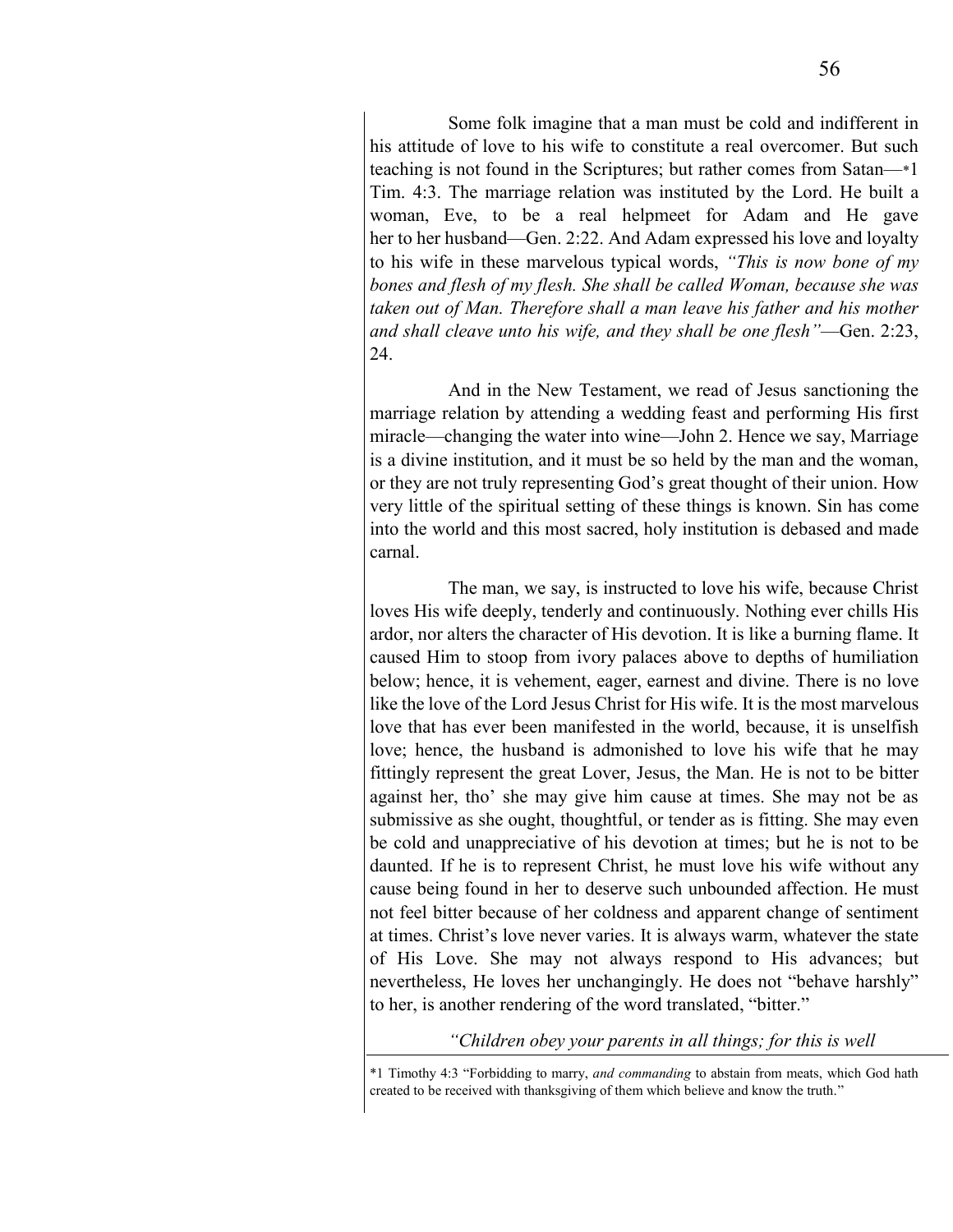Some folk imagine that a man must be cold and indifferent in his attitude of love to his wife to constitute a real overcomer. But such teaching is not found in the Scriptures; but rather comes from Satan—*1 Tim. 4:3. The marriage relation was instituted by the Lord. He built a woman, Eve, to be a real helpmeet for Adam and He gave her to her husband—Gen. 2:22. And Adam expressed his love and loyalty to his wife in these marvelous typical words, *"This is now bone of my bones and flesh of my flesh. She shall be called Woman, because she was taken out of Man. Therefore shall a man leave his father and his mother and shall cleave unto his wife, and they shall be one flesh"*—Gen. 2:23, 24.

And in the New Testament, we read of Jesus sanctioning the marriage relation by attending a wedding feast and performing His first miracle—changing the water into wine—John 2. Hence we say, Marriage is a divine institution, and it must be so held by the man and the woman, or they are not truly representing God's great thought of their union. How very little of the spiritual setting of these things is known. Sin has come into the world and this most sacred, holy institution is debased and made carnal.

The man, we say, is instructed to love his wife, because Christ loves His wife deeply, tenderly and continuously. Nothing ever chills His ardor, nor alters the character of His devotion. It is like a burning flame. It caused Him to stoop from ivory palaces above to depths of humiliation below; hence, it is vehement, eager, earnest and divine. There is no love like the love of the Lord Jesus Christ for His wife. It is the most marvelous love that has ever been manifested in the world, because, it is unselfish love; hence, the husband is admonished to love his wife that he may fittingly represent the great Lover, Jesus, the Man. He is not to be bitter against her, tho' she may give him cause at times. She may not be as submissive as she ought, thoughtful, or tender as is fitting. She may even be cold and unappreciative of his devotion at times; but he is not to be daunted. If he is to represent Christ, he must love his wife without any cause being found in her to deserve such unbounded affection. He must not feel bitter because of her coldness and apparent change of sentiment at times. Christ's love never varies. It is always warm, whatever the state of His Love. She may not always respond to His advances; but nevertheless, He loves her unchangingly. He does not "behave harshly" to her, is another rendering of the word translated, "bitter."

*"Children obey your parents in all things; for this is well*

---

*1 Timothy 4:3 "Forbidding to marry, *and commanding* to abstain from meats, which God hath created to be received with thanksgiving of them which believe and know the truth."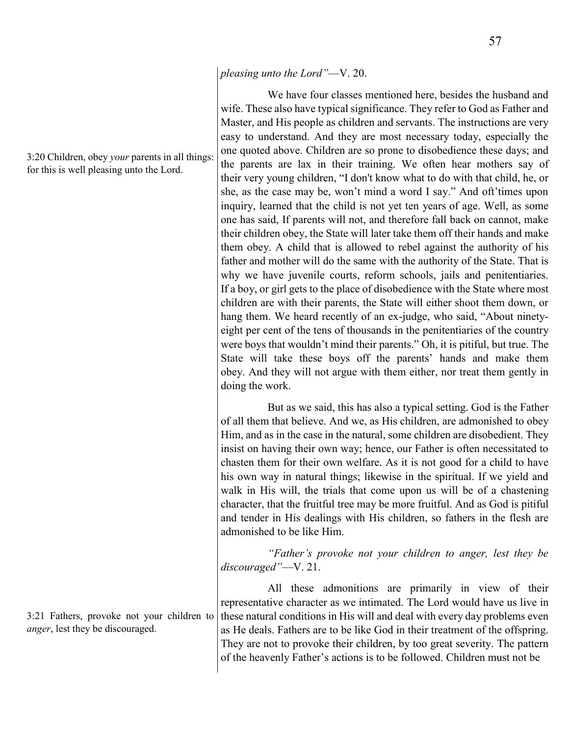*pleasing unto the Lord"*—V. 20.

3:20 Children, obey *your* parents in all things: for this is well pleasing unto the Lord.

We have four classes mentioned here, besides the husband and wife. These also have typical significance. They refer to God as Father and Master, and His people as children and servants. The instructions are very easy to understand. And they are most necessary today, especially the one quoted above. Children are so prone to disobedience these days; and the parents are lax in their training. We often hear mothers say of their very young children, "I don't know what to do with that child, he, or she, as the case may be, won't mind a word I say." And oft'times upon inquiry, learned that the child is not yet ten years of age. Well, as some one has said, If parents will not, and therefore fall back on cannot, make their children obey, the State will later take them off their hands and make them obey. A child that is allowed to rebel against the authority of his father and mother will do the same with the authority of the State. That is why we have juvenile courts, reform schools, jails and penitentiaries. If a boy, or girl gets to the place of disobedience with the State where most children are with their parents, the State will either shoot them down, or hang them. We heard recently of an ex-judge, who said, "About ninety-eight per cent of the tens of thousands in the penitentiaries of the country were boys that wouldn't mind their parents." Oh, it is pitiful, but true. The State will take these boys off the parents' hands and make them obey. And they will not argue with them either, nor treat them gently in doing the work.

But as we said, this has also a typical setting. God is the Father of all them that believe. And we, as His children, are admonished to obey Him, and as in the case in the natural, some children are disobedient. They insist on having their own way; hence, our Father is often necessitated to chasten them for their own welfare. As it is not good for a child to have his own way in natural things; likewise in the spiritual. If we yield and walk in His will, the trials that come upon us will be of a chastening character, that the fruitful tree may be more fruitful. And as God is pitiful and tender in His dealings with His children, so fathers in the flesh are admonished to be like Him.

*"Father's provoke not your children to anger, lest they be discouraged"*—V. 21.

3:21 Fathers, provoke not your children to *anger*, lest they be discouraged.

All these admonitions are primarily in view of their representative character as we intimated. The Lord would have us live in these natural conditions in His will and deal with every day problems even as He deals. Fathers are to be like God in their treatment of the offspring. They are not to provoke their children, by too great severity. The pattern of the heavenly Father's actions is to be followed. Children must not be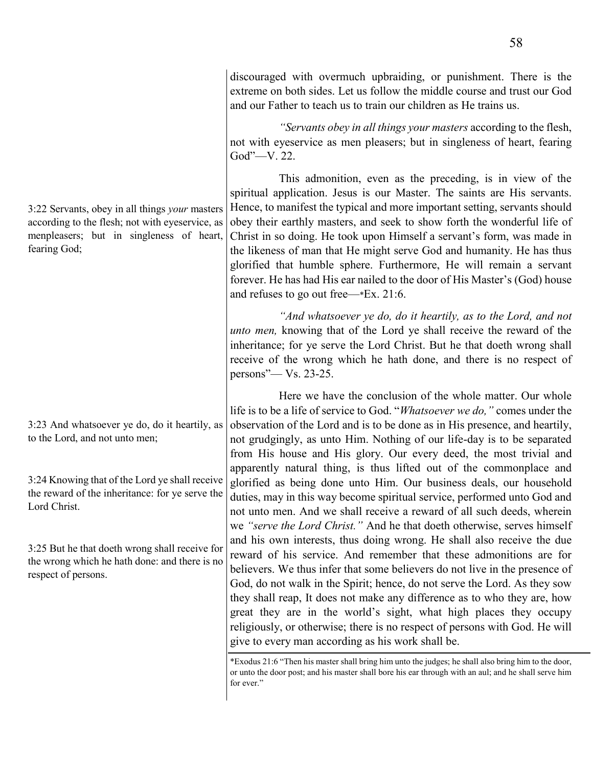discouraged with overmuch upbraiding, or punishment. There is the extreme on both sides. Let us follow the middle course and trust our God and our Father to teach us to train our children as He trains us.

3:22 Servants, obey in all things *your* masters according to the flesh; not with eyeservice, as menpleasers; but in singleness of heart, fearing God;

*"Servants obey in all things your masters* according to the flesh, not with eyeservice as men pleasers; but in singleness of heart, fearing God"—V. 22.

This admonition, even as the preceding, is in view of the spiritual application. Jesus is our Master. The saints are His servants. Hence, to manifest the typical and more important setting, servants should obey their earthly masters, and seek to show forth the wonderful life of Christ in so doing. He took upon Himself a servant's form, was made in the likeness of man that He might serve God and humanity. He has thus glorified that humble sphere. Furthermore, He will remain a servant forever. He has had His ear nailed to the door of His Master's (God) house and refuses to go out free—*Ex. 21:6.

3:23 And whatsoever ye do, do it heartily, as to the Lord, and not unto men;

3:24 Knowing that of the Lord ye shall receive the reward of the inheritance: for ye serve the Lord Christ.

3:25 But he that doeth wrong shall receive for the wrong which he hath done: and there is no respect of persons.

*"And whatsoever ye do, do it heartily, as to the Lord, and not unto men,* knowing that of the Lord ye shall receive the reward of the inheritance; for ye serve the Lord Christ. But he that doeth wrong shall receive of the wrong which he hath done, and there is no respect of persons"— Vs. 23-25.

Here we have the conclusion of the whole matter. Our whole life is to be a life of service to God. "*Whatsoever we do,"* comes under the observation of the Lord and is to be done as in His presence, and heartily, not grudgingly, as unto Him. Nothing of our life-day is to be separated from His house and His glory. Our every deed, the most trivial and apparently natural thing, is thus lifted out of the commonplace and glorified as being done unto Him. Our business deals, our household duties, may in this way become spiritual service, performed unto God and not unto men. And we shall receive a reward of all such deeds, wherein we *"serve the Lord Christ."* And he that doeth otherwise, serves himself and his own interests, thus doing wrong. He shall also receive the due reward of his service. And remember that these admonitions are for believers. We thus infer that some believers do not live in the presence of God, do not walk in the Spirit; hence, do not serve the Lord. As they sow they shall reap, It does not make any difference as to who they are, how great they are in the world's sight, what high places they occupy religiously, or otherwise; there is no respect of persons with God. He will give to every man according as his work shall be.

---

*Exodus 21:6 "Then his master shall bring him unto the judges; he shall also bring him to the door, or unto the door post; and his master shall bore his ear through with an aul; and he shall serve him for ever."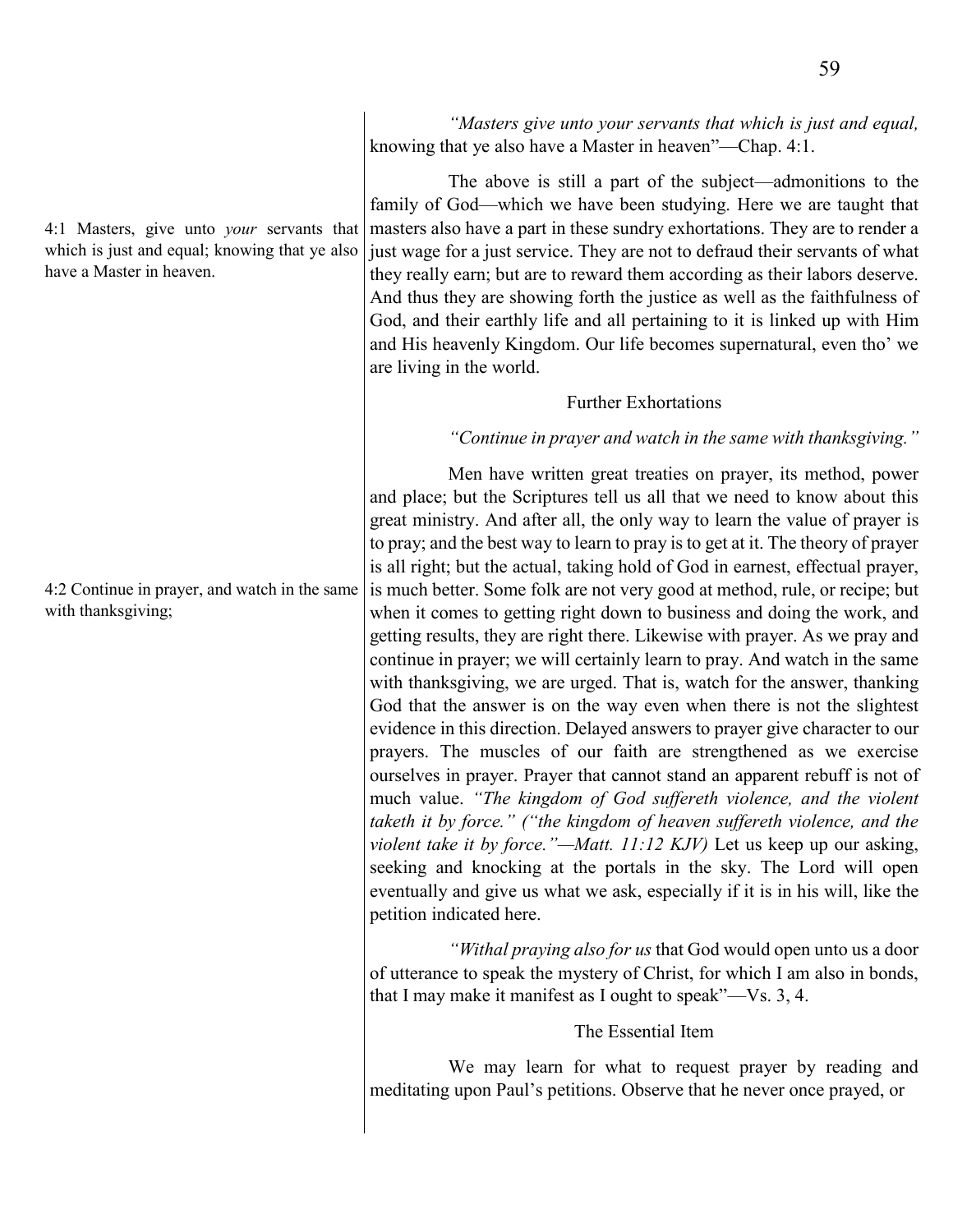*"Masters give unto your servants that which is just and equal,* knowing that ye also have a Master in heaven"—Chap. 4:1.

4:1 Masters, give unto *your* servants that which is just and equal; knowing that ye also have a Master in heaven.

The above is still a part of the subject—admonitions to the family of God—which we have been studying. Here we are taught that masters also have a part in these sundry exhortations. They are to render a just wage for a just service. They are not to defraud their servants of what they really earn; but are to reward them according as their labors deserve. And thus they are showing forth the justice as well as the faithfulness of God, and their earthly life and all pertaining to it is linked up with Him and His heavenly Kingdom. Our life becomes supernatural, even tho' we are living in the world.

### Further Exhortations

*"Continue in prayer and watch in the same with thanksgiving."*

4:2 Continue in prayer, and watch in the same with thanksgiving;

Men have written great treaties on prayer, its method, power and place; but the Scriptures tell us all that we need to know about this great ministry. And after all, the only way to learn the value of prayer is to pray; and the best way to learn to pray is to get at it. The theory of prayer is all right; but the actual, taking hold of God in earnest, effectual prayer, is much better. Some folk are not very good at method, rule, or recipe; but when it comes to getting right down to business and doing the work, and getting results, they are right there. Likewise with prayer. As we pray and continue in prayer; we will certainly learn to pray. And watch in the same with thanksgiving, we are urged. That is, watch for the answer, thanking God that the answer is on the way even when there is not the slightest evidence in this direction. Delayed answers to prayer give character to our prayers. The muscles of our faith are strengthened as we exercise ourselves in prayer. Prayer that cannot stand an apparent rebuff is not of much value. *"The kingdom of God suffereth violence, and the violent taketh it by force." ("the kingdom of heaven suffereth violence, and the violent take it by force."—Matt. 11:12 KJV)* Let us keep up our asking, seeking and knocking at the portals in the sky. The Lord will open eventually and give us what we ask, especially if it is in his will, like the petition indicated here.

*"Withal praying also for us* that God would open unto us a door of utterance to speak the mystery of Christ, for which I am also in bonds, that I may make it manifest as I ought to speak"—Vs. 3, 4.

### The Essential Item

We may learn for what to request prayer by reading and meditating upon Paul's petitions. Observe that he never once prayed, or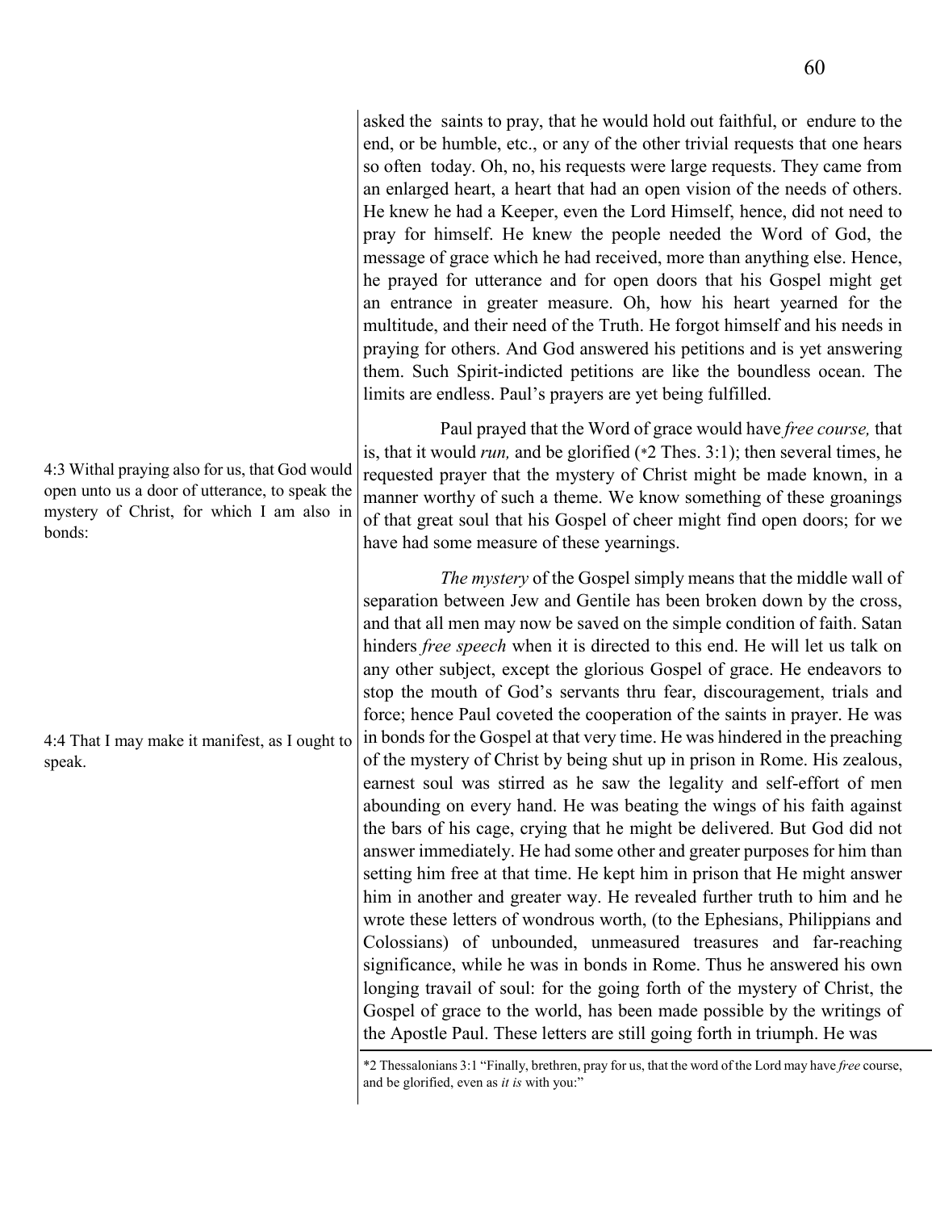asked the saints to pray, that he would hold out faithful, or endure to the end, or be humble, etc., or any of the other trivial requests that one hears so often today. Oh, no, his requests were large requests. They came from an enlarged heart, a heart that had an open vision of the needs of others. He knew he had a Keeper, even the Lord Himself, hence, did not need to pray for himself. He knew the people needed the Word of God, the message of grace which he had received, more than anything else. Hence, he prayed for utterance and for open doors that his Gospel might get an entrance in greater measure. Oh, how his heart yearned for the multitude, and their need of the Truth. He forgot himself and his needs in praying for others. And God answered his petitions and is yet answering them. Such Spirit-indicted petitions are like the boundless ocean. The limits are endless. Paul's prayers are yet being fulfilled.

4:3 Withal praying also for us, that God would open unto us a door of utterance, to speak the mystery of Christ, for which I am also in bonds:

Paul prayed that the Word of grace would have *free course,* that is, that it would *run,* and be glorified (*2 Thes. 3:1); then several times, he requested prayer that the mystery of Christ might be made known, in a manner worthy of such a theme. We know something of these groanings of that great soul that his Gospel of cheer might find open doors; for we have had some measure of these yearnings.

4:4 That I may make it manifest, as I ought to speak.

*The mystery* of the Gospel simply means that the middle wall of separation between Jew and Gentile has been broken down by the cross, and that all men may now be saved on the simple condition of faith. Satan hinders *free speech* when it is directed to this end. He will let us talk on any other subject, except the glorious Gospel of grace. He endeavors to stop the mouth of God's servants thru fear, discouragement, trials and force; hence Paul coveted the cooperation of the saints in prayer. He was in bonds for the Gospel at that very time. He was hindered in the preaching of the mystery of Christ by being shut up in prison in Rome. His zealous, earnest soul was stirred as he saw the legality and self-effort of men abounding on every hand. He was beating the wings of his faith against the bars of his cage, crying that he might be delivered. But God did not answer immediately. He had some other and greater purposes for him than setting him free at that time. He kept him in prison that He might answer him in another and greater way. He revealed further truth to him and he wrote these letters of wondrous worth, (to the Ephesians, Philippians and Colossians) of unbounded, unmeasured treasures and far-reaching significance, while he was in bonds in Rome. Thus he answered his own longing travail of soul: for the going forth of the mystery of Christ, the Gospel of grace to the world, has been made possible by the writings of the Apostle Paul. These letters are still going forth in triumph. He was

*2 Thessalonians 3:1 "Finally, brethren, pray for us, that the word of the Lord may have *free* course, and be glorified, even as *it is* with you:"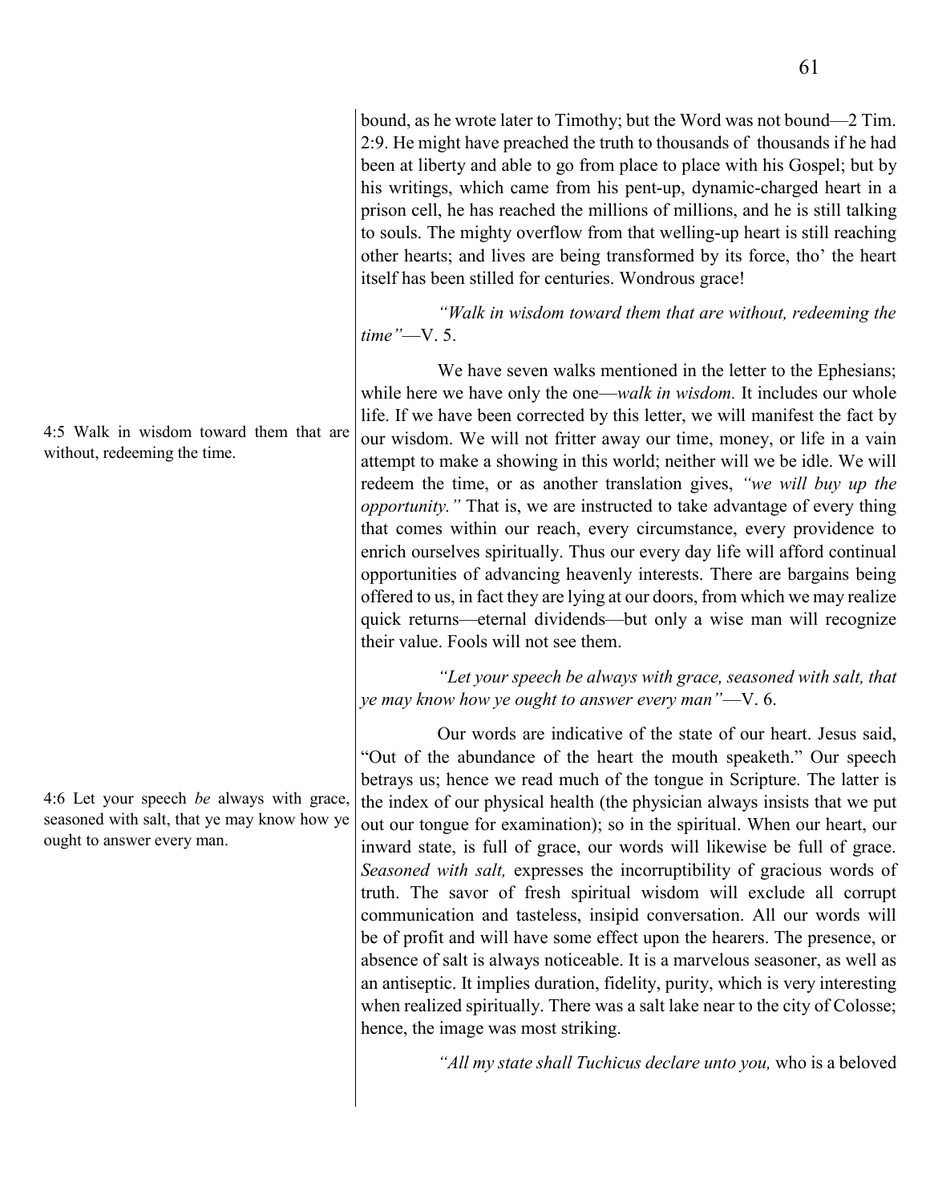bound, as he wrote later to Timothy; but the Word was not bound—2 Tim. 2:9. He might have preached the truth to thousands of thousands if he had been at liberty and able to go from place to place with his Gospel; but by his writings, which came from his pent-up, dynamic-charged heart in a prison cell, he has reached the millions of millions, and he is still talking to souls. The mighty overflow from that welling-up heart is still reaching other hearts; and lives are being transformed by its force, tho' the heart itself has been stilled for centuries. Wondrous grace!

*"Walk in wisdom toward them that are without, redeeming the time"*—V. 5.

4:5 Walk in wisdom toward them that are without, redeeming the time.

We have seven walks mentioned in the letter to the Ephesians; while here we have only the one—*walk in wisdom.* It includes our whole life. If we have been corrected by this letter, we will manifest the fact by our wisdom. We will not fritter away our time, money, or life in a vain attempt to make a showing in this world; neither will we be idle. We will redeem the time, or as another translation gives, *"we will buy up the opportunity."* That is, we are instructed to take advantage of every thing that comes within our reach, every circumstance, every providence to enrich ourselves spiritually. Thus our every day life will afford continual opportunities of advancing heavenly interests. There are bargains being offered to us, in fact they are lying at our doors, from which we may realize quick returns—eternal dividends—but only a wise man will recognize their value. Fools will not see them.

*"Let your speech be always with grace, seasoned with salt, that ye may know how ye ought to answer every man"*—V. 6.

4:6 Let your speech *be* always with grace, seasoned with salt, that ye may know how ye ought to answer every man.

Our words are indicative of the state of our heart. Jesus said, "Out of the abundance of the heart the mouth speaketh." Our speech betrays us; hence we read much of the tongue in Scripture. The latter is the index of our physical health (the physician always insists that we put out our tongue for examination); so in the spiritual. When our heart, our inward state, is full of grace, our words will likewise be full of grace. *Seasoned with salt,* expresses the incorruptibility of gracious words of truth. The savor of fresh spiritual wisdom will exclude all corrupt communication and tasteless, insipid conversation. All our words will be of profit and will have some effect upon the hearers. The presence, or absence of salt is always noticeable. It is a marvelous seasoner, as well as an antiseptic. It implies duration, fidelity, purity, which is very interesting when realized spiritually. There was a salt lake near to the city of Colosse; hence, the image was most striking.

*"All my state shall Tuchicus declare unto you,* who is a beloved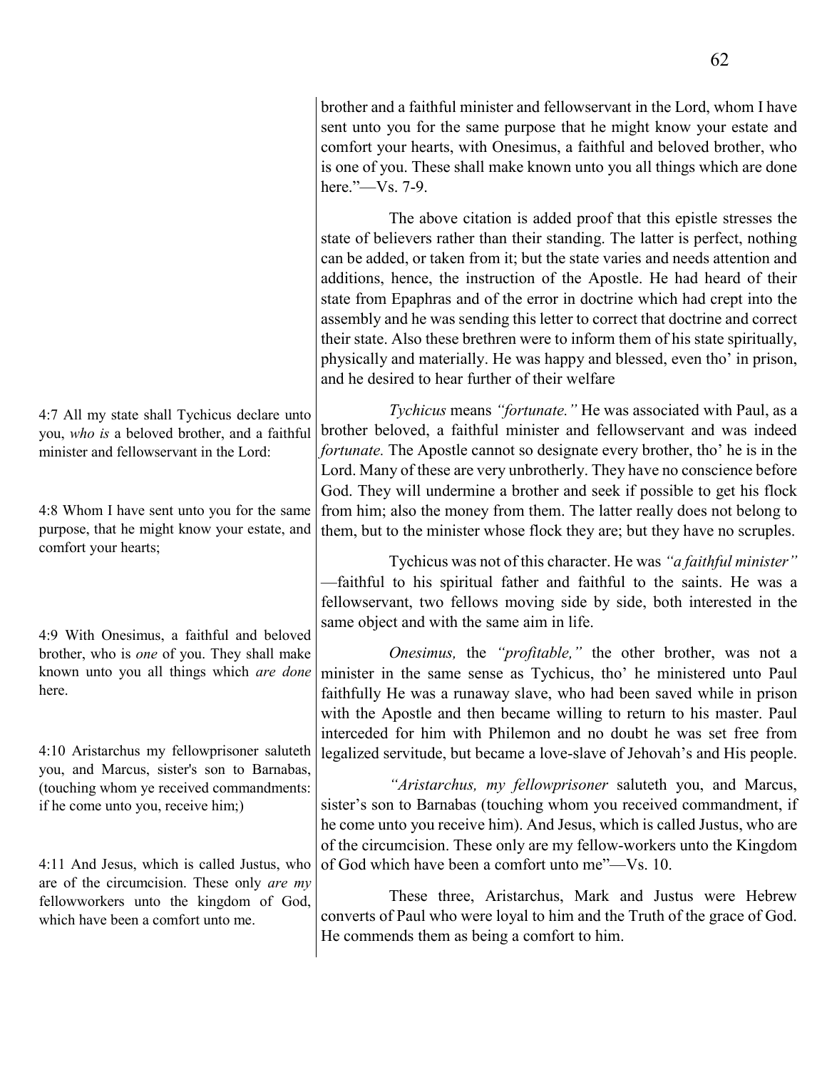brother and a faithful minister and fellowservant in the Lord, whom I have sent unto you for the same purpose that he might know your estate and comfort your hearts, with Onesimus, a faithful and beloved brother, who is one of you. These shall make known unto you all things which are done here."—Vs. 7-9.

The above citation is added proof that this epistle stresses the state of believers rather than their standing. The latter is perfect, nothing can be added, or taken from it; but the state varies and needs attention and additions, hence, the instruction of the Apostle. He had heard of their state from Epaphras and of the error in doctrine which had crept into the assembly and he was sending this letter to correct that doctrine and correct their state. Also these brethren were to inform them of his state spiritually, physically and materially. He was happy and blessed, even tho' in prison, and he desired to hear further of their welfare

4:7 All my state shall Tychicus declare unto you, *who is* a beloved brother, and a faithful minister and fellowservant in the Lord:

4:8 Whom I have sent unto you for the same purpose, that he might know your estate, and comfort your hearts;

*Tychicus* means *"fortunate."* He was associated with Paul, as a brother beloved, a faithful minister and fellowservant and was indeed *fortunate.* The Apostle cannot so designate every brother, tho' he is in the Lord. Many of these are very unbrotherly. They have no conscience before God. They will undermine a brother and seek if possible to get his flock from him; also the money from them. The latter really does not belong to them, but to the minister whose flock they are; but they have no scruples.

Tychicus was not of this character. He was *"a faithful minister"* —faithful to his spiritual father and faithful to the saints. He was a fellowservant, two fellows moving side by side, both interested in the same object and with the same aim in life.

4:9 With Onesimus, a faithful and beloved brother, who is *one* of you. They shall make known unto you all things which *are done* here.

*Onesimus,* the *"profitable,"* the other brother, was not a minister in the same sense as Tychicus, tho' he ministered unto Paul faithfully He was a runaway slave, who had been saved while in prison with the Apostle and then became willing to return to his master. Paul interceded for him with Philemon and no doubt he was set free from legalized servitude, but became a love-slave of Jehovah's and His people.

4:10 Aristarchus my fellowprisoner saluteth you, and Marcus, sister's son to Barnabas, (touching whom ye received commandments: if he come unto you, receive him;)

4:11 And Jesus, which is called Justus, who are of the circumcision. These only *are my* fellowworkers unto the kingdom of God, which have been a comfort unto me.

*"Aristarchus, my fellowprisoner* saluteth you, and Marcus, sister's son to Barnabas (touching whom you received commandment, if he come unto you receive him). And Jesus, which is called Justus, who are of the circumcision. These only are my fellow-workers unto the Kingdom of God which have been a comfort unto me"—Vs. 10.

These three, Aristarchus, Mark and Justus were Hebrew converts of Paul who were loyal to him and the Truth of the grace of God. He commends them as being a comfort to him.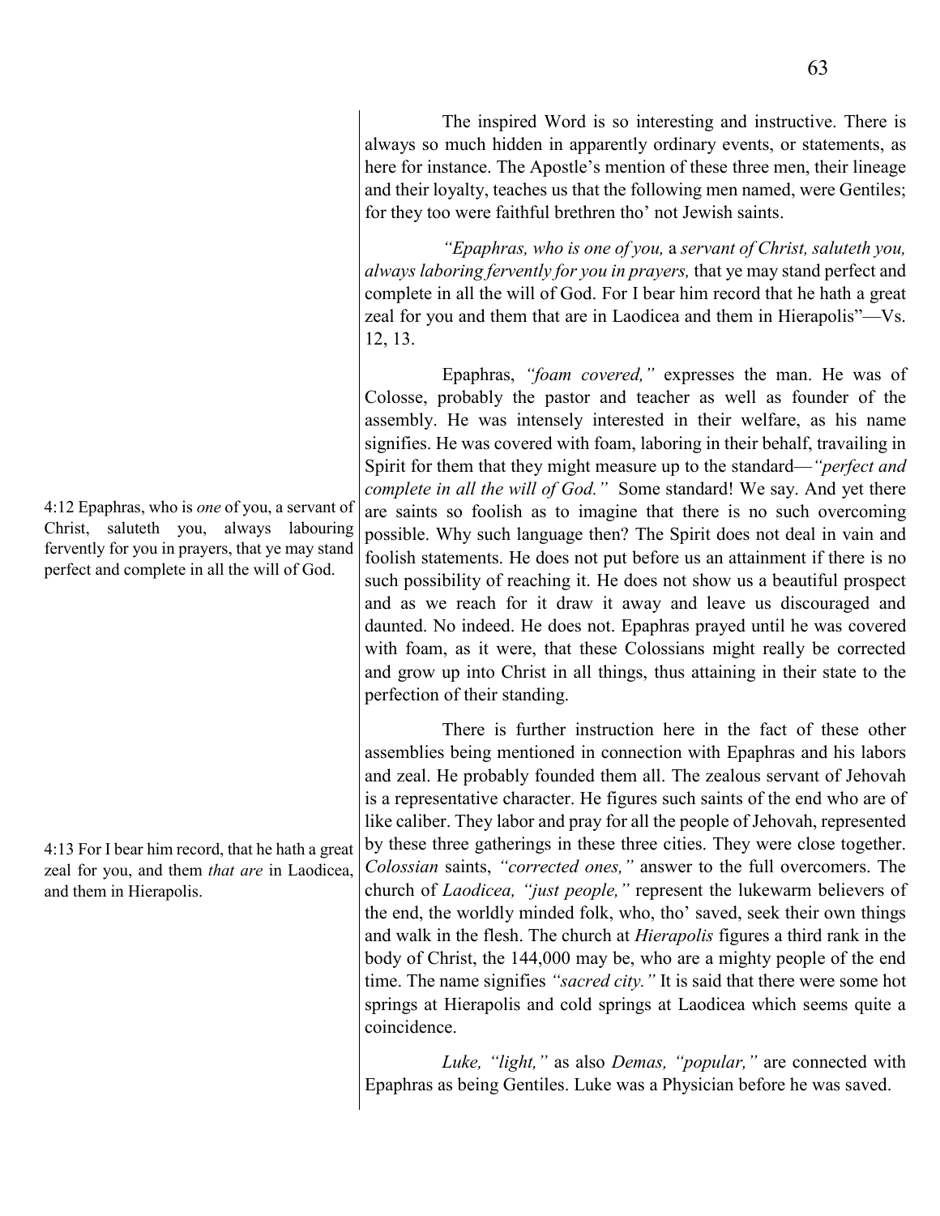The inspired Word is so interesting and instructive. There is always so much hidden in apparently ordinary events, or statements, as here for instance. The Apostle's mention of these three men, their lineage and their loyalty, teaches us that the following men named, were Gentiles; for they too were faithful brethren tho' not Jewish saints.

*"Epaphras, who is one of you,* a *servant of Christ, saluteth you, always laboring fervently for you in prayers,* that ye may stand perfect and complete in all the will of God. For I bear him record that he hath a great zeal for you and them that are in Laodicea and them in Hierapolis"—Vs. 12, 13.

4:12 Epaphras, who is *one* of you, a servant of Christ, saluteth you, always labouring fervently for you in prayers, that ye may stand perfect and complete in all the will of God.

Epaphras, *"foam covered,"* expresses the man. He was of Colosse, probably the pastor and teacher as well as founder of the assembly. He was intensely interested in their welfare, as his name signifies. He was covered with foam, laboring in their behalf, travailing in Spirit for them that they might measure up to the standard—*"perfect and complete in all the will of God."* Some standard! We say. And yet there are saints so foolish as to imagine that there is no such overcoming possible. Why such language then? The Spirit does not deal in vain and foolish statements. He does not put before us an attainment if there is no such possibility of reaching it. He does not show us a beautiful prospect and as we reach for it draw it away and leave us discouraged and daunted. No indeed. He does not. Epaphras prayed until he was covered with foam, as it were, that these Colossians might really be corrected and grow up into Christ in all things, thus attaining in their state to the perfection of their standing.

4:13 For I bear him record, that he hath a great zeal for you, and them *that are* in Laodicea, and them in Hierapolis.

There is further instruction here in the fact of these other assemblies being mentioned in connection with Epaphras and his labors and zeal. He probably founded them all. The zealous servant of Jehovah is a representative character. He figures such saints of the end who are of like caliber. They labor and pray for all the people of Jehovah, represented by these three gatherings in these three cities. They were close together. *Colossian* saints, *"corrected ones,"* answer to the full overcomers. The church of *Laodicea, "just people,"* represent the lukewarm believers of the end, the worldly minded folk, who, tho' saved, seek their own things and walk in the flesh. The church at *Hierapolis* figures a third rank in the body of Christ, the 144,000 may be, who are a mighty people of the end time. The name signifies *"sacred city."* It is said that there were some hot springs at Hierapolis and cold springs at Laodicea which seems quite a coincidence.

*Luke, "light,"* as also *Demas, "popular,"* are connected with Epaphras as being Gentiles. Luke was a Physician before he was saved.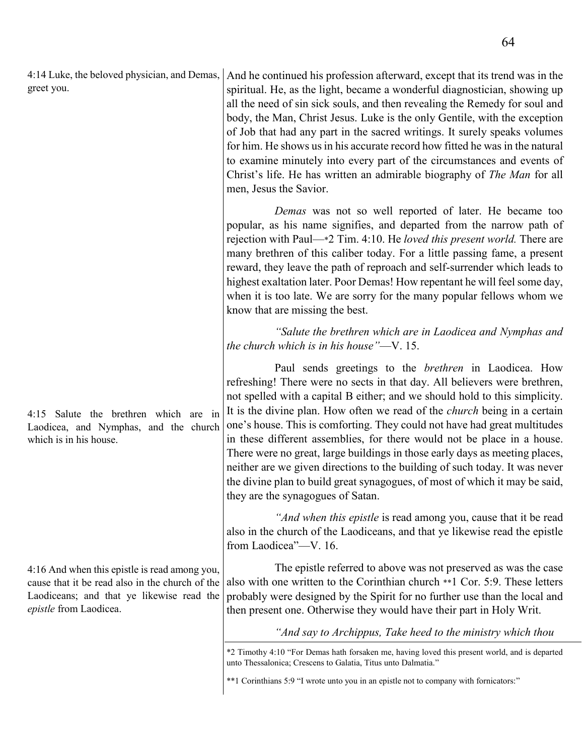4:14 Luke, the beloved physician, and Demas, greet you.

And he continued his profession afterward, except that its trend was in the spiritual. He, as the light, became a wonderful diagnostician, showing up all the need of sin sick souls, and then revealing the Remedy for soul and body, the Man, Christ Jesus. Luke is the only Gentile, with the exception of Job that had any part in the sacred writings. It surely speaks volumes for him. He shows us in his accurate record how fitted he was in the natural to examine minutely into every part of the circumstances and events of Christ's life. He has written an admirable biography of *The Man* for all men, Jesus the Savior.

*Demas* was not so well reported of later. He became too popular, as his name signifies, and departed from the narrow path of rejection with Paul—*2 Tim. 4:10. He *loved this present world.* There are many brethren of this caliber today. For a little passing fame, a present reward, they leave the path of reproach and self-surrender which leads to highest exaltation later. Poor Demas! How repentant he will feel some day, when it is too late. We are sorry for the many popular fellows whom we know that are missing the best.

*"Salute the brethren which are in Laodicea and Nymphas and the church which is in his house"*—V. 15.

4:15 Salute the brethren which are in Laodicea, and Nymphas, and the church which is in his house.

Paul sends greetings to the *brethren* in Laodicea. How refreshing! There were no sects in that day. All believers were brethren, not spelled with a capital B either; and we should hold to this simplicity. It is the divine plan. How often we read of the *church* being in a certain one's house. This is comforting. They could not have had great multitudes in these different assemblies, for there would not be place in a house. There were no great, large buildings in those early days as meeting places, neither are we given directions to the building of such today. It was never the divine plan to build great synagogues, of most of which it may be said, they are the synagogues of Satan.

*"And when this epistle* is read among you, cause that it be read also in the church of the Laodiceans, and that ye likewise read the epistle from Laodicea"—V. 16.

4:16 And when this epistle is read among you, cause that it be read also in the church of the Laodiceans; and that ye likewise read the *epistle* from Laodicea.

The epistle referred to above was not preserved as was the case also with one written to the Corinthian church **1 Cor. 5:9. These letters probably were designed by the Spirit for no further use than the local and then present one. Otherwise they would have their part in Holy Writ.

*"And say to Archippus, Take heed to the ministry which thou*

---

*2 Timothy 4:10 "For Demas hath forsaken me, having loved this present world, and is departed unto Thessalonica; Crescens to Galatia, Titus unto Dalmatia."

**1 Corinthians 5:9 "I wrote unto you in an epistle not to company with fornicators:"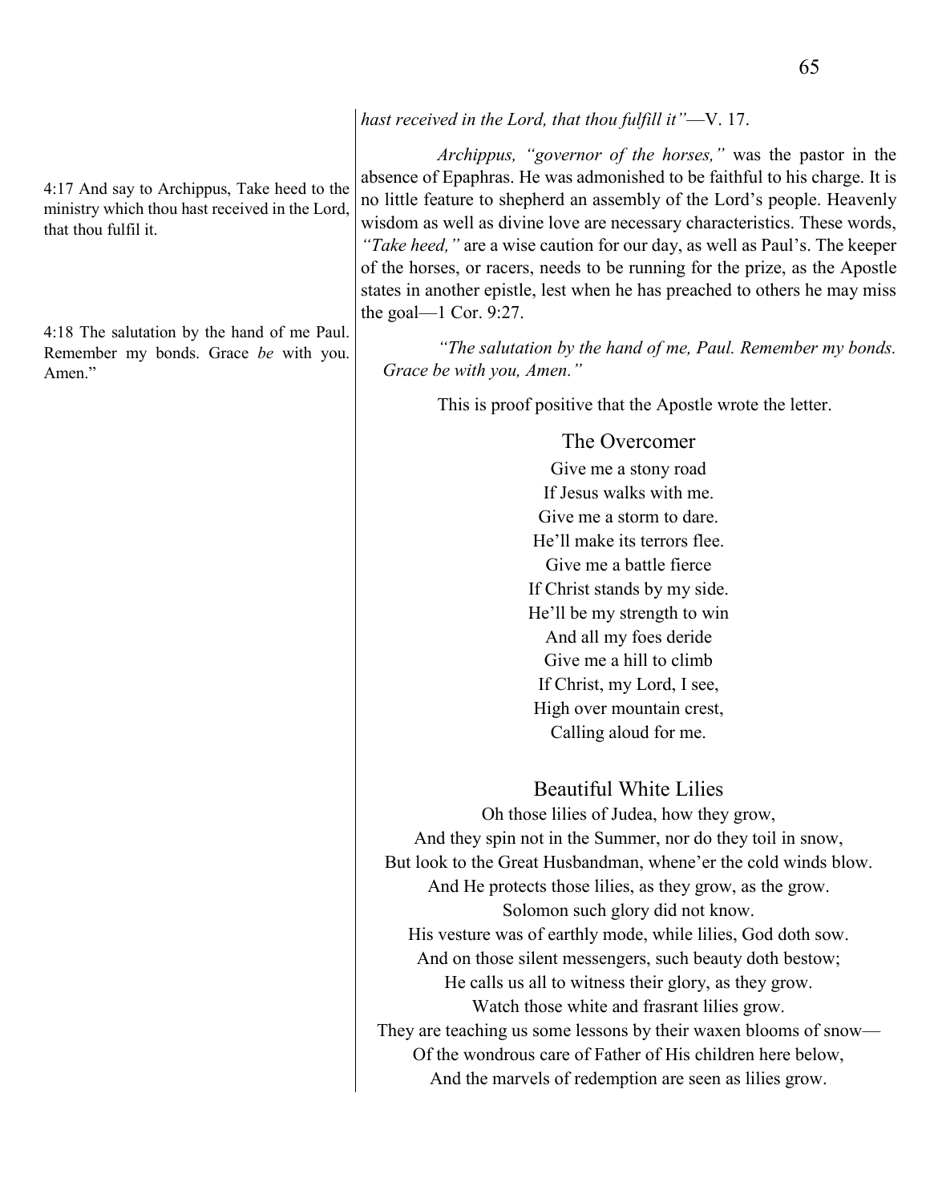*hast received in the Lord, that thou fulfill it"*—V. 17.

4:17 And say to Archippus, Take heed to the ministry which thou hast received in the Lord, that thou fulfil it.

*Archippus, "governor of the horses,"* was the pastor in the absence of Epaphras. He was admonished to be faithful to his charge. It is no little feature to shepherd an assembly of the Lord's people. Heavenly wisdom as well as divine love are necessary characteristics. These words, *"Take heed,"* are a wise caution for our day, as well as Paul's. The keeper of the horses, or racers, needs to be running for the prize, as the Apostle states in another epistle, lest when he has preached to others he may miss the goal—1 Cor. 9:27.

4:18 The salutation by the hand of me Paul. Remember my bonds. Grace *be* with you. Amen."

*"The salutation by the hand of me, Paul. Remember my bonds. Grace be with you, Amen."*

This is proof positive that the Apostle wrote the letter.

## The Overcomer

Give me a stony road
If Jesus walks with me.
Give me a storm to dare.
He'll make its terrors flee.
Give me a battle fierce
If Christ stands by my side.
He'll be my strength to win
And all my foes deride
Give me a hill to climb
If Christ, my Lord, I see,
High over mountain crest,
Calling aloud for me.

## Beautiful White Lilies

Oh those lilies of Judea, how they grow,
And they spin not in the Summer, nor do they toil in snow,
But look to the Great Husbandman, whene'er the cold winds blow.
And He protects those lilies, as they grow, as the grow.
Solomon such glory did not know.
His vesture was of earthly mode, while lilies, God doth sow.
And on those silent messengers, such beauty doth bestow;
He calls us all to witness their glory, as they grow.
Watch those white and frasrant lilies grow.
They are teaching us some lessons by their waxen blooms of snow—
Of the wondrous care of Father of His children here below,
And the marvels of redemption are seen as lilies grow.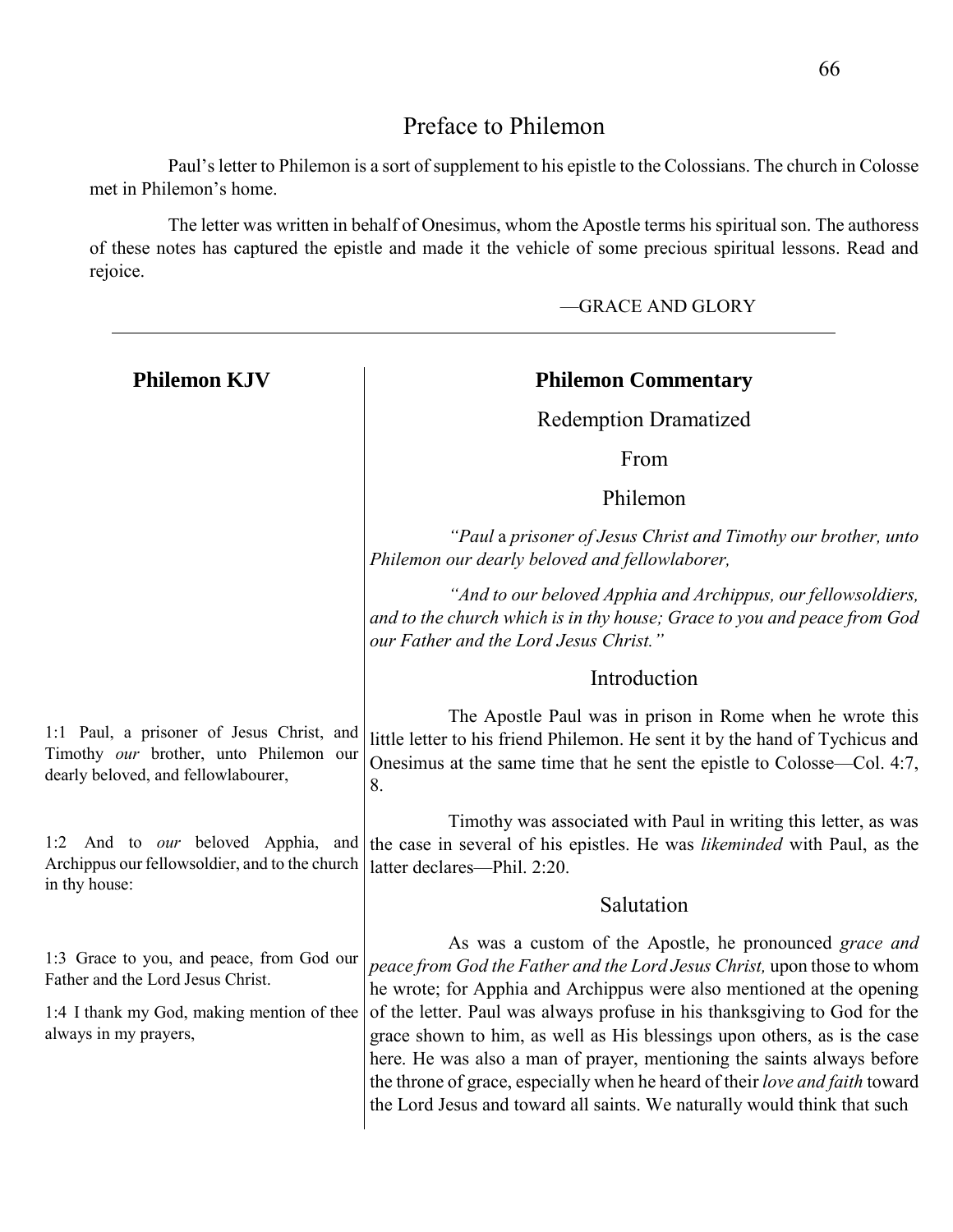# Preface to Philemon

Paul's letter to Philemon is a sort of supplement to his epistle to the Colossians. The church in Colosse met in Philemon's home.

The letter was written in behalf of Onesimus, whom the Apostle terms his spiritual son. The authoress of these notes has captured the epistle and made it the vehicle of some precious spiritual lessons. Read and rejoice.

—GRACE AND GLORY

---

| Philemon KJV | Philemon Commentary |
|---|---|
| | Redemption Dramatized<br>From<br>Philemon |
| | *"Paul* a *prisoner of Jesus Christ and Timothy our brother, unto Philemon our dearly beloved and fellowlaborer,*<br><br>*"And to our beloved Apphia and Archippus, our fellowsoldiers, and to the church which is in thy house; Grace to you and peace from God our Father and the Lord Jesus Christ."* |
| | **Introduction** |
| 1:1 Paul, a prisoner of Jesus Christ, and Timothy *our* brother, unto Philemon our dearly beloved, and fellowlabourer, | The Apostle Paul was in prison in Rome when he wrote this little letter to his friend Philemon. He sent it by the hand of Tychicus and Onesimus at the same time that he sent the epistle to Colosse—Col. 4:7, 8. |
| 1:2 And to *our* beloved Apphia, and Archippus our fellowsoldier, and to the church in thy house: | Timothy was associated with Paul in writing this letter, as was the case in several of his epistles. He was *likeminded* with Paul, as the latter declares—Phil. 2:20. |
| | **Salutation** |
| 1:3 Grace to you, and peace, from God our Father and the Lord Jesus Christ.<br><br>1:4 I thank my God, making mention of thee always in my prayers, | As was a custom of the Apostle, he pronounced *grace and peace from God the Father and the Lord Jesus Christ,* upon those to whom he wrote; for Apphia and Archippus were also mentioned at the opening of the letter. Paul was always profuse in his thanksgiving to God for the grace shown to him, as well as His blessings upon others, as is the case here. He was also a man of prayer, mentioning the saints always before the throne of grace, especially when he heard of their *love and faith* toward the Lord Jesus and toward all saints. We naturally would think that such |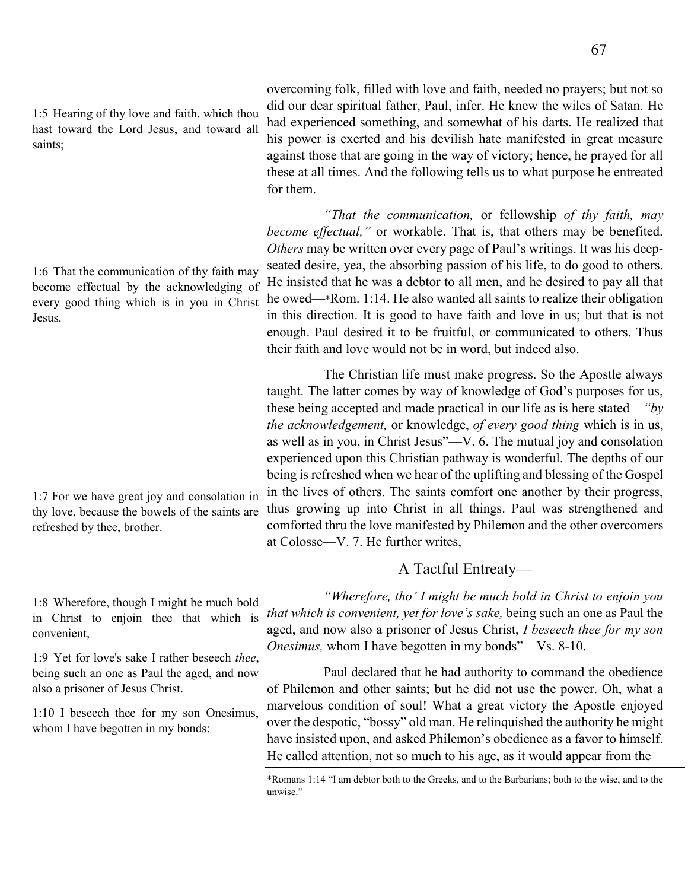1:5 Hearing of thy love and faith, which thou hast toward the Lord Jesus, and toward all saints;

overcoming folk, filled with love and faith, needed no prayers; but not so did our dear spiritual father, Paul, infer. He knew the wiles of Satan. He had experienced something, and somewhat of his darts. He realized that his power is exerted and his devilish hate manifested in great measure against those that are going in the way of victory; hence, he prayed for all these at all times. And the following tells us to what purpose he entreated for them.

1:6 That the communication of thy faith may become effectual by the acknowledging of every good thing which is in you in Christ Jesus.

*"That the communication,* or fellowship *of thy faith, may become effectual,"* or workable. That is, that others may be benefited. *Others* may be written over every page of Paul's writings. It was his deep-seated desire, yea, the absorbing passion of his life, to do good to others. He insisted that he was a debtor to all men, and he desired to pay all that he owed—*Rom. 1:14. He also wanted all saints to realize their obligation in this direction. It is good to have faith and love in us; but that is not enough. Paul desired it to be fruitful, or communicated to others. Thus their faith and love would not be in word, but indeed also.

1:7 For we have great joy and consolation in thy love, because the bowels of the saints are refreshed by thee, brother.

The Christian life must make progress. So the Apostle always taught. The latter comes by way of knowledge of God's purposes for us, these being accepted and made practical in our life as is here stated—*"by the acknowledgement,* or knowledge, *of every good thing* which is in us, as well as in you, in Christ Jesus"—V. 6. The mutual joy and consolation experienced upon this Christian pathway is wonderful. The depths of our being is refreshed when we hear of the uplifting and blessing of the Gospel in the lives of others. The saints comfort one another by their progress, thus growing up into Christ in all things. Paul was strengthened and comforted thru the love manifested by Philemon and the other overcomers at Colosse—V. 7. He further writes,

## A Tactful Entreaty—

1:8 Wherefore, though I might be much bold in Christ to enjoin thee that which is convenient,

1:9 Yet for love's sake I rather beseech *thee*, being such an one as Paul the aged, and now also a prisoner of Jesus Christ.

1:10 I beseech thee for my son Onesimus, whom I have begotten in my bonds:

*"Wherefore, tho' I might be much bold in Christ to enjoin you that which is convenient, yet for love's sake,* being such an one as Paul the aged, and now also a prisoner of Jesus Christ, *I beseech thee for my son Onesimus,* whom I have begotten in my bonds"—Vs. 8-10.

Paul declared that he had authority to command the obedience of Philemon and other saints; but he did not use the power. Oh, what a marvelous condition of soul! What a great victory the Apostle enjoyed over the despotic, "bossy" old man. He relinquished the authority he might have insisted upon, and asked Philemon's obedience as a favor to himself. He called attention, not so much to his age, as it would appear from the

*Romans 1:14 "I am debtor both to the Greeks, and to the Barbarians; both to the wise, and to the unwise."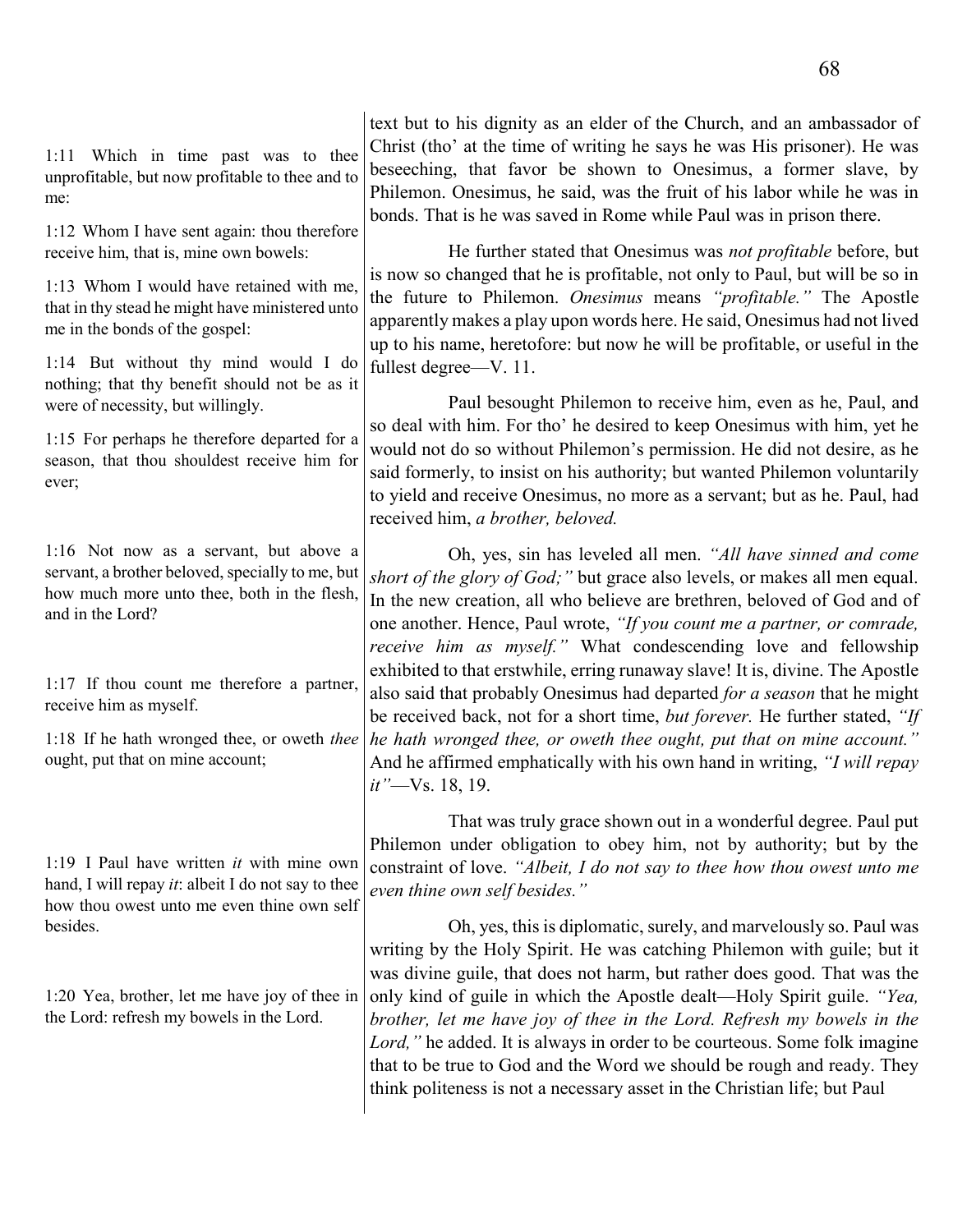1:11 Which in time past was to thee unprofitable, but now profitable to thee and to me:

1:12 Whom I have sent again: thou therefore receive him, that is, mine own bowels:

1:13 Whom I would have retained with me, that in thy stead he might have ministered unto me in the bonds of the gospel:

1:14 But without thy mind would I do nothing; that thy benefit should not be as it were of necessity, but willingly.

1:15 For perhaps he therefore departed for a season, that thou shouldest receive him for ever;

1:16 Not now as a servant, but above a servant, a brother beloved, specially to me, but how much more unto thee, both in the flesh, and in the Lord?

1:17 If thou count me therefore a partner, receive him as myself.

1:18 If he hath wronged thee, or oweth *thee* ought, put that on mine account;

1:19 I Paul have written *it* with mine own hand, I will repay *it*: albeit I do not say to thee how thou owest unto me even thine own self besides.

1:20 Yea, brother, let me have joy of thee in the Lord: refresh my bowels in the Lord.

text but to his dignity as an elder of the Church, and an ambassador of Christ (tho' at the time of writing he says he was His prisoner). He was beseeching, that favor be shown to Onesimus, a former slave, by Philemon. Onesimus, he said, was the fruit of his labor while he was in bonds. That is he was saved in Rome while Paul was in prison there.

He further stated that Onesimus was *not profitable* before, but is now so changed that he is profitable, not only to Paul, but will be so in the future to Philemon. *Onesimus* means *"profitable."* The Apostle apparently makes a play upon words here. He said, Onesimus had not lived up to his name, heretofore: but now he will be profitable, or useful in the fullest degree—V. 11.

Paul besought Philemon to receive him, even as he, Paul, and so deal with him. For tho' he desired to keep Onesimus with him, yet he would not do so without Philemon's permission. He did not desire, as he said formerly, to insist on his authority; but wanted Philemon voluntarily to yield and receive Onesimus, no more as a servant; but as he. Paul, had received him, *a brother, beloved.*

Oh, yes, sin has leveled all men. *"All have sinned and come short of the glory of God;"* but grace also levels, or makes all men equal. In the new creation, all who believe are brethren, beloved of God and of one another. Hence, Paul wrote, *"If you count me a partner, or comrade, receive him as myself."* What condescending love and fellowship exhibited to that erstwhile, erring runaway slave! It is, divine. The Apostle also said that probably Onesimus had departed *for a season* that he might be received back, not for a short time, *but forever.* He further stated, *"If he hath wronged thee, or oweth thee ought, put that on mine account."* And he affirmed emphatically with his own hand in writing, *"I will repay it"*—Vs. 18, 19.

That was truly grace shown out in a wonderful degree. Paul put Philemon under obligation to obey him, not by authority; but by the constraint of love. *"Albeit, I do not say to thee how thou owest unto me even thine own self besides."*

Oh, yes, this is diplomatic, surely, and marvelously so. Paul was writing by the Holy Spirit. He was catching Philemon with guile; but it was divine guile, that does not harm, but rather does good. That was the only kind of guile in which the Apostle dealt—Holy Spirit guile. *"Yea, brother, let me have joy of thee in the Lord. Refresh my bowels in the Lord,"* he added. It is always in order to be courteous. Some folk imagine that to be true to God and the Word we should be rough and ready. They think politeness is not a necessary asset in the Christian life; but Paul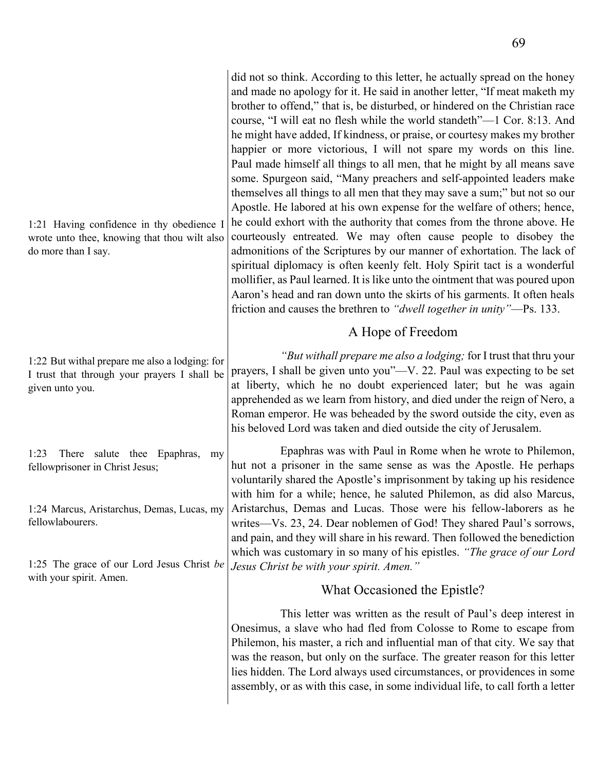did not so think. According to this letter, he actually spread on the honey and made no apology for it. He said in another letter, "If meat maketh my brother to offend," that is, be disturbed, or hindered on the Christian race course, "I will eat no flesh while the world standeth"—1 Cor. 8:13. And he might have added, If kindness, or praise, or courtesy makes my brother happier or more victorious, I will not spare my words on this line. Paul made himself all things to all men, that he might by all means save some. Spurgeon said, "Many preachers and self-appointed leaders make themselves all things to all men that they may save a sum;" but not so our Apostle. He labored at his own expense for the welfare of others; hence, he could exhort with the authority that comes from the throne above. He courteously entreated. We may often cause people to disobey the admonitions of the Scriptures by our manner of exhortation. The lack of spiritual diplomacy is often keenly felt. Holy Spirit tact is a wonderful mollifier, as Paul learned. It is like unto the ointment that was poured upon Aaron's head and ran down unto the skirts of his garments. It often heals friction and causes the brethren to *"dwell together in unity"*—Ps. 133.

> 1:21 Having confidence in thy obedience I wrote unto thee, knowing that thou wilt also do more than I say.

## A Hope of Freedom

> 1:22 But withal prepare me also a lodging: for I trust that through your prayers I shall be given unto you.

*"But withall prepare me also a lodging;* for I trust that thru your prayers, I shall be given unto you"—V. 22. Paul was expecting to be set at liberty, which he no doubt experienced later; but he was again apprehended as we learn from history, and died under the reign of Nero, a Roman emperor. He was beheaded by the sword outside the city, even as his beloved Lord was taken and died outside the city of Jerusalem.

> 1:23 There salute thee Epaphras, my fellowprisoner in Christ Jesus;
>
> 1:24 Marcus, Aristarchus, Demas, Lucas, my fellowlabourers.
>
> 1:25 The grace of our Lord Jesus Christ *be* with your spirit. Amen.

Epaphras was with Paul in Rome when he wrote to Philemon, hut not a prisoner in the same sense as was the Apostle. He perhaps voluntarily shared the Apostle's imprisonment by taking up his residence with him for a while; hence, he saluted Philemon, as did also Marcus, Aristarchus, Demas and Lucas. Those were his fellow-laborers as he writes—Vs. 23, 24. Dear noblemen of God! They shared Paul's sorrows, and pain, and they will share in his reward. Then followed the benediction which was customary in so many of his epistles. *"The grace of our Lord Jesus Christ be with your spirit. Amen."*

## What Occasioned the Epistle?

This letter was written as the result of Paul's deep interest in Onesimus, a slave who had fled from Colosse to Rome to escape from Philemon, his master, a rich and influential man of that city. We say that was the reason, but only on the surface. The greater reason for this letter lies hidden. The Lord always used circumstances, or providences in some assembly, or as with this case, in some individual life, to call forth a letter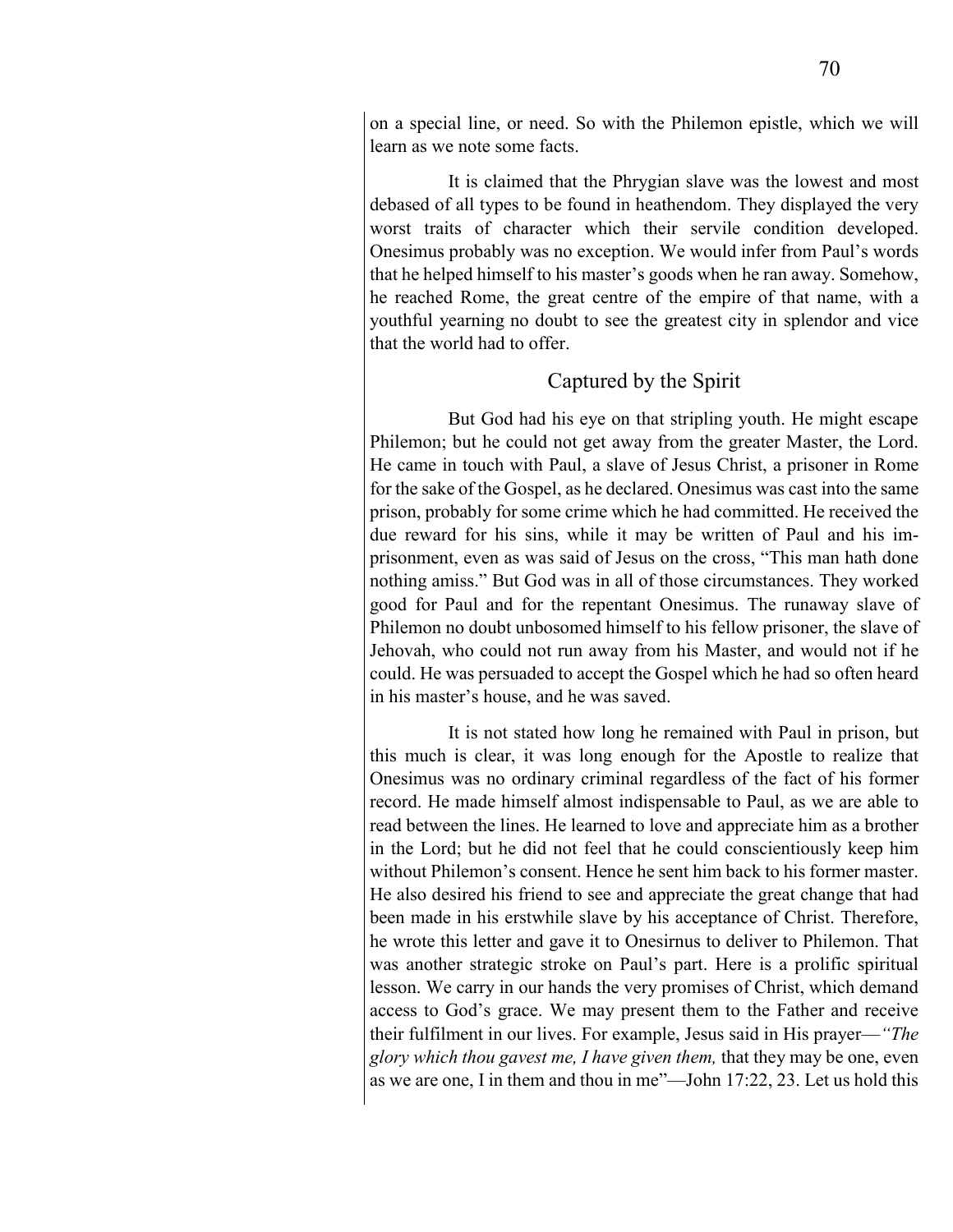on a special line, or need. So with the Philemon epistle, which we will learn as we note some facts.

It is claimed that the Phrygian slave was the lowest and most debased of all types to be found in heathendom. They displayed the very worst traits of character which their servile condition developed. Onesimus probably was no exception. We would infer from Paul's words that he helped himself to his master's goods when he ran away. Somehow, he reached Rome, the great centre of the empire of that name, with a youthful yearning no doubt to see the greatest city in splendor and vice that the world had to offer.

## Captured by the Spirit

But God had his eye on that stripling youth. He might escape Philemon; but he could not get away from the greater Master, the Lord. He came in touch with Paul, a slave of Jesus Christ, a prisoner in Rome for the sake of the Gospel, as he declared. Onesimus was cast into the same prison, probably for some crime which he had committed. He received the due reward for his sins, while it may be written of Paul and his imprisonment, even as was said of Jesus on the cross, "This man hath done nothing amiss." But God was in all of those circumstances. They worked good for Paul and for the repentant Onesimus. The runaway slave of Philemon no doubt unbosomed himself to his fellow prisoner, the slave of Jehovah, who could not run away from his Master, and would not if he could. He was persuaded to accept the Gospel which he had so often heard in his master's house, and he was saved.

It is not stated how long he remained with Paul in prison, but this much is clear, it was long enough for the Apostle to realize that Onesimus was no ordinary criminal regardless of the fact of his former record. He made himself almost indispensable to Paul, as we are able to read between the lines. He learned to love and appreciate him as a brother in the Lord; but he did not feel that he could conscientiously keep him without Philemon's consent. Hence he sent him back to his former master. He also desired his friend to see and appreciate the great change that had been made in his erstwhile slave by his acceptance of Christ. Therefore, he wrote this letter and gave it to Onesirnus to deliver to Philemon. That was another strategic stroke on Paul's part. Here is a prolific spiritual lesson. We carry in our hands the very promises of Christ, which demand access to God's grace. We may present them to the Father and receive their fulfilment in our lives. For example, Jesus said in His prayer—*"The glory which thou gavest me, I have given them,* that they may be one, even as we are one, I in them and thou in me"—John 17:22, 23. Let us hold this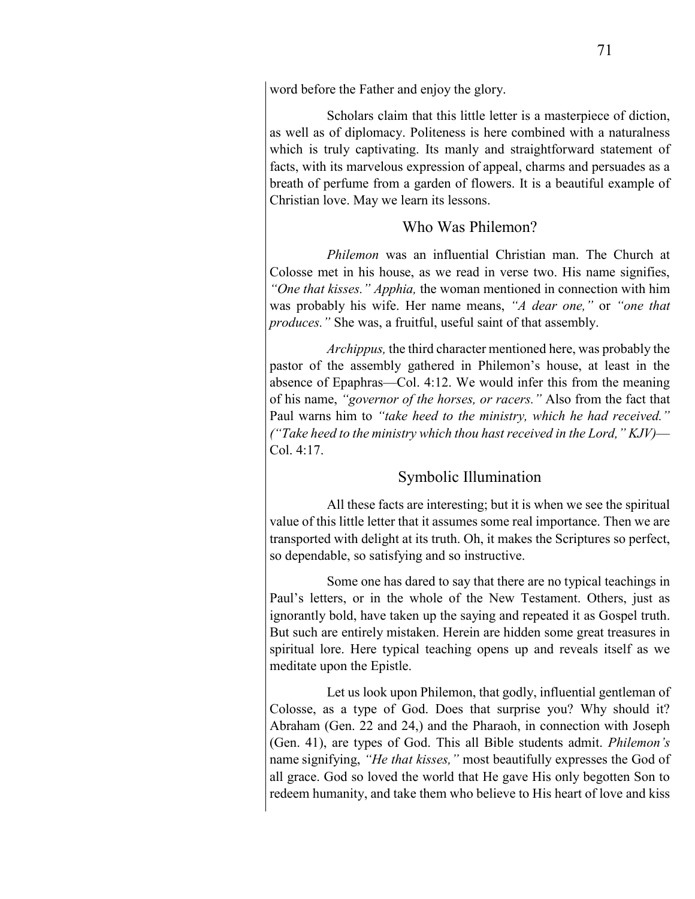word before the Father and enjoy the glory.

Scholars claim that this little letter is a masterpiece of diction, as well as of diplomacy. Politeness is here combined with a naturalness which is truly captivating. Its manly and straightforward statement of facts, with its marvelous expression of appeal, charms and persuades as a breath of perfume from a garden of flowers. It is a beautiful example of Christian love. May we learn its lessons.

## Who Was Philemon?

*Philemon* was an influential Christian man. The Church at Colosse met in his house, as we read in verse two. His name signifies, *"One that kisses." Apphia,* the woman mentioned in connection with him was probably his wife. Her name means, *"A dear one,"* or *"one that produces."* She was, a fruitful, useful saint of that assembly.

*Archippus,* the third character mentioned here, was probably the pastor of the assembly gathered in Philemon's house, at least in the absence of Epaphras—Col. 4:12. We would infer this from the meaning of his name, *"governor of the horses, or racers."* Also from the fact that Paul warns him to *"take heed to the ministry, which he had received." ("Take heed to the ministry which thou hast received in the Lord," KJV)*—Col. 4:17.

## Symbolic Illumination

All these facts are interesting; but it is when we see the spiritual value of this little letter that it assumes some real importance. Then we are transported with delight at its truth. Oh, it makes the Scriptures so perfect, so dependable, so satisfying and so instructive.

Some one has dared to say that there are no typical teachings in Paul's letters, or in the whole of the New Testament. Others, just as ignorantly bold, have taken up the saying and repeated it as Gospel truth. But such are entirely mistaken. Herein are hidden some great treasures in spiritual lore. Here typical teaching opens up and reveals itself as we meditate upon the Epistle.

Let us look upon Philemon, that godly, influential gentleman of Colosse, as a type of God. Does that surprise you? Why should it? Abraham (Gen. 22 and 24,) and the Pharaoh, in connection with Joseph (Gen. 41), are types of God. This all Bible students admit. *Philemon's* name signifying, *"He that kisses,"* most beautifully expresses the God of all grace. God so loved the world that He gave His only begotten Son to redeem humanity, and take them who believe to His heart of love and kiss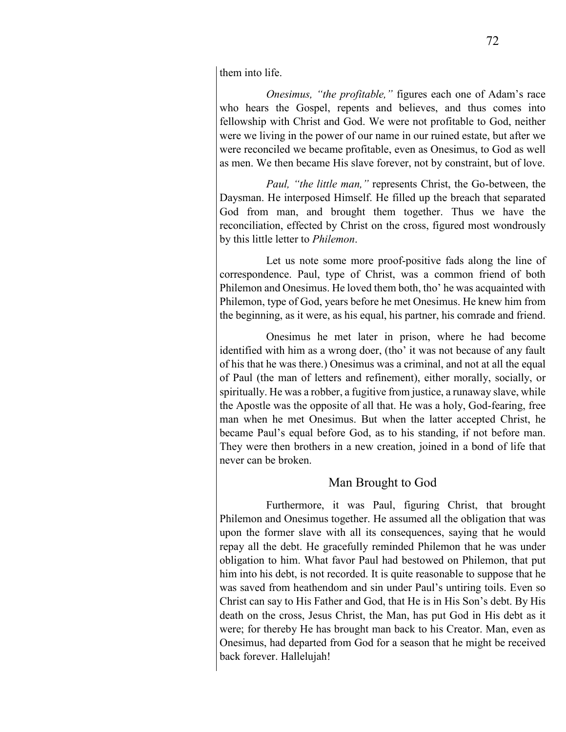them into life.

*Onesimus, "the profitable,"* figures each one of Adam's race who hears the Gospel, repents and believes, and thus comes into fellowship with Christ and God. We were not profitable to God, neither were we living in the power of our name in our ruined estate, but after we were reconciled we became profitable, even as Onesimus, to God as well as men. We then became His slave forever, not by constraint, but of love.

*Paul, "the little man,"* represents Christ, the Go-between, the Daysman. He interposed Himself. He filled up the breach that separated God from man, and brought them together. Thus we have the reconciliation, effected by Christ on the cross, figured most wondrously by this little letter to *Philemon*.

Let us note some more proof-positive fads along the line of correspondence. Paul, type of Christ, was a common friend of both Philemon and Onesimus. He loved them both, tho' he was acquainted with Philemon, type of God, years before he met Onesimus. He knew him from the beginning, as it were, as his equal, his partner, his comrade and friend.

Onesimus he met later in prison, where he had become identified with him as a wrong doer, (tho' it was not because of any fault of his that he was there.) Onesimus was a criminal, and not at all the equal of Paul (the man of letters and refinement), either morally, socially, or spiritually. He was a robber, a fugitive from justice, a runaway slave, while the Apostle was the opposite of all that. He was a holy, God-fearing, free man when he met Onesimus. But when the latter accepted Christ, he became Paul's equal before God, as to his standing, if not before man. They were then brothers in a new creation, joined in a bond of life that never can be broken.

## Man Brought to God

Furthermore, it was Paul, figuring Christ, that brought Philemon and Onesimus together. He assumed all the obligation that was upon the former slave with all its consequences, saying that he would repay all the debt. He gracefully reminded Philemon that he was under obligation to him. What favor Paul had bestowed on Philemon, that put him into his debt, is not recorded. It is quite reasonable to suppose that he was saved from heathendom and sin under Paul's untiring toils. Even so Christ can say to His Father and God, that He is in His Son's debt. By His death on the cross, Jesus Christ, the Man, has put God in His debt as it were; for thereby He has brought man back to his Creator. Man, even as Onesimus, had departed from God for a season that he might be received back forever. Hallelujah!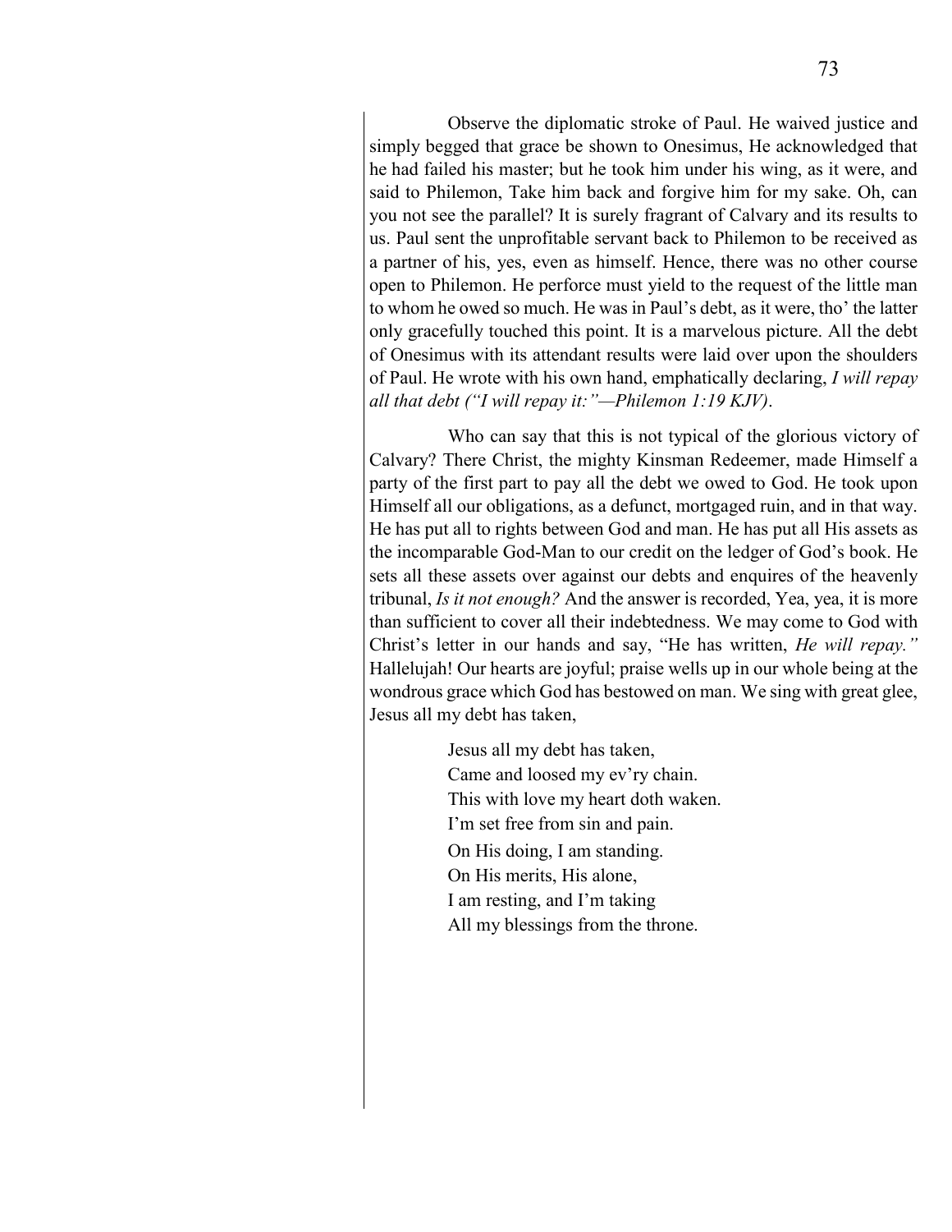Observe the diplomatic stroke of Paul. He waived justice and simply begged that grace be shown to Onesimus, He acknowledged that he had failed his master; but he took him under his wing, as it were, and said to Philemon, Take him back and forgive him for my sake. Oh, can you not see the parallel? It is surely fragrant of Calvary and its results to us. Paul sent the unprofitable servant back to Philemon to be received as a partner of his, yes, even as himself. Hence, there was no other course open to Philemon. He perforce must yield to the request of the little man to whom he owed so much. He was in Paul's debt, as it were, tho' the latter only gracefully touched this point. It is a marvelous picture. All the debt of Onesimus with its attendant results were laid over upon the shoulders of Paul. He wrote with his own hand, emphatically declaring, *I will repay all that debt ("I will repay it:"—Philemon 1:19 KJV)*.

Who can say that this is not typical of the glorious victory of Calvary? There Christ, the mighty Kinsman Redeemer, made Himself a party of the first part to pay all the debt we owed to God. He took upon Himself all our obligations, as a defunct, mortgaged ruin, and in that way. He has put all to rights between God and man. He has put all His assets as the incomparable God-Man to our credit on the ledger of God's book. He sets all these assets over against our debts and enquires of the heavenly tribunal, *Is it not enough?* And the answer is recorded, Yea, yea, it is more than sufficient to cover all their indebtedness. We may come to God with Christ's letter in our hands and say, "He has written, *He will repay."* Hallelujah! Our hearts are joyful; praise wells up in our whole being at the wondrous grace which God has bestowed on man. We sing with great glee, Jesus all my debt has taken,

> Jesus all my debt has taken,  
> Came and loosed my ev'ry chain.  
> This with love my heart doth waken.  
> I'm set free from sin and pain.  
> On His doing, I am standing.  
> On His merits, His alone,  
> I am resting, and I'm taking  
> All my blessings from the throne.